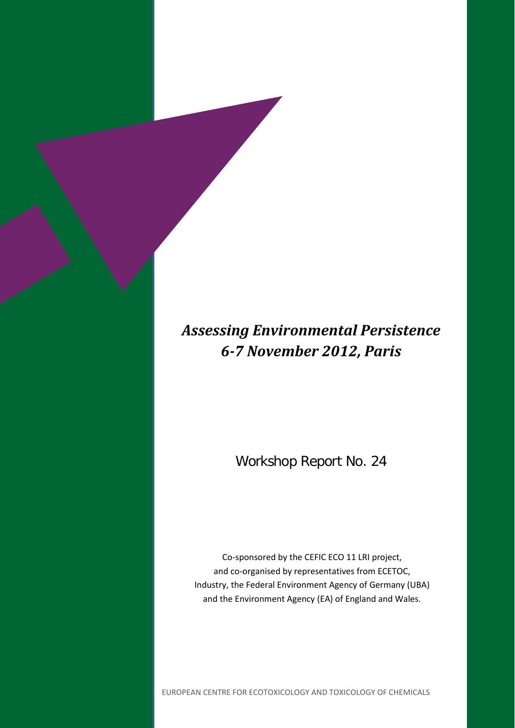# *Assessing Environmental Persistence*
# *6-7 November 2012, Paris*

Workshop Report No. 24

Co-sponsored by the CEFIC ECO 11 LRI project,
and co-organised by representatives from ECETOC,
Industry, the Federal Environment Agency of Germany (UBA)
and the Environment Agency (EA) of England and Wales.

EUROPEAN CENTRE FOR ECOTOXICOLOGY AND TOXICOLOGY OF CHEMICALS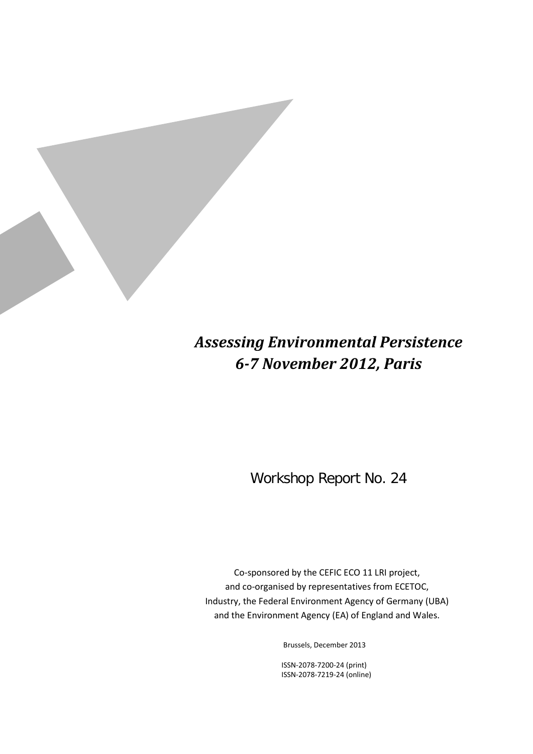# *Assessing Environmental Persistence*
# *6-7 November 2012, Paris*

Workshop Report No. 24

Co-sponsored by the CEFIC ECO 11 LRI project,
and co-organised by representatives from ECETOC,
Industry, the Federal Environment Agency of Germany (UBA)
and the Environment Agency (EA) of England and Wales.

Brussels, December 2013

ISSN-2078-7200-24 (print)
ISSN-2078-7219-24 (online)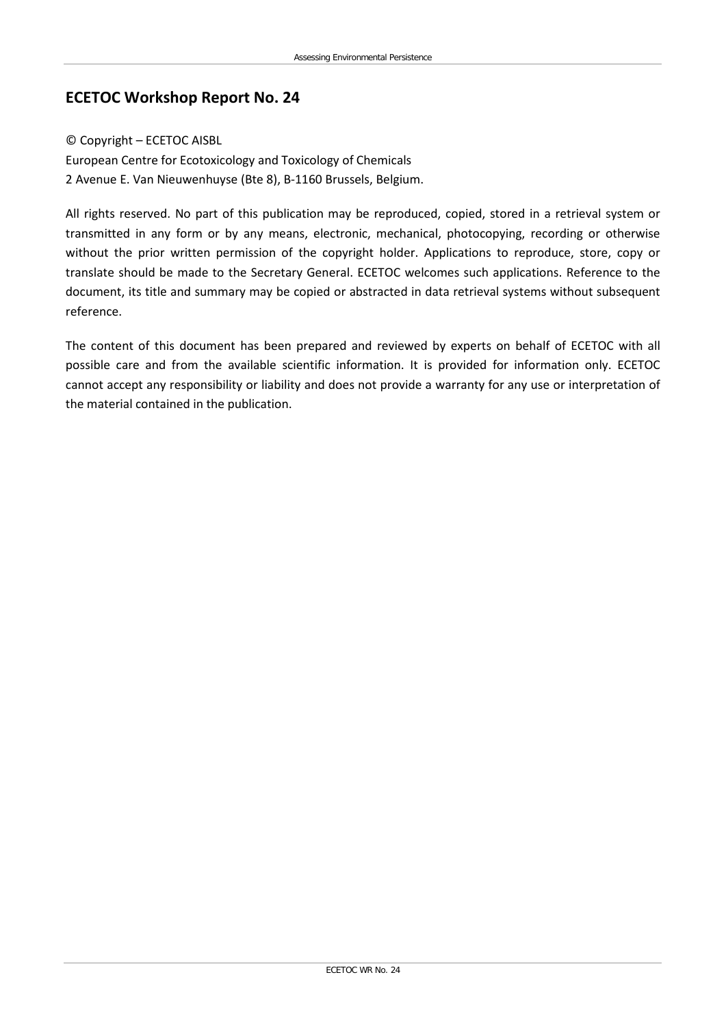## ECETOC Workshop Report No. 24

© Copyright – ECETOC AISBL
European Centre for Ecotoxicology and Toxicology of Chemicals
2 Avenue E. Van Nieuwenhuyse (Bte 8), B-1160 Brussels, Belgium.

All rights reserved. No part of this publication may be reproduced, copied, stored in a retrieval system or transmitted in any form or by any means, electronic, mechanical, photocopying, recording or otherwise without the prior written permission of the copyright holder. Applications to reproduce, store, copy or translate should be made to the Secretary General. ECETOC welcomes such applications. Reference to the document, its title and summary may be copied or abstracted in data retrieval systems without subsequent reference.

The content of this document has been prepared and reviewed by experts on behalf of ECETOC with all possible care and from the available scientific information. It is provided for information only. ECETOC cannot accept any responsibility or liability and does not provide a warranty for any use or interpretation of the material contained in the publication.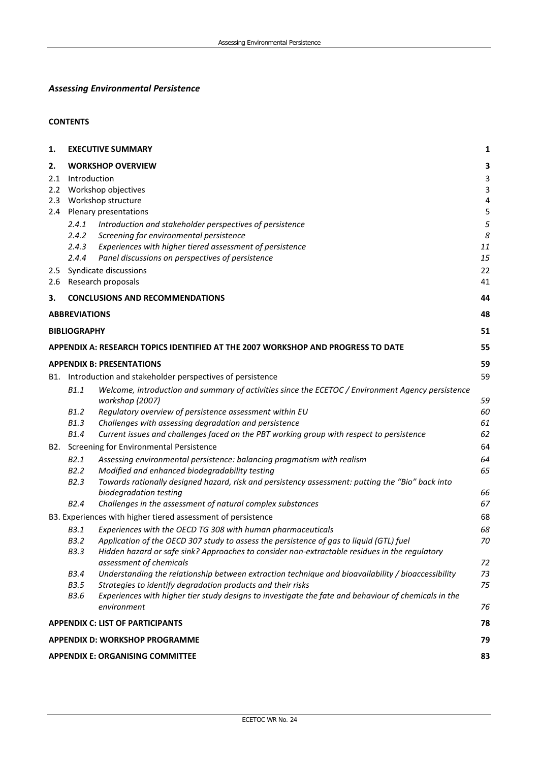## *Assessing Environmental Persistence*

**CONTENTS**

| | | |
|---|---|---|
| **1.** | **EXECUTIVE SUMMARY** | **1** |
| **2.** | **WORKSHOP OVERVIEW** | **3** |
| 2.1 | Introduction | 3 |
| 2.2 | Workshop objectives | 3 |
| 2.3 | Workshop structure | 4 |
| 2.4 | Plenary presentations | 5 |
| *2.4.1* | *Introduction and stakeholder perspectives of persistence* | *5* |
| *2.4.2* | *Screening for environmental persistence* | *8* |
| *2.4.3* | *Experiences with higher tiered assessment of persistence* | *11* |
| *2.4.4* | *Panel discussions on perspectives of persistence* | *15* |
| 2.5 | Syndicate discussions | 22 |
| 2.6 | Research proposals | 41 |
| **3.** | **CONCLUSIONS AND RECOMMENDATIONS** | **44** |
| | **ABBREVIATIONS** | **48** |
| | **BIBLIOGRAPHY** | **51** |
| | **APPENDIX A: RESEARCH TOPICS IDENTIFIED AT THE 2007 WORKSHOP AND PROGRESS TO DATE** | **55** |
| | **APPENDIX B: PRESENTATIONS** | **59** |
| B1. | Introduction and stakeholder perspectives of persistence | 59 |
| *B1.1* | *Welcome, introduction and summary of activities since the ECETOC / Environment Agency persistence workshop (2007)* | *59* |
| *B1.2* | *Regulatory overview of persistence assessment within EU* | *60* |
| *B1.3* | *Challenges with assessing degradation and persistence* | *61* |
| *B1.4* | *Current issues and challenges faced on the PBT working group with respect to persistence* | *62* |
| B2. | Screening for Environmental Persistence | 64 |
| *B2.1* | *Assessing environmental persistence: balancing pragmatism with realism* | *64* |
| *B2.2* | *Modified and enhanced biodegradability testing* | *65* |
| *B2.3* | *Towards rationally designed hazard, risk and persistence assessment: putting the "Bio" back into biodegradation testing* | *66* |
| *B2.4* | *Challenges in the assessment of natural complex substances* | *67* |
| B3. | Experiences with higher tiered assessment of persistence | 68 |
| *B3.1* | *Experiences with the OECD TG 308 with human pharmaceuticals* | *68* |
| *B3.2* | *Application of the OECD 307 study to assess the persistence of gas to liquid (GTL) fuel* | *70* |
| *B3.3* | *Hidden hazard or safe sink? Approaches to consider non-extractable residues in the regulatory assessment of chemicals* | *72* |
| *B3.4* | *Understanding the relationship between extraction technique and bioavailability / bioaccessibility* | *73* |
| *B3.5* | *Strategies to identify degradation products and their risks* | *75* |
| *B3.6* | *Experiences with higher tier study designs to investigate the fate and behaviour of chemicals in the environment* | *76* |
| | **APPENDIX C: LIST OF PARTICIPANTS** | **78** |
| | **APPENDIX D: WORKSHOP PROGRAMME** | **79** |
| | **APPENDIX E: ORGANISING COMMITTEE** | **83** |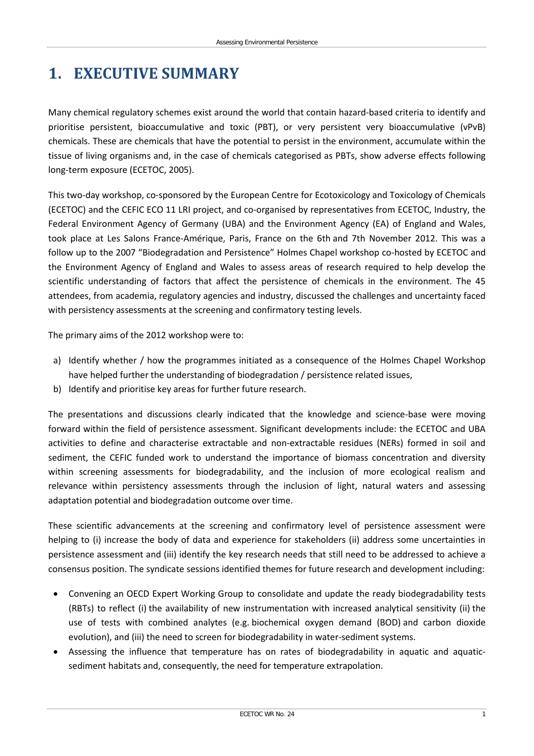# 1. EXECUTIVE SUMMARY

Many chemical regulatory schemes exist around the world that contain hazard-based criteria to identify and prioritise persistent, bioaccumulative and toxic (PBT), or very persistent very bioaccumulative (vPvB) chemicals. These are chemicals that have the potential to persist in the environment, accumulate within the tissue of living organisms and, in the case of chemicals categorised as PBTs, show adverse effects following long-term exposure (ECETOC, 2005).

This two-day workshop, co-sponsored by the European Centre for Ecotoxicology and Toxicology of Chemicals (ECETOC) and the CEFIC ECO 11 LRI project, and co-organised by representatives from ECETOC, Industry, the Federal Environment Agency of Germany (UBA) and the Environment Agency (EA) of England and Wales, took place at Les Salons France-Amérique, Paris, France on the 6th and 7th November 2012. This was a follow up to the 2007 "Biodegradation and Persistence" Holmes Chapel workshop co-hosted by ECETOC and the Environment Agency of England and Wales to assess areas of research required to help develop the scientific understanding of factors that affect the persistence of chemicals in the environment. The 45 attendees, from academia, regulatory agencies and industry, discussed the challenges and uncertainty faced with persistency assessments at the screening and confirmatory testing levels.

The primary aims of the 2012 workshop were to:

a) Identify whether / how the programmes initiated as a consequence of the Holmes Chapel Workshop have helped further the understanding of biodegradation / persistence related issues,
b) Identify and prioritise key areas for further future research.

The presentations and discussions clearly indicated that the knowledge and science-base were moving forward within the field of persistence assessment. Significant developments include: the ECETOC and UBA activities to define and characterise extractable and non-extractable residues (NERs) formed in soil and sediment, the CEFIC funded work to understand the importance of biomass concentration and diversity within screening assessments for biodegradability, and the inclusion of more ecological realism and relevance within persistency assessments through the inclusion of light, natural waters and assessing adaptation potential and biodegradation outcome over time.

These scientific advancements at the screening and confirmatory level of persistence assessment were helping to (i) increase the body of data and experience for stakeholders (ii) address some uncertainties in persistence assessment and (iii) identify the key research needs that still need to be addressed to achieve a consensus position. The syndicate sessions identified themes for future research and development including:

- Convening an OECD Expert Working Group to consolidate and update the ready biodegradability tests (RBTs) to reflect (i) the availability of new instrumentation with increased analytical sensitivity (ii) the use of tests with combined analytes (e.g. biochemical oxygen demand (BOD) and carbon dioxide evolution), and (iii) the need to screen for biodegradability in water-sediment systems.
- Assessing the influence that temperature has on rates of biodegradability in aquatic and aquatic-sediment habitats and, consequently, the need for temperature extrapolation.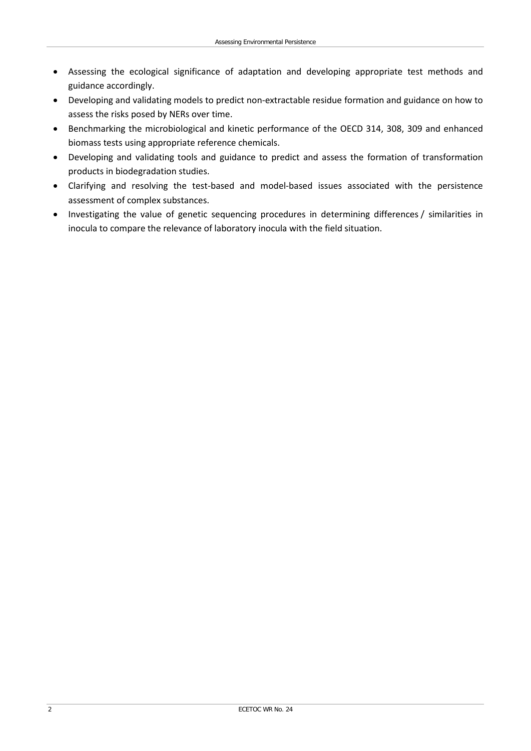- Assessing the ecological significance of adaptation and developing appropriate test methods and guidance accordingly.
- Developing and validating models to predict non-extractable residue formation and guidance on how to assess the risks posed by NERs over time.
- Benchmarking the microbiological and kinetic performance of the OECD 314, 308, 309 and enhanced biomass tests using appropriate reference chemicals.
- Developing and validating tools and guidance to predict and assess the formation of transformation products in biodegradation studies.
- Clarifying and resolving the test-based and model-based issues associated with the persistence assessment of complex substances.
- Investigating the value of genetic sequencing procedures in determining differences / similarities in inocula to compare the relevance of laboratory inocula with the field situation.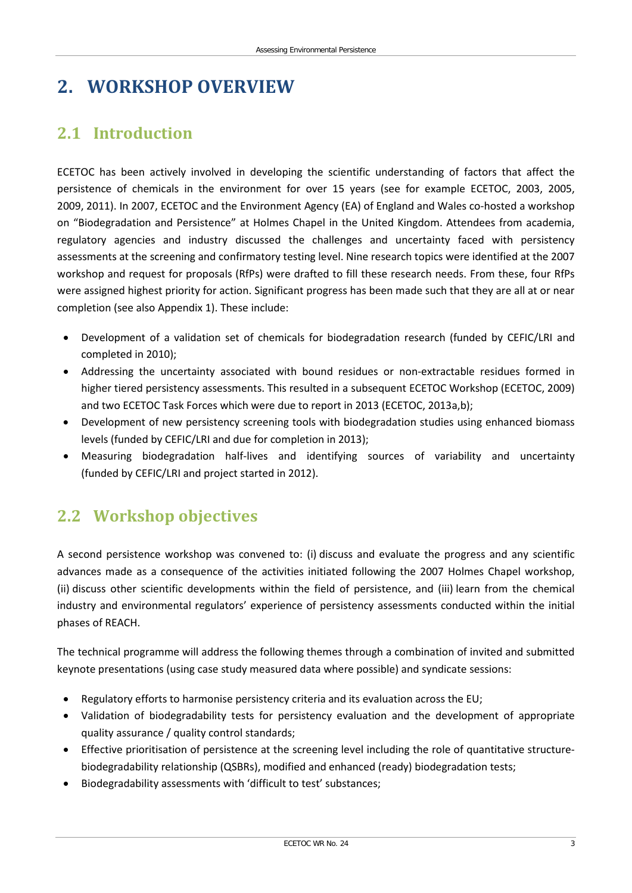# 2. WORKSHOP OVERVIEW

## 2.1 Introduction

ECETOC has been actively involved in developing the scientific understanding of factors that affect the persistence of chemicals in the environment for over 15 years (see for example ECETOC, 2003, 2005, 2009, 2011). In 2007, ECETOC and the Environment Agency (EA) of England and Wales co-hosted a workshop on "Biodegradation and Persistence" at Holmes Chapel in the United Kingdom. Attendees from academia, regulatory agencies and industry discussed the challenges and uncertainty faced with persistency assessments at the screening and confirmatory testing level. Nine research topics were identified at the 2007 workshop and request for proposals (RfPs) were drafted to fill these research needs. From these, four RfPs were assigned highest priority for action. Significant progress has been made such that they are all at or near completion (see also Appendix 1). These include:

- Development of a validation set of chemicals for biodegradation research (funded by CEFIC/LRI and completed in 2010);
- Addressing the uncertainty associated with bound residues or non-extractable residues formed in higher tiered persistency assessments. This resulted in a subsequent ECETOC Workshop (ECETOC, 2009) and two ECETOC Task Forces which were due to report in 2013 (ECETOC, 2013a,b);
- Development of new persistency screening tools with biodegradation studies using enhanced biomass levels (funded by CEFIC/LRI and due for completion in 2013);
- Measuring biodegradation half-lives and identifying sources of variability and uncertainty (funded by CEFIC/LRI and project started in 2012).

## 2.2 Workshop objectives

A second persistence workshop was convened to: (i) discuss and evaluate the progress and any scientific advances made as a consequence of the activities initiated following the 2007 Holmes Chapel workshop, (ii) discuss other scientific developments within the field of persistence, and (iii) learn from the chemical industry and environmental regulators' experience of persistency assessments conducted within the initial phases of REACH.

The technical programme will address the following themes through a combination of invited and submitted keynote presentations (using case study measured data where possible) and syndicate sessions:

- Regulatory efforts to harmonise persistency criteria and its evaluation across the EU;
- Validation of biodegradability tests for persistency evaluation and the development of appropriate quality assurance / quality control standards;
- Effective prioritisation of persistence at the screening level including the role of quantitative structure-biodegradability relationship (QSBRs), modified and enhanced (ready) biodegradation tests;
- Biodegradability assessments with 'difficult to test' substances;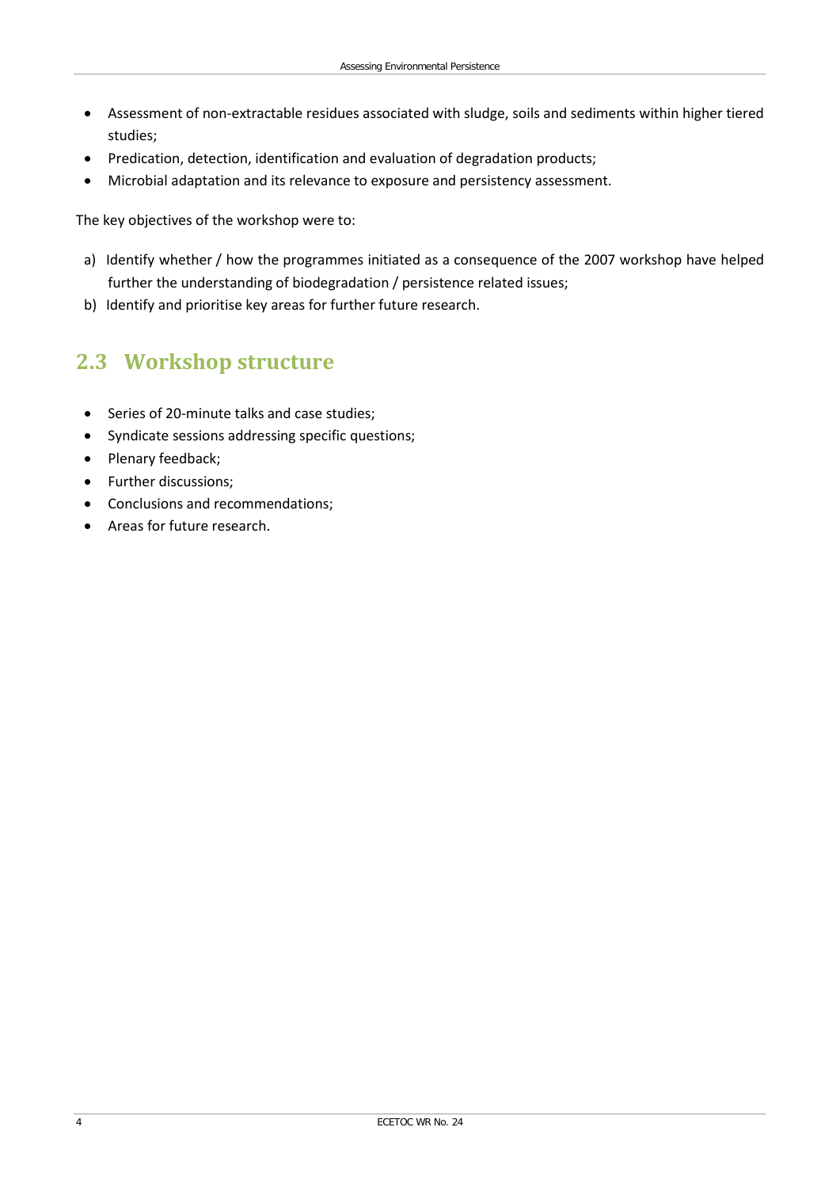- Assessment of non-extractable residues associated with sludge, soils and sediments within higher tiered studies;
- Predication, detection, identification and evaluation of degradation products;
- Microbial adaptation and its relevance to exposure and persistency assessment.

The key objectives of the workshop were to:

a) Identify whether / how the programmes initiated as a consequence of the 2007 workshop have helped further the understanding of biodegradation / persistence related issues;
b) Identify and prioritise key areas for further future research.

## 2.3 Workshop structure

- Series of 20-minute talks and case studies;
- Syndicate sessions addressing specific questions;
- Plenary feedback;
- Further discussions;
- Conclusions and recommendations;
- Areas for future research.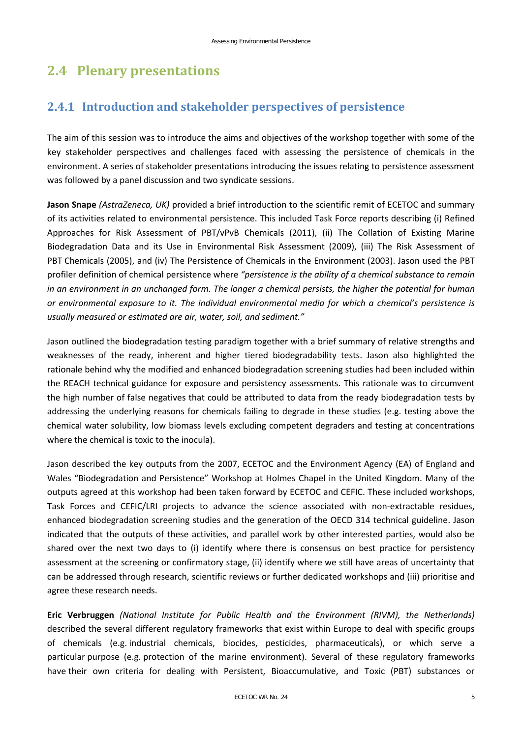## 2.4 Plenary presentations

### 2.4.1 Introduction and stakeholder perspectives of persistence

The aim of this session was to introduce the aims and objectives of the workshop together with some of the key stakeholder perspectives and challenges faced with assessing the persistence of chemicals in the environment. A series of stakeholder presentations introducing the issues relating to persistence assessment was followed by a panel discussion and two syndicate sessions.

**Jason Snape** *(AstraZeneca, UK)* provided a brief introduction to the scientific remit of ECETOC and summary of its activities related to environmental persistence. This included Task Force reports describing (i) Refined Approaches for Risk Assessment of PBT/vPvB Chemicals (2011), (ii) The Collation of Existing Marine Biodegradation Data and its Use in Environmental Risk Assessment (2009), (iii) The Risk Assessment of PBT Chemicals (2005), and (iv) The Persistence of Chemicals in the Environment (2003). Jason used the PBT profiler definition of chemical persistence where *"persistence is the ability of a chemical substance to remain in an environment in an unchanged form. The longer a chemical persists, the higher the potential for human or environmental exposure to it. The individual environmental media for which a chemical's persistence is usually measured or estimated are air, water, soil, and sediment."*

Jason outlined the biodegradation testing paradigm together with a brief summary of relative strengths and weaknesses of the ready, inherent and higher tiered biodegradability tests. Jason also highlighted the rationale behind why the modified and enhanced biodegradation screening studies had been included within the REACH technical guidance for exposure and persistency assessments. This rationale was to circumvent the high number of false negatives that could be attributed to data from the ready biodegradation tests by addressing the underlying reasons for chemicals failing to degrade in these studies (e.g. testing above the chemical water solubility, low biomass levels excluding competent degraders and testing at concentrations where the chemical is toxic to the inocula).

Jason described the key outputs from the 2007, ECETOC and the Environment Agency (EA) of England and Wales "Biodegradation and Persistence" Workshop at Holmes Chapel in the United Kingdom. Many of the outputs agreed at this workshop had been taken forward by ECETOC and CEFIC. These included workshops, Task Forces and CEFIC/LRI projects to advance the science associated with non-extractable residues, enhanced biodegradation screening studies and the generation of the OECD 314 technical guideline. Jason indicated that the outputs of these activities, and parallel work by other interested parties, would also be shared over the next two days to (i) identify where there is consensus on best practice for persistency assessment at the screening or confirmatory stage, (ii) identify where we still have areas of uncertainty that can be addressed through research, scientific reviews or further dedicated workshops and (iii) prioritise and agree these research needs.

**Eric Verbruggen** *(National Institute for Public Health and the Environment (RIVM), the Netherlands)* described the several different regulatory frameworks that exist within Europe to deal with specific groups of chemicals (e.g. industrial chemicals, biocides, pesticides, pharmaceuticals), or which serve a particular purpose (e.g. protection of the marine environment). Several of these regulatory frameworks have their own criteria for dealing with Persistent, Bioaccumulative, and Toxic (PBT) substances or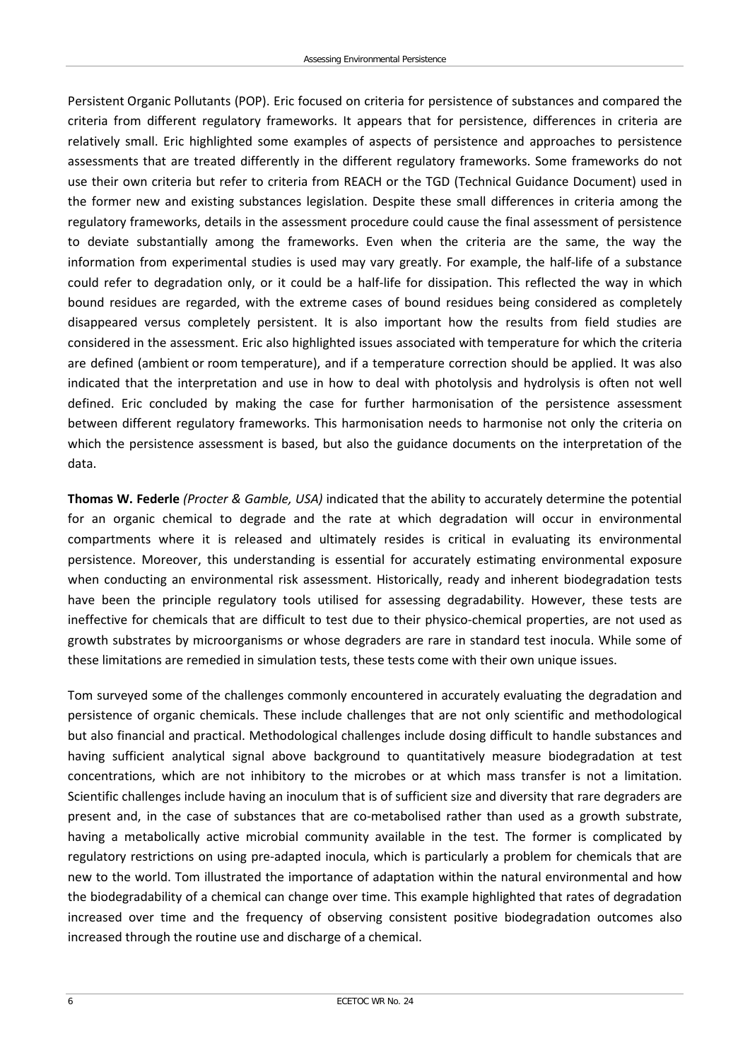Persistent Organic Pollutants (POP). Eric focused on criteria for persistence of substances and compared the criteria from different regulatory frameworks. It appears that for persistence, differences in criteria are relatively small. Eric highlighted some examples of aspects of persistence and approaches to persistence assessments that are treated differently in the different regulatory frameworks. Some frameworks do not use their own criteria but refer to criteria from REACH or the TGD (Technical Guidance Document) used in the former new and existing substances legislation. Despite these small differences in criteria among the regulatory frameworks, details in the assessment procedure could cause the final assessment of persistence to deviate substantially among the frameworks. Even when the criteria are the same, the way the information from experimental studies is used may vary greatly. For example, the half-life of a substance could refer to degradation only, or it could be a half-life for dissipation. This reflected the way in which bound residues are regarded, with the extreme cases of bound residues being considered as completely disappeared versus completely persistent. It is also important how the results from field studies are considered in the assessment. Eric also highlighted issues associated with temperature for which the criteria are defined (ambient or room temperature), and if a temperature correction should be applied. It was also indicated that the interpretation and use in how to deal with photolysis and hydrolysis is often not well defined. Eric concluded by making the case for further harmonisation of the persistence assessment between different regulatory frameworks. This harmonisation needs to harmonise not only the criteria on which the persistence assessment is based, but also the guidance documents on the interpretation of the data.

**Thomas W. Federle** *(Procter & Gamble, USA)* indicated that the ability to accurately determine the potential for an organic chemical to degrade and the rate at which degradation will occur in environmental compartments where it is released and ultimately resides is critical in evaluating its environmental persistence. Moreover, this understanding is essential for accurately estimating environmental exposure when conducting an environmental risk assessment. Historically, ready and inherent biodegradation tests have been the principle regulatory tools utilised for assessing degradability. However, these tests are ineffective for chemicals that are difficult to test due to their physico-chemical properties, are not used as growth substrates by microorganisms or whose degraders are rare in standard test inocula. While some of these limitations are remedied in simulation tests, these tests come with their own unique issues.

Tom surveyed some of the challenges commonly encountered in accurately evaluating the degradation and persistence of organic chemicals. These include challenges that are not only scientific and methodological but also financial and practical. Methodological challenges include dosing difficult to handle substances and having sufficient analytical signal above background to quantitatively measure biodegradation at test concentrations, which are not inhibitory to the microbes or at which mass transfer is not a limitation. Scientific challenges include having an inoculum that is of sufficient size and diversity that rare degraders are present and, in the case of substances that are co-metabolised rather than used as a growth substrate, having a metabolically active microbial community available in the test. The former is complicated by regulatory restrictions on using pre-adapted inocula, which is particularly a problem for chemicals that are new to the world. Tom illustrated the importance of adaptation within the natural environmental and how the biodegradability of a chemical can change over time. This example highlighted that rates of degradation increased over time and the frequency of observing consistent positive biodegradation outcomes also increased through the routine use and discharge of a chemical.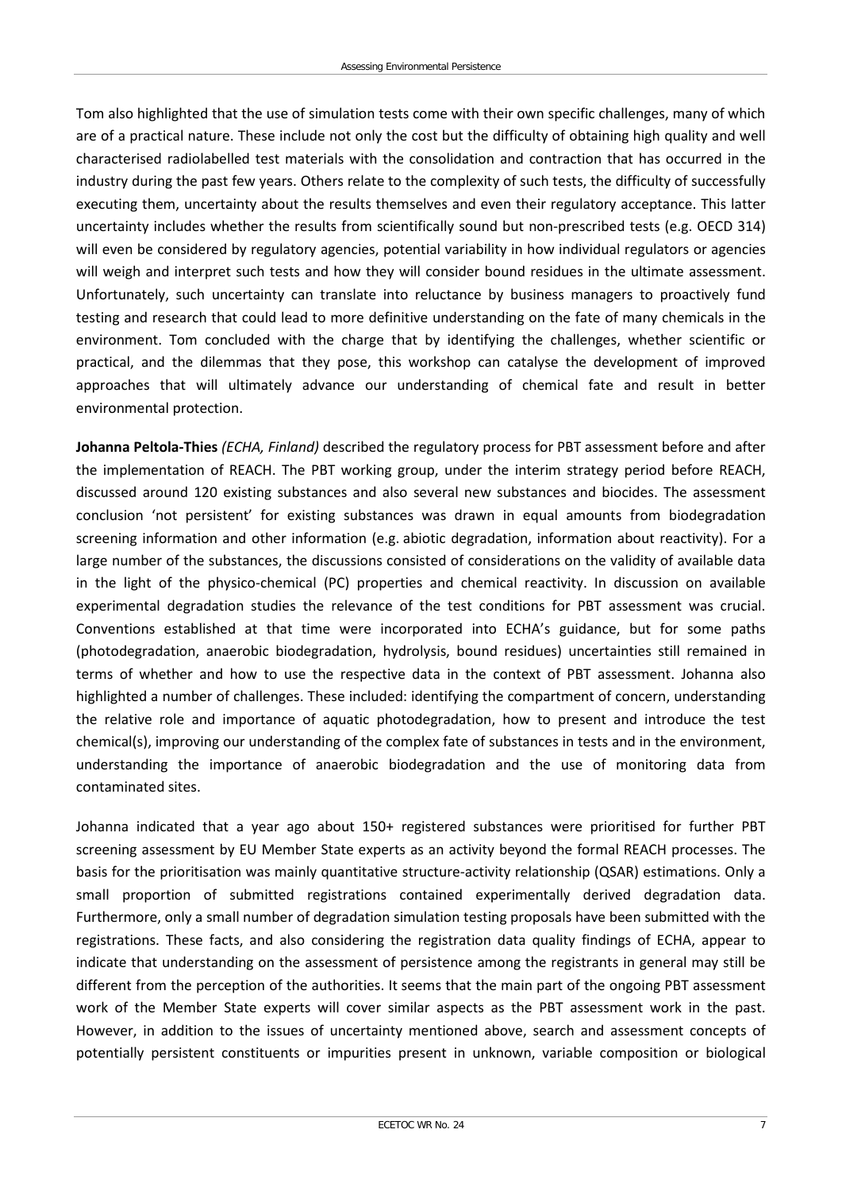Tom also highlighted that the use of simulation tests come with their own specific challenges, many of which are of a practical nature. These include not only the cost but the difficulty of obtaining high quality and well characterised radiolabelled test materials with the consolidation and contraction that has occurred in the industry during the past few years. Others relate to the complexity of such tests, the difficulty of successfully executing them, uncertainty about the results themselves and even their regulatory acceptance. This latter uncertainty includes whether the results from scientifically sound but non-prescribed tests (e.g. OECD 314) will even be considered by regulatory agencies, potential variability in how individual regulators or agencies will weigh and interpret such tests and how they will consider bound residues in the ultimate assessment. Unfortunately, such uncertainty can translate into reluctance by business managers to proactively fund testing and research that could lead to more definitive understanding on the fate of many chemicals in the environment. Tom concluded with the charge that by identifying the challenges, whether scientific or practical, and the dilemmas that they pose, this workshop can catalyse the development of improved approaches that will ultimately advance our understanding of chemical fate and result in better environmental protection.

**Johanna Peltola-Thies** *(ECHA, Finland)* described the regulatory process for PBT assessment before and after the implementation of REACH. The PBT working group, under the interim strategy period before REACH, discussed around 120 existing substances and also several new substances and biocides. The assessment conclusion 'not persistent' for existing substances was drawn in equal amounts from biodegradation screening information and other information (e.g. abiotic degradation, information about reactivity). For a large number of the substances, the discussions consisted of considerations on the validity of available data in the light of the physico-chemical (PC) properties and chemical reactivity. In discussion on available experimental degradation studies the relevance of the test conditions for PBT assessment was crucial. Conventions established at that time were incorporated into ECHA's guidance, but for some paths (photodegradation, anaerobic biodegradation, hydrolysis, bound residues) uncertainties still remained in terms of whether and how to use the respective data in the context of PBT assessment. Johanna also highlighted a number of challenges. These included: identifying the compartment of concern, understanding the relative role and importance of aquatic photodegradation, how to present and introduce the test chemical(s), improving our understanding of the complex fate of substances in tests and in the environment, understanding the importance of anaerobic biodegradation and the use of monitoring data from contaminated sites.

Johanna indicated that a year ago about 150+ registered substances were prioritised for further PBT screening assessment by EU Member State experts as an activity beyond the formal REACH processes. The basis for the prioritisation was mainly quantitative structure-activity relationship (QSAR) estimations. Only a small proportion of submitted registrations contained experimentally derived degradation data. Furthermore, only a small number of degradation simulation testing proposals have been submitted with the registrations. These facts, and also considering the registration data quality findings of ECHA, appear to indicate that understanding on the assessment of persistence among the registrants in general may still be different from the perception of the authorities. It seems that the main part of the ongoing PBT assessment work of the Member State experts will cover similar aspects as the PBT assessment work in the past. However, in addition to the issues of uncertainty mentioned above, search and assessment concepts of potentially persistent constituents or impurities present in unknown, variable composition or biological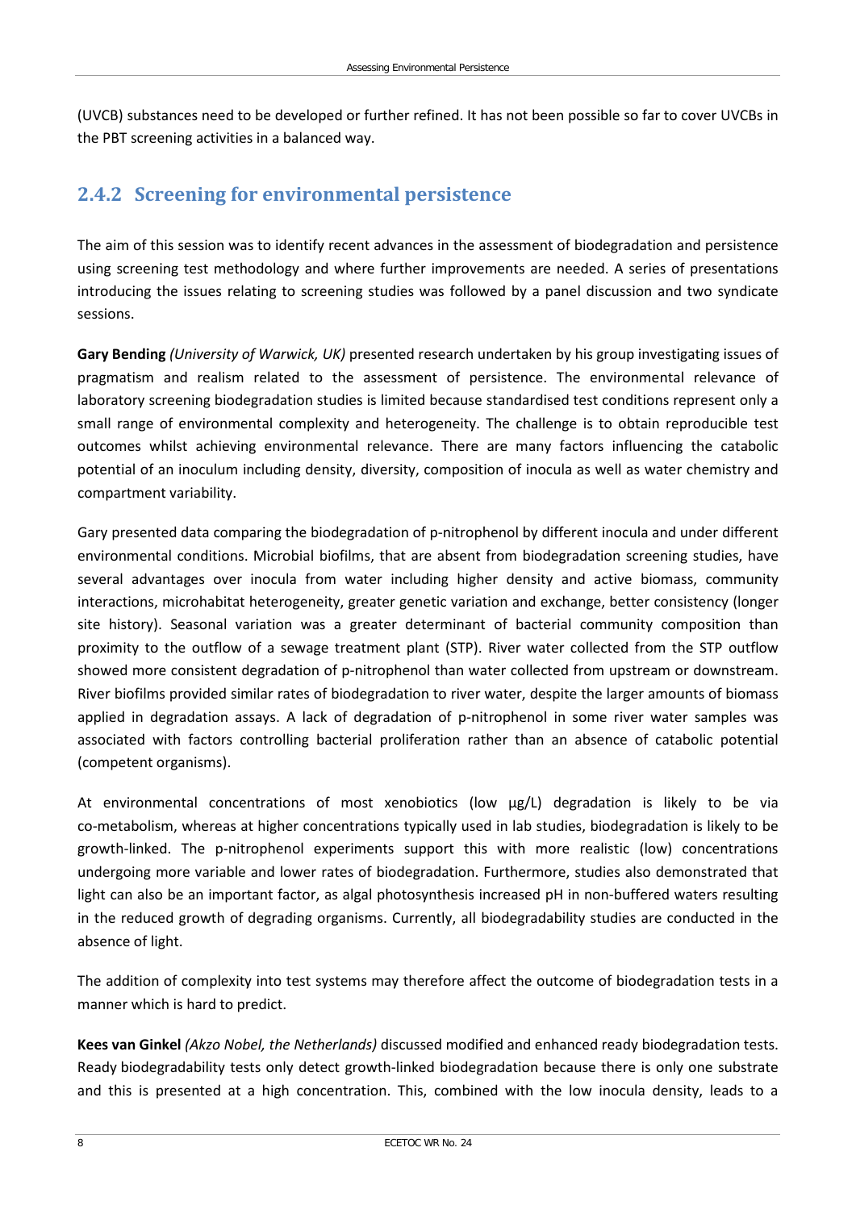(UVCB) substances need to be developed or further refined. It has not been possible so far to cover UVCBs in the PBT screening activities in a balanced way.

### 2.4.2 Screening for environmental persistence

The aim of this session was to identify recent advances in the assessment of biodegradation and persistence using screening test methodology and where further improvements are needed. A series of presentations introducing the issues relating to screening studies was followed by a panel discussion and two syndicate sessions.

**Gary Bending** *(University of Warwick, UK)* presented research undertaken by his group investigating issues of pragmatism and realism related to the assessment of persistence. The environmental relevance of laboratory screening biodegradation studies is limited because standardised test conditions represent only a small range of environmental complexity and heterogeneity. The challenge is to obtain reproducible test outcomes whilst achieving environmental relevance. There are many factors influencing the catabolic potential of an inoculum including density, diversity, composition of inocula as well as water chemistry and compartment variability.

Gary presented data comparing the biodegradation of p-nitrophenol by different inocula and under different environmental conditions. Microbial biofilms, that are absent from biodegradation screening studies, have several advantages over inocula from water including higher density and active biomass, community interactions, microhabitat heterogeneity, greater genetic variation and exchange, better consistency (longer site history). Seasonal variation was a greater determinant of bacterial community composition than proximity to the outflow of a sewage treatment plant (STP). River water collected from the STP outflow showed more consistent degradation of p-nitrophenol than water collected from upstream or downstream. River biofilms provided similar rates of biodegradation to river water, despite the larger amounts of biomass applied in degradation assays. A lack of degradation of p-nitrophenol in some river water samples was associated with factors controlling bacterial proliferation rather than an absence of catabolic potential (competent organisms).

At environmental concentrations of most xenobiotics (low µg/L) degradation is likely to be via co-metabolism, whereas at higher concentrations typically used in lab studies, biodegradation is likely to be growth-linked. The p-nitrophenol experiments support this with more realistic (low) concentrations undergoing more variable and lower rates of biodegradation. Furthermore, studies also demonstrated that light can also be an important factor, as algal photosynthesis increased pH in non-buffered waters resulting in the reduced growth of degrading organisms. Currently, all biodegradability studies are conducted in the absence of light.

The addition of complexity into test systems may therefore affect the outcome of biodegradation tests in a manner which is hard to predict.

**Kees van Ginkel** *(Akzo Nobel, the Netherlands)* discussed modified and enhanced ready biodegradation tests. Ready biodegradability tests only detect growth-linked biodegradation because there is only one substrate and this is presented at a high concentration. This, combined with the low inocula density, leads to a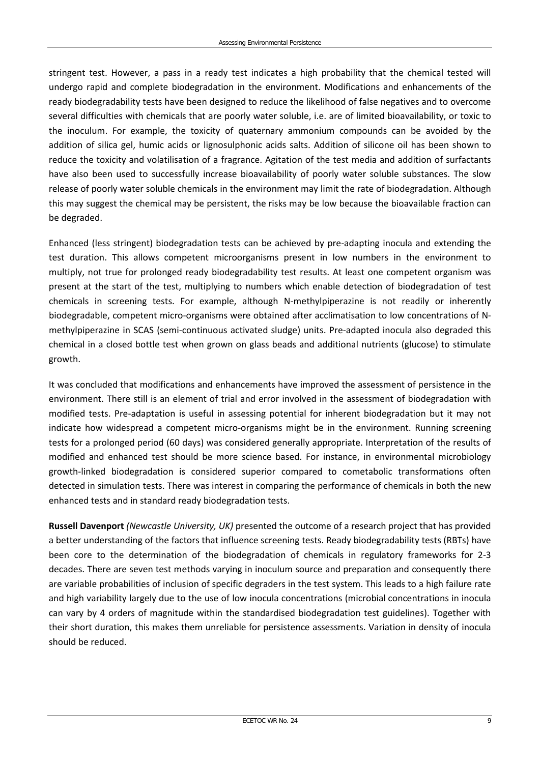stringent test. However, a pass in a ready test indicates a high probability that the chemical tested will undergo rapid and complete biodegradation in the environment. Modifications and enhancements of the ready biodegradability tests have been designed to reduce the likelihood of false negatives and to overcome several difficulties with chemicals that are poorly water soluble, i.e. are of limited bioavailability, or toxic to the inoculum. For example, the toxicity of quaternary ammonium compounds can be avoided by the addition of silica gel, humic acids or lignosulphonic acids salts. Addition of silicone oil has been shown to reduce the toxicity and volatilisation of a fragrance. Agitation of the test media and addition of surfactants have also been used to successfully increase bioavailability of poorly water soluble substances. The slow release of poorly water soluble chemicals in the environment may limit the rate of biodegradation. Although this may suggest the chemical may be persistent, the risks may be low because the bioavailable fraction can be degraded.

Enhanced (less stringent) biodegradation tests can be achieved by pre-adapting inocula and extending the test duration. This allows competent microorganisms present in low numbers in the environment to multiply, not true for prolonged ready biodegradability test results. At least one competent organism was present at the start of the test, multiplying to numbers which enable detection of biodegradation of test chemicals in screening tests. For example, although N-methylpiperazine is not readily or inherently biodegradable, competent micro-organisms were obtained after acclimatisation to low concentrations of N-methylpiperazine in SCAS (semi-continuous activated sludge) units. Pre-adapted inocula also degraded this chemical in a closed bottle test when grown on glass beads and additional nutrients (glucose) to stimulate growth.

It was concluded that modifications and enhancements have improved the assessment of persistence in the environment. There still is an element of trial and error involved in the assessment of biodegradation with modified tests. Pre-adaptation is useful in assessing potential for inherent biodegradation but it may not indicate how widespread a competent micro-organisms might be in the environment. Running screening tests for a prolonged period (60 days) was considered generally appropriate. Interpretation of the results of modified and enhanced test should be more science based. For instance, in environmental microbiology growth-linked biodegradation is considered superior compared to cometabolic transformations often detected in simulation tests. There was interest in comparing the performance of chemicals in both the new enhanced tests and in standard ready biodegradation tests.

**Russell Davenport** *(Newcastle University, UK)* presented the outcome of a research project that has provided a better understanding of the factors that influence screening tests. Ready biodegradability tests (RBTs) have been core to the determination of the biodegradation of chemicals in regulatory frameworks for 2-3 decades. There are seven test methods varying in inoculum source and preparation and consequently there are variable probabilities of inclusion of specific degraders in the test system. This leads to a high failure rate and high variability largely due to the use of low inocula concentrations (microbial concentrations in inocula can vary by 4 orders of magnitude within the standardised biodegradation test guidelines). Together with their short duration, this makes them unreliable for persistence assessments. Variation in density of inocula should be reduced.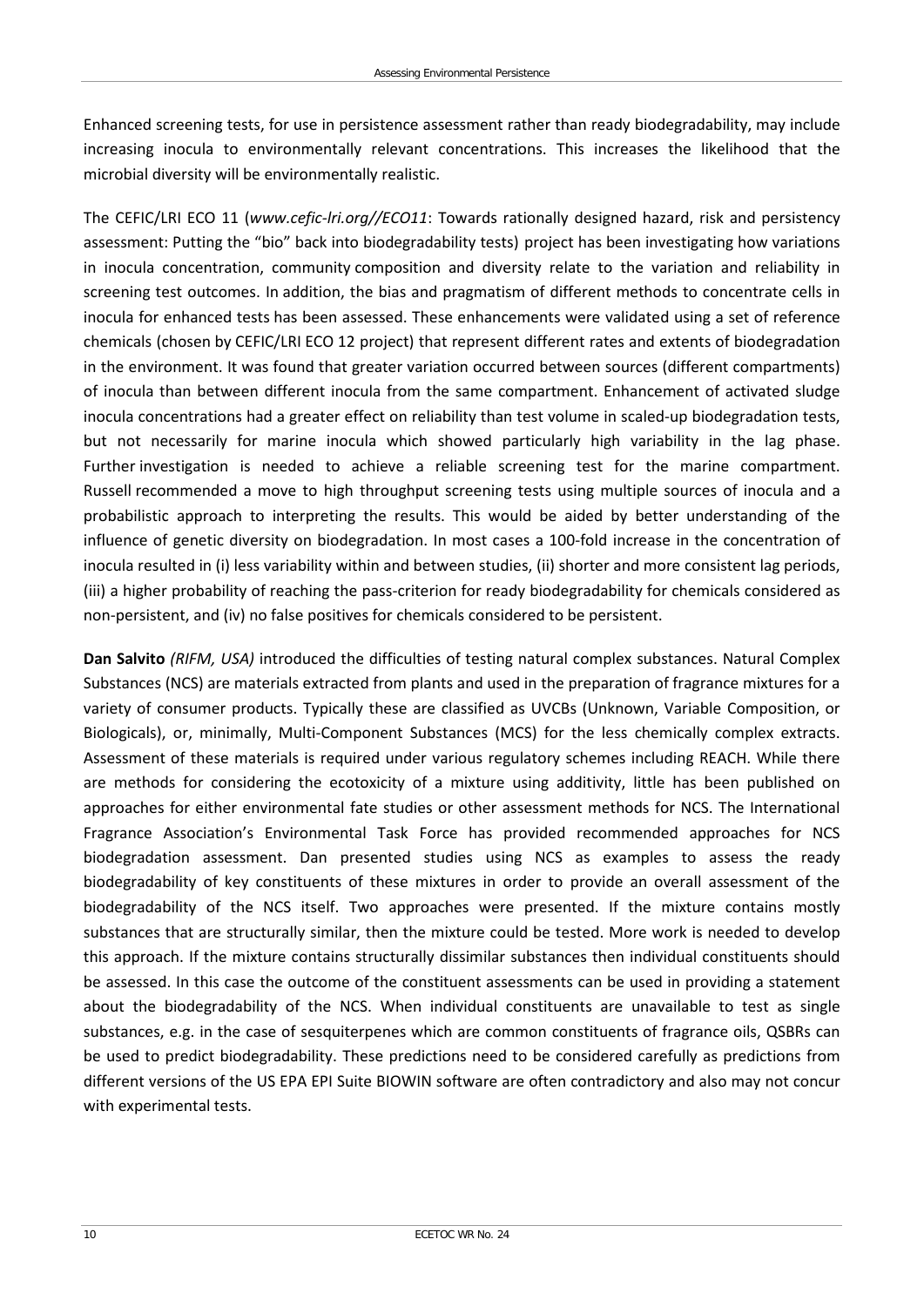Enhanced screening tests, for use in persistence assessment rather than ready biodegradability, may include increasing inocula to environmentally relevant concentrations. This increases the likelihood that the microbial diversity will be environmentally realistic.

The CEFIC/LRI ECO 11 (*www.cefic-lri.org//ECO11*: Towards rationally designed hazard, risk and persistency assessment: Putting the "bio" back into biodegradability tests) project has been investigating how variations in inocula concentration, community composition and diversity relate to the variation and reliability in screening test outcomes. In addition, the bias and pragmatism of different methods to concentrate cells in inocula for enhanced tests has been assessed. These enhancements were validated using a set of reference chemicals (chosen by CEFIC/LRI ECO 12 project) that represent different rates and extents of biodegradation in the environment. It was found that greater variation occurred between sources (different compartments) of inocula than between different inocula from the same compartment. Enhancement of activated sludge inocula concentrations had a greater effect on reliability than test volume in scaled-up biodegradation tests, but not necessarily for marine inocula which showed particularly high variability in the lag phase. Further investigation is needed to achieve a reliable screening test for the marine compartment. Russell recommended a move to high throughput screening tests using multiple sources of inocula and a probabilistic approach to interpreting the results. This would be aided by better understanding of the influence of genetic diversity on biodegradation. In most cases a 100-fold increase in the concentration of inocula resulted in (i) less variability within and between studies, (ii) shorter and more consistent lag periods, (iii) a higher probability of reaching the pass-criterion for ready biodegradability for chemicals considered as non-persistent, and (iv) no false positives for chemicals considered to be persistent.

**Dan Salvito** *(RIFM, USA)* introduced the difficulties of testing natural complex substances. Natural Complex Substances (NCS) are materials extracted from plants and used in the preparation of fragrance mixtures for a variety of consumer products. Typically these are classified as UVCBs (Unknown, Variable Composition, or Biologicals), or, minimally, Multi-Component Substances (MCS) for the less chemically complex extracts. Assessment of these materials is required under various regulatory schemes including REACH. While there are methods for considering the ecotoxicity of a mixture using additivity, little has been published on approaches for either environmental fate studies or other assessment methods for NCS. The International Fragrance Association's Environmental Task Force has provided recommended approaches for NCS biodegradation assessment. Dan presented studies using NCS as examples to assess the ready biodegradability of key constituents of these mixtures in order to provide an overall assessment of the biodegradability of the NCS itself. Two approaches were presented. If the mixture contains mostly substances that are structurally similar, then the mixture could be tested. More work is needed to develop this approach. If the mixture contains structurally dissimilar substances then individual constituents should be assessed. In this case the outcome of the constituent assessments can be used in providing a statement about the biodegradability of the NCS. When individual constituents are unavailable to test as single substances, e.g. in the case of sesquiterpenes which are common constituents of fragrance oils, QSBRs can be used to predict biodegradability. These predictions need to be considered carefully as predictions from different versions of the US EPA EPI Suite BIOWIN software are often contradictory and also may not concur with experimental tests.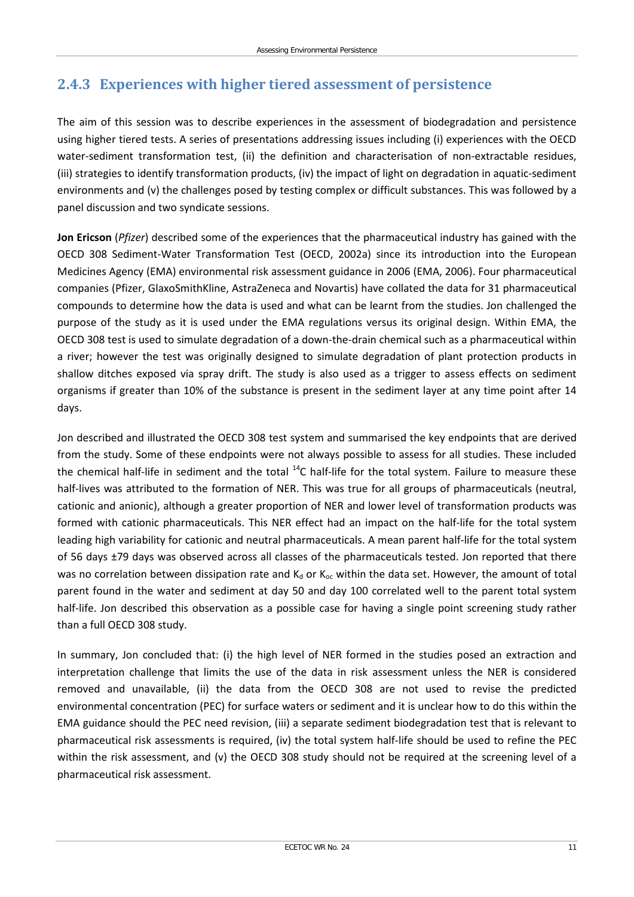### 2.4.3 Experiences with higher tiered assessment of persistence

The aim of this session was to describe experiences in the assessment of biodegradation and persistence using higher tiered tests. A series of presentations addressing issues including (i) experiences with the OECD water-sediment transformation test, (ii) the definition and characterisation of non-extractable residues, (iii) strategies to identify transformation products, (iv) the impact of light on degradation in aquatic-sediment environments and (v) the challenges posed by testing complex or difficult substances. This was followed by a panel discussion and two syndicate sessions.

**Jon Ericson** (*Pfizer*) described some of the experiences that the pharmaceutical industry has gained with the OECD 308 Sediment-Water Transformation Test (OECD, 2002a) since its introduction into the European Medicines Agency (EMA) environmental risk assessment guidance in 2006 (EMA, 2006). Four pharmaceutical companies (Pfizer, GlaxoSmithKline, AstraZeneca and Novartis) have collated the data for 31 pharmaceutical compounds to determine how the data is used and what can be learnt from the studies. Jon challenged the purpose of the study as it is used under the EMA regulations versus its original design. Within EMA, the OECD 308 test is used to simulate degradation of a down-the-drain chemical such as a pharmaceutical within a river; however the test was originally designed to simulate degradation of plant protection products in shallow ditches exposed via spray drift. The study is also used as a trigger to assess effects on sediment organisms if greater than 10% of the substance is present in the sediment layer at any time point after 14 days.

Jon described and illustrated the OECD 308 test system and summarised the key endpoints that are derived from the study. Some of these endpoints were not always possible to assess for all studies. These included the chemical half-life in sediment and the total $^{14}C$ half-life for the total system. Failure to measure these half-lives was attributed to the formation of NER. This was true for all groups of pharmaceuticals (neutral, cationic and anionic), although a greater proportion of NER and lower level of transformation products was formed with cationic pharmaceuticals. This NER effect had an impact on the half-life for the total system leading high variability for cationic and neutral pharmaceuticals. A mean parent half-life for the total system of 56 days ±79 days was observed across all classes of the pharmaceuticals tested. Jon reported that there was no correlation between dissipation rate and $K_d$ or $K_{oc}$ within the data set. However, the amount of total parent found in the water and sediment at day 50 and day 100 correlated well to the parent total system half-life. Jon described this observation as a possible case for having a single point screening study rather than a full OECD 308 study.

In summary, Jon concluded that: (i) the high level of NER formed in the studies posed an extraction and interpretation challenge that limits the use of the data in risk assessment unless the NER is considered removed and unavailable, (ii) the data from the OECD 308 are not used to revise the predicted environmental concentration (PEC) for surface waters or sediment and it is unclear how to do this within the EMA guidance should the PEC need revision, (iii) a separate sediment biodegradation test that is relevant to pharmaceutical risk assessments is required, (iv) the total system half-life should be used to refine the PEC within the risk assessment, and (v) the OECD 308 study should not be required at the screening level of a pharmaceutical risk assessment.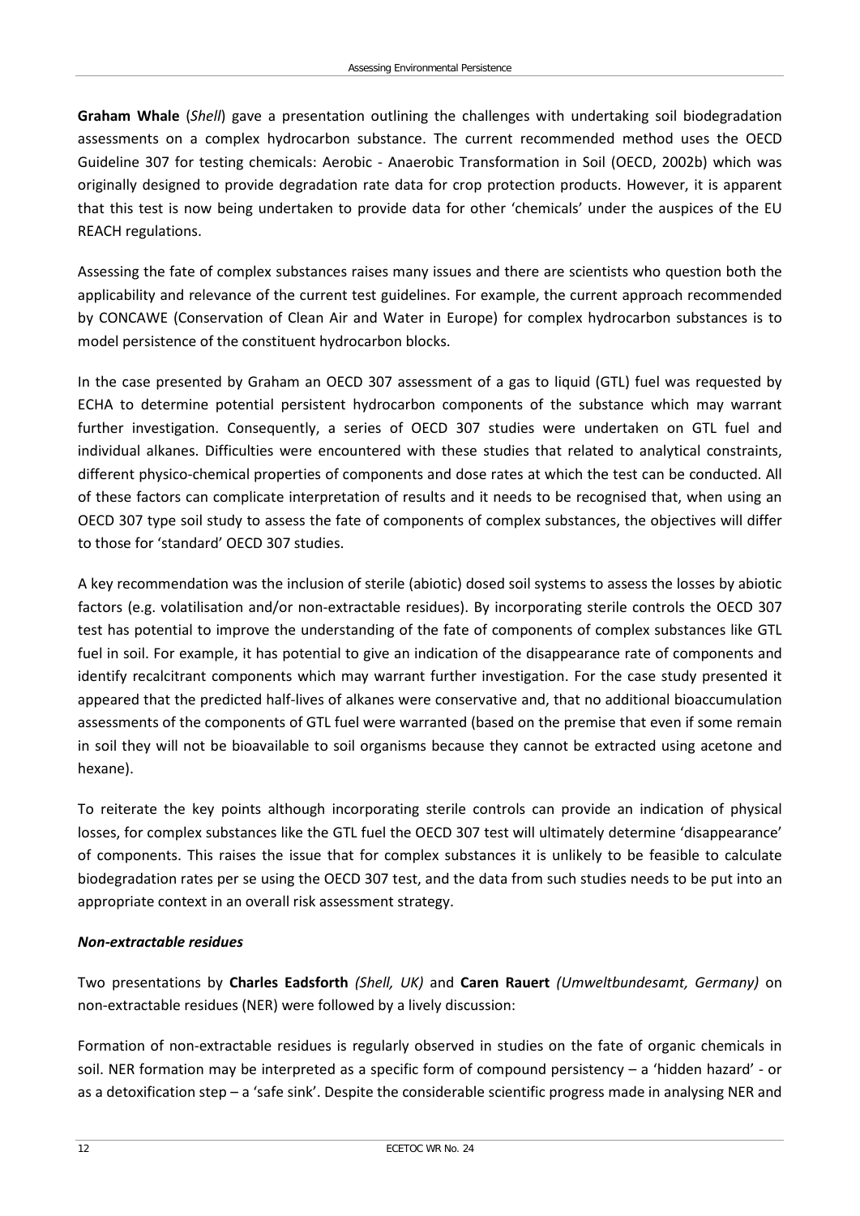**Graham Whale** (*Shell*) gave a presentation outlining the challenges with undertaking soil biodegradation assessments on a complex hydrocarbon substance. The current recommended method uses the OECD Guideline 307 for testing chemicals: Aerobic - Anaerobic Transformation in Soil (OECD, 2002b) which was originally designed to provide degradation rate data for crop protection products. However, it is apparent that this test is now being undertaken to provide data for other 'chemicals' under the auspices of the EU REACH regulations.

Assessing the fate of complex substances raises many issues and there are scientists who question both the applicability and relevance of the current test guidelines. For example, the current approach recommended by CONCAWE (Conservation of Clean Air and Water in Europe) for complex hydrocarbon substances is to model persistence of the constituent hydrocarbon blocks.

In the case presented by Graham an OECD 307 assessment of a gas to liquid (GTL) fuel was requested by ECHA to determine potential persistent hydrocarbon components of the substance which may warrant further investigation. Consequently, a series of OECD 307 studies were undertaken on GTL fuel and individual alkanes. Difficulties were encountered with these studies that related to analytical constraints, different physico-chemical properties of components and dose rates at which the test can be conducted. All of these factors can complicate interpretation of results and it needs to be recognised that, when using an OECD 307 type soil study to assess the fate of components of complex substances, the objectives will differ to those for 'standard' OECD 307 studies.

A key recommendation was the inclusion of sterile (abiotic) dosed soil systems to assess the losses by abiotic factors (e.g. volatilisation and/or non-extractable residues). By incorporating sterile controls the OECD 307 test has potential to improve the understanding of the fate of components of complex substances like GTL fuel in soil. For example, it has potential to give an indication of the disappearance rate of components and identify recalcitrant components which may warrant further investigation. For the case study presented it appeared that the predicted half-lives of alkanes were conservative and, that no additional bioaccumulation assessments of the components of GTL fuel were warranted (based on the premise that even if some remain in soil they will not be bioavailable to soil organisms because they cannot be extracted using acetone and hexane).

To reiterate the key points although incorporating sterile controls can provide an indication of physical losses, for complex substances like the GTL fuel the OECD 307 test will ultimately determine 'disappearance' of components. This raises the issue that for complex substances it is unlikely to be feasible to calculate biodegradation rates per se using the OECD 307 test, and the data from such studies needs to be put into an appropriate context in an overall risk assessment strategy.

***Non-extractable residues***

Two presentations by **Charles Eadsforth** *(Shell, UK)* and **Caren Rauert** *(Umweltbundesamt, Germany)* on non-extractable residues (NER) were followed by a lively discussion:

Formation of non-extractable residues is regularly observed in studies on the fate of organic chemicals in soil. NER formation may be interpreted as a specific form of compound persistency – a 'hidden hazard' - or as a detoxification step – a 'safe sink'. Despite the considerable scientific progress made in analysing NER and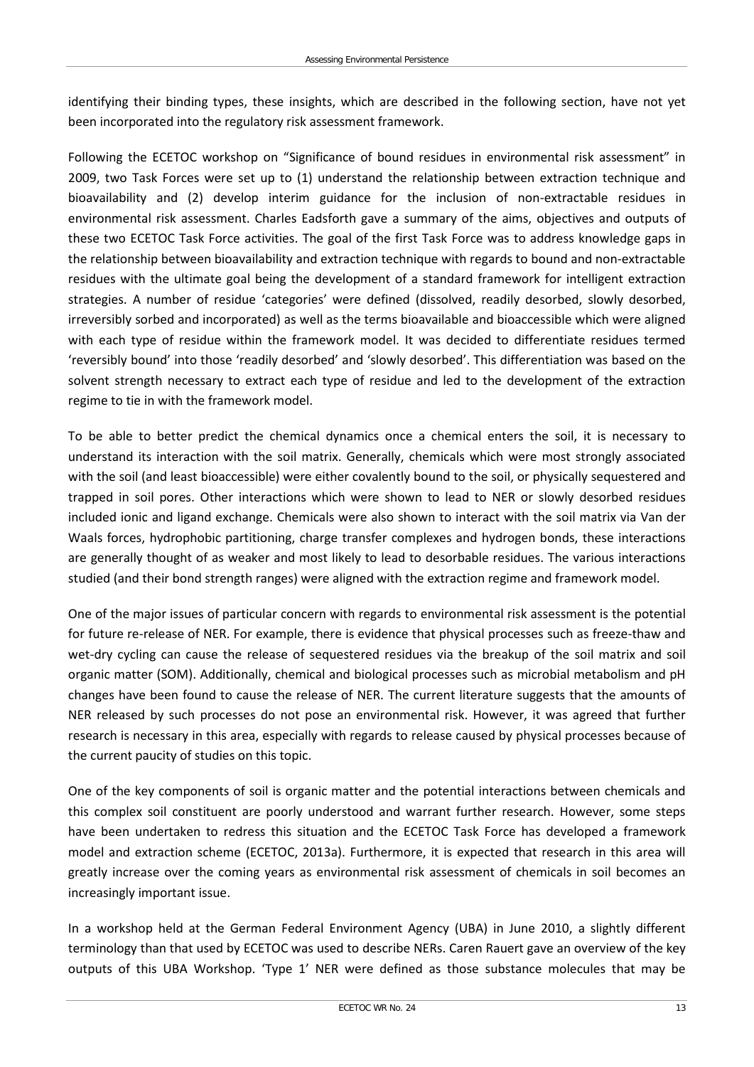identifying their binding types, these insights, which are described in the following section, have not yet been incorporated into the regulatory risk assessment framework.

Following the ECETOC workshop on "Significance of bound residues in environmental risk assessment" in 2009, two Task Forces were set up to (1) understand the relationship between extraction technique and bioavailability and (2) develop interim guidance for the inclusion of non-extractable residues in environmental risk assessment. Charles Eadsforth gave a summary of the aims, objectives and outputs of these two ECETOC Task Force activities. The goal of the first Task Force was to address knowledge gaps in the relationship between bioavailability and extraction technique with regards to bound and non-extractable residues with the ultimate goal being the development of a standard framework for intelligent extraction strategies. A number of residue 'categories' were defined (dissolved, readily desorbed, slowly desorbed, irreversibly sorbed and incorporated) as well as the terms bioavailable and bioaccessible which were aligned with each type of residue within the framework model. It was decided to differentiate residues termed 'reversibly bound' into those 'readily desorbed' and 'slowly desorbed'. This differentiation was based on the solvent strength necessary to extract each type of residue and led to the development of the extraction regime to tie in with the framework model.

To be able to better predict the chemical dynamics once a chemical enters the soil, it is necessary to understand its interaction with the soil matrix. Generally, chemicals which were most strongly associated with the soil (and least bioaccessible) were either covalently bound to the soil, or physically sequestered and trapped in soil pores. Other interactions which were shown to lead to NER or slowly desorbed residues included ionic and ligand exchange. Chemicals were also shown to interact with the soil matrix via Van der Waals forces, hydrophobic partitioning, charge transfer complexes and hydrogen bonds, these interactions are generally thought of as weaker and most likely to lead to desorbable residues. The various interactions studied (and their bond strength ranges) were aligned with the extraction regime and framework model.

One of the major issues of particular concern with regards to environmental risk assessment is the potential for future re-release of NER. For example, there is evidence that physical processes such as freeze-thaw and wet-dry cycling can cause the release of sequestered residues via the breakup of the soil matrix and soil organic matter (SOM). Additionally, chemical and biological processes such as microbial metabolism and pH changes have been found to cause the release of NER. The current literature suggests that the amounts of NER released by such processes do not pose an environmental risk. However, it was agreed that further research is necessary in this area, especially with regards to release caused by physical processes because of the current paucity of studies on this topic.

One of the key components of soil is organic matter and the potential interactions between chemicals and this complex soil constituent are poorly understood and warrant further research. However, some steps have been undertaken to redress this situation and the ECETOC Task Force has developed a framework model and extraction scheme (ECETOC, 2013a). Furthermore, it is expected that research in this area will greatly increase over the coming years as environmental risk assessment of chemicals in soil becomes an increasingly important issue.

In a workshop held at the German Federal Environment Agency (UBA) in June 2010, a slightly different terminology than that used by ECETOC was used to describe NERs. Caren Rauert gave an overview of the key outputs of this UBA Workshop. 'Type 1' NER were defined as those substance molecules that may be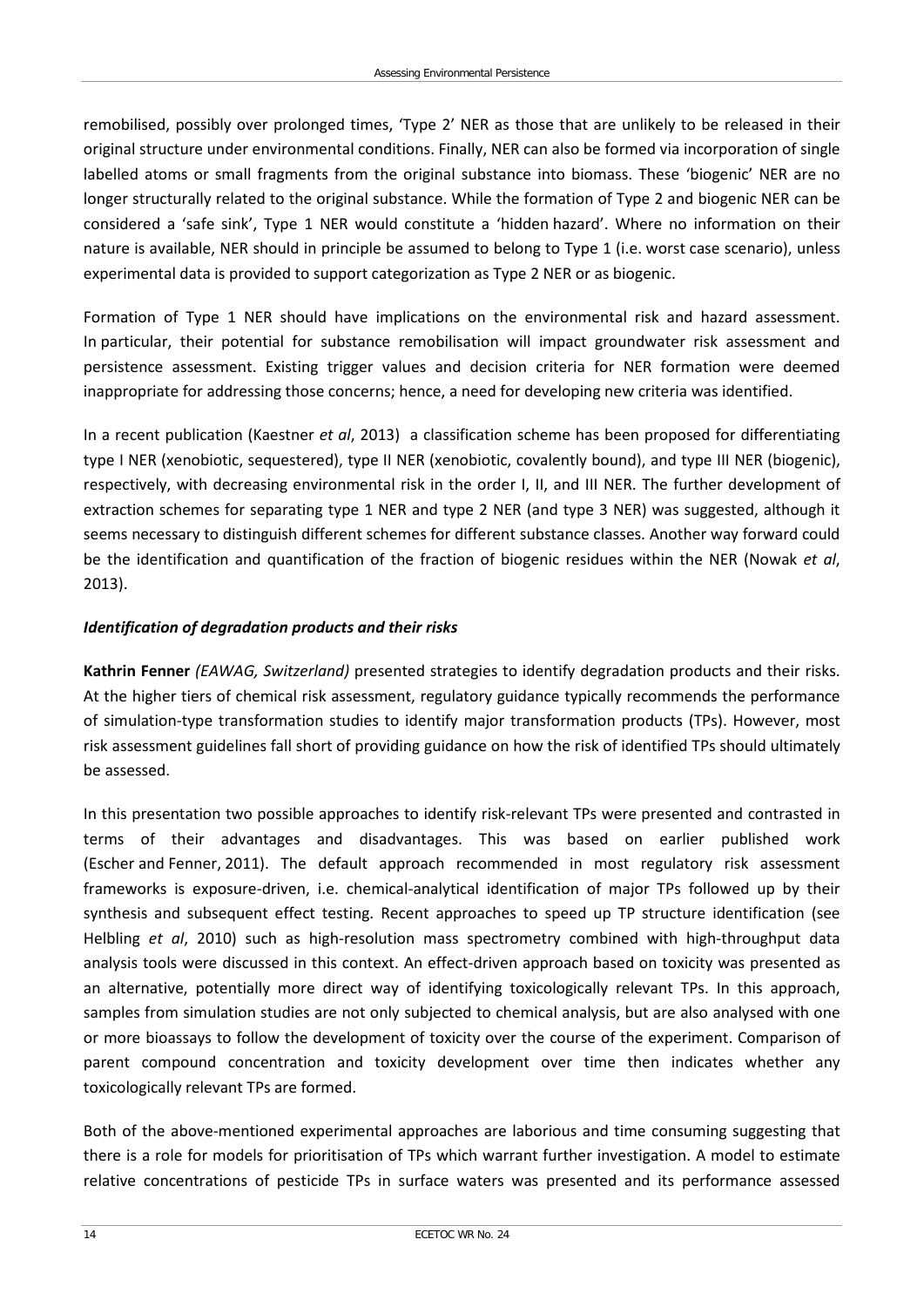remobilised, possibly over prolonged times, 'Type 2' NER as those that are unlikely to be released in their original structure under environmental conditions. Finally, NER can also be formed via incorporation of single labelled atoms or small fragments from the original substance into biomass. These 'biogenic' NER are no longer structurally related to the original substance. While the formation of Type 2 and biogenic NER can be considered a 'safe sink', Type 1 NER would constitute a 'hidden hazard'. Where no information on their nature is available, NER should in principle be assumed to belong to Type 1 (i.e. worst case scenario), unless experimental data is provided to support categorization as Type 2 NER or as biogenic.

Formation of Type 1 NER should have implications on the environmental risk and hazard assessment. In particular, their potential for substance remobilisation will impact groundwater risk assessment and persistence assessment. Existing trigger values and decision criteria for NER formation were deemed inappropriate for addressing those concerns; hence, a need for developing new criteria was identified.

In a recent publication (Kaestner *et al*, 2013) a classification scheme has been proposed for differentiating type I NER (xenobiotic, sequestered), type II NER (xenobiotic, covalently bound), and type III NER (biogenic), respectively, with decreasing environmental risk in the order I, II, and III NER. The further development of extraction schemes for separating type 1 NER and type 2 NER (and type 3 NER) was suggested, although it seems necessary to distinguish different schemes for different substance classes. Another way forward could be the identification and quantification of the fraction of biogenic residues within the NER (Nowak *et al*, 2013).

***Identification of degradation products and their risks***

**Kathrin Fenner** *(EAWAG, Switzerland)* presented strategies to identify degradation products and their risks. At the higher tiers of chemical risk assessment, regulatory guidance typically recommends the performance of simulation-type transformation studies to identify major transformation products (TPs). However, most risk assessment guidelines fall short of providing guidance on how the risk of identified TPs should ultimately be assessed.

In this presentation two possible approaches to identify risk-relevant TPs were presented and contrasted in terms of their advantages and disadvantages. This was based on earlier published work (Escher and Fenner, 2011). The default approach recommended in most regulatory risk assessment frameworks is exposure-driven, i.e. chemical-analytical identification of major TPs followed up by their synthesis and subsequent effect testing. Recent approaches to speed up TP structure identification (see Helbling *et al*, 2010) such as high-resolution mass spectrometry combined with high-throughput data analysis tools were discussed in this context. An effect-driven approach based on toxicity was presented as an alternative, potentially more direct way of identifying toxicologically relevant TPs. In this approach, samples from simulation studies are not only subjected to chemical analysis, but are also analysed with one or more bioassays to follow the development of toxicity over the course of the experiment. Comparison of parent compound concentration and toxicity development over time then indicates whether any toxicologically relevant TPs are formed.

Both of the above-mentioned experimental approaches are laborious and time consuming suggesting that there is a role for models for prioritisation of TPs which warrant further investigation. A model to estimate relative concentrations of pesticide TPs in surface waters was presented and its performance assessed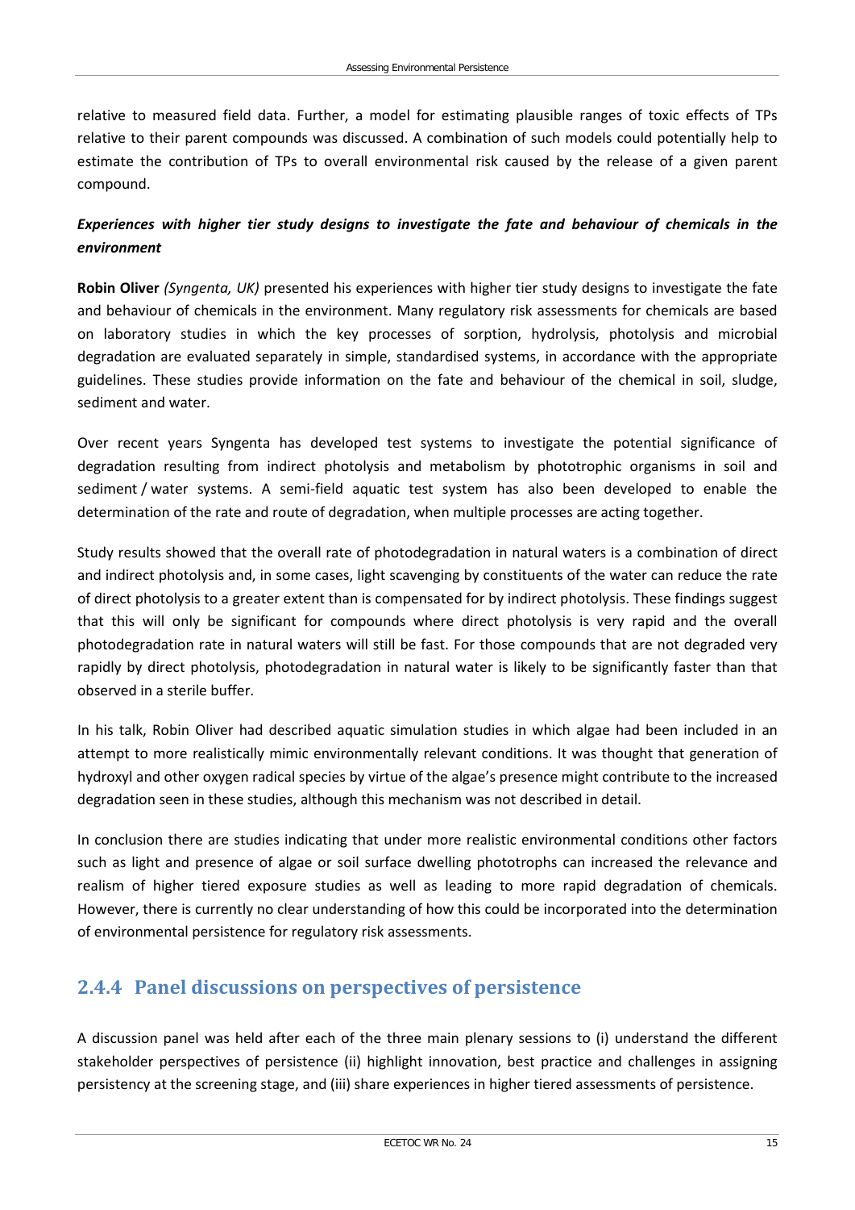relative to measured field data. Further, a model for estimating plausible ranges of toxic effects of TPs relative to their parent compounds was discussed. A combination of such models could potentially help to estimate the contribution of TPs to overall environmental risk caused by the release of a given parent compound.

***Experiences with higher tier study designs to investigate the fate and behaviour of chemicals in the environment***

**Robin Oliver** *(Syngenta, UK)* presented his experiences with higher tier study designs to investigate the fate and behaviour of chemicals in the environment. Many regulatory risk assessments for chemicals are based on laboratory studies in which the key processes of sorption, hydrolysis, photolysis and microbial degradation are evaluated separately in simple, standardised systems, in accordance with the appropriate guidelines. These studies provide information on the fate and behaviour of the chemical in soil, sludge, sediment and water.

Over recent years Syngenta has developed test systems to investigate the potential significance of degradation resulting from indirect photolysis and metabolism by phototrophic organisms in soil and sediment / water systems. A semi-field aquatic test system has also been developed to enable the determination of the rate and route of degradation, when multiple processes are acting together.

Study results showed that the overall rate of photodegradation in natural waters is a combination of direct and indirect photolysis and, in some cases, light scavenging by constituents of the water can reduce the rate of direct photolysis to a greater extent than is compensated for by indirect photolysis. These findings suggest that this will only be significant for compounds where direct photolysis is very rapid and the overall photodegradation rate in natural waters will still be fast. For those compounds that are not degraded very rapidly by direct photolysis, photodegradation in natural water is likely to be significantly faster than that observed in a sterile buffer.

In his talk, Robin Oliver had described aquatic simulation studies in which algae had been included in an attempt to more realistically mimic environmentally relevant conditions. It was thought that generation of hydroxyl and other oxygen radical species by virtue of the algae's presence might contribute to the increased degradation seen in these studies, although this mechanism was not described in detail.

In conclusion there are studies indicating that under more realistic environmental conditions other factors such as light and presence of algae or soil surface dwelling phototrophs can increased the relevance and realism of higher tiered exposure studies as well as leading to more rapid degradation of chemicals. However, there is currently no clear understanding of how this could be incorporated into the determination of environmental persistence for regulatory risk assessments.

## 2.4.4 Panel discussions on perspectives of persistence

A discussion panel was held after each of the three main plenary sessions to (i) understand the different stakeholder perspectives of persistence (ii) highlight innovation, best practice and challenges in assigning persistency at the screening stage, and (iii) share experiences in higher tiered assessments of persistence.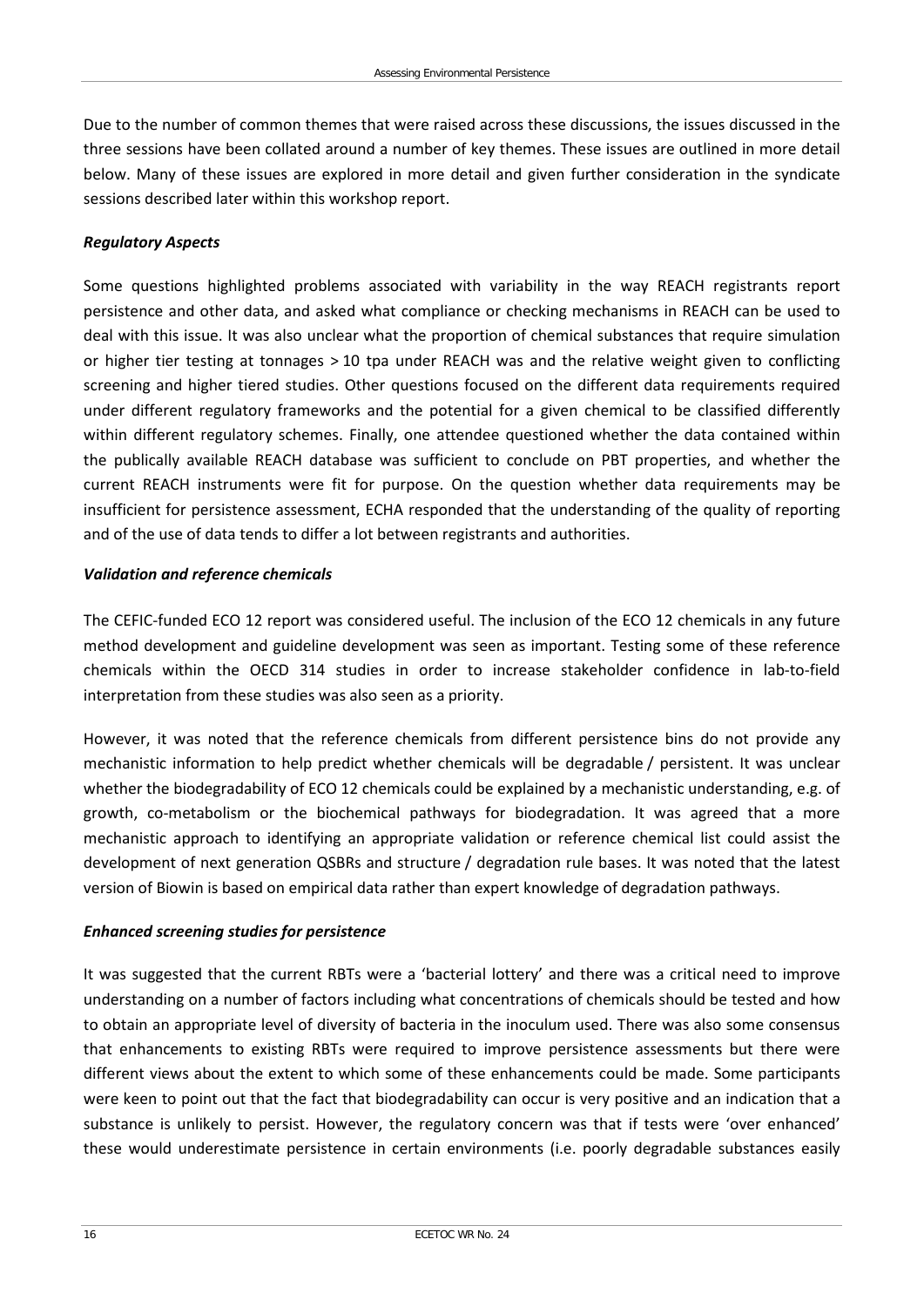Due to the number of common themes that were raised across these discussions, the issues discussed in the three sessions have been collated around a number of key themes. These issues are outlined in more detail below. Many of these issues are explored in more detail and given further consideration in the syndicate sessions described later within this workshop report.

### *Regulatory Aspects*

Some questions highlighted problems associated with variability in the way REACH registrants report persistence and other data, and asked what compliance or checking mechanisms in REACH can be used to deal with this issue. It was also unclear what the proportion of chemical substances that require simulation or higher tier testing at tonnages > 10 tpa under REACH was and the relative weight given to conflicting screening and higher tiered studies. Other questions focused on the different data requirements required under different regulatory frameworks and the potential for a given chemical to be classified differently within different regulatory schemes. Finally, one attendee questioned whether the data contained within the publically available REACH database was sufficient to conclude on PBT properties, and whether the current REACH instruments were fit for purpose. On the question whether data requirements may be insufficient for persistence assessment, ECHA responded that the understanding of the quality of reporting and of the use of data tends to differ a lot between registrants and authorities.

### *Validation and reference chemicals*

The CEFIC-funded ECO 12 report was considered useful. The inclusion of the ECO 12 chemicals in any future method development and guideline development was seen as important. Testing some of these reference chemicals within the OECD 314 studies in order to increase stakeholder confidence in lab-to-field interpretation from these studies was also seen as a priority.

However, it was noted that the reference chemicals from different persistence bins do not provide any mechanistic information to help predict whether chemicals will be degradable / persistent. It was unclear whether the biodegradability of ECO 12 chemicals could be explained by a mechanistic understanding, e.g. of growth, co-metabolism or the biochemical pathways for biodegradation. It was agreed that a more mechanistic approach to identifying an appropriate validation or reference chemical list could assist the development of next generation QSBRs and structure / degradation rule bases. It was noted that the latest version of Biowin is based on empirical data rather than expert knowledge of degradation pathways.

### *Enhanced screening studies for persistence*

It was suggested that the current RBTs were a 'bacterial lottery' and there was a critical need to improve understanding on a number of factors including what concentrations of chemicals should be tested and how to obtain an appropriate level of diversity of bacteria in the inoculum used. There was also some consensus that enhancements to existing RBTs were required to improve persistence assessments but there were different views about the extent to which some of these enhancements could be made. Some participants were keen to point out that the fact that biodegradability can occur is very positive and an indication that a substance is unlikely to persist. However, the regulatory concern was that if tests were 'over enhanced' these would underestimate persistence in certain environments (i.e. poorly degradable substances easily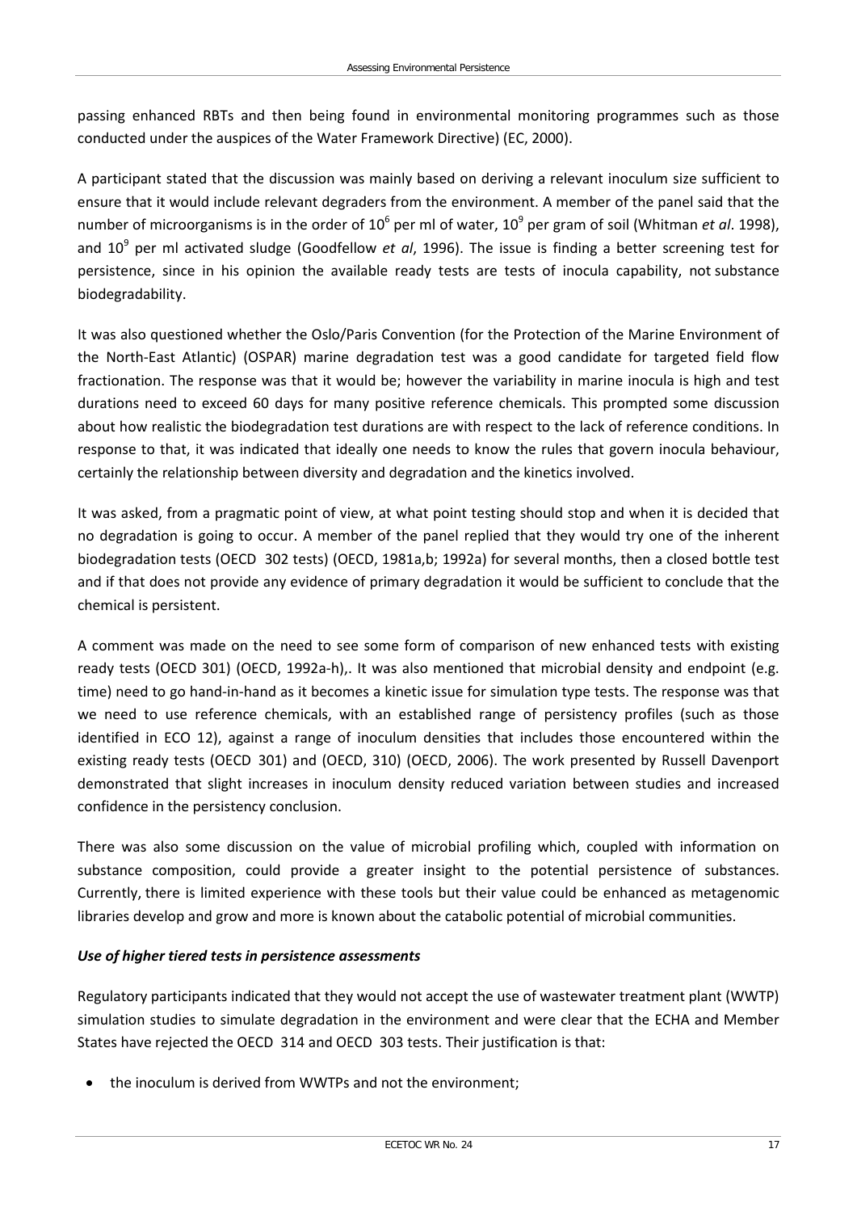passing enhanced RBTs and then being found in environmental monitoring programmes such as those conducted under the auspices of the Water Framework Directive) (EC, 2000).

A participant stated that the discussion was mainly based on deriving a relevant inoculum size sufficient to ensure that it would include relevant degraders from the environment. A member of the panel said that the number of microorganisms is in the order of $10^6$ per ml of water, $10^9$ per gram of soil (Whitman *et al*. 1998), and $10^9$ per ml activated sludge (Goodfellow *et al*, 1996). The issue is finding a better screening test for persistence, since in his opinion the available ready tests are tests of inocula capability, not substance biodegradability.

It was also questioned whether the Oslo/Paris Convention (for the Protection of the Marine Environment of the North-East Atlantic) (OSPAR) marine degradation test was a good candidate for targeted field flow fractionation. The response was that it would be; however the variability in marine inocula is high and test durations need to exceed 60 days for many positive reference chemicals. This prompted some discussion about how realistic the biodegradation test durations are with respect to the lack of reference conditions. In response to that, it was indicated that ideally one needs to know the rules that govern inocula behaviour, certainly the relationship between diversity and degradation and the kinetics involved.

It was asked, from a pragmatic point of view, at what point testing should stop and when it is decided that no degradation is going to occur. A member of the panel replied that they would try one of the inherent biodegradation tests (OECD 302 tests) (OECD, 1981a,b; 1992a) for several months, then a closed bottle test and if that does not provide any evidence of primary degradation it would be sufficient to conclude that the chemical is persistent.

A comment was made on the need to see some form of comparison of new enhanced tests with existing ready tests (OECD 301) (OECD, 1992a-h),. It was also mentioned that microbial density and endpoint (e.g. time) need to go hand-in-hand as it becomes a kinetic issue for simulation type tests. The response was that we need to use reference chemicals, with an established range of persistency profiles (such as those identified in ECO 12), against a range of inoculum densities that includes those encountered within the existing ready tests (OECD 301) and (OECD, 310) (OECD, 2006). The work presented by Russell Davenport demonstrated that slight increases in inoculum density reduced variation between studies and increased confidence in the persistency conclusion.

There was also some discussion on the value of microbial profiling which, coupled with information on substance composition, could provide a greater insight to the potential persistence of substances. Currently, there is limited experience with these tools but their value could be enhanced as metagenomic libraries develop and grow and more is known about the catabolic potential of microbial communities.

***Use of higher tiered tests in persistence assessments***

Regulatory participants indicated that they would not accept the use of wastewater treatment plant (WWTP) simulation studies to simulate degradation in the environment and were clear that the ECHA and Member States have rejected the OECD 314 and OECD 303 tests. Their justification is that:

- the inoculum is derived from WWTPs and not the environment;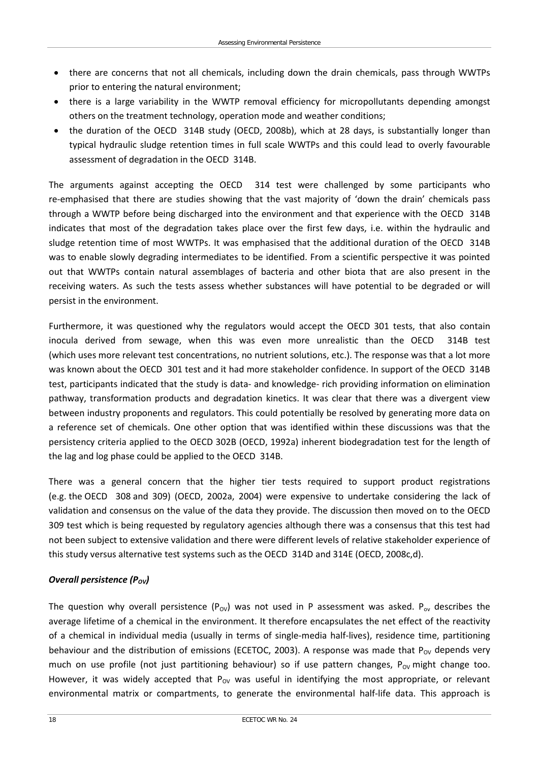- there are concerns that not all chemicals, including down the drain chemicals, pass through WWTPs prior to entering the natural environment;
- there is a large variability in the WWTP removal efficiency for micropollutants depending amongst others on the treatment technology, operation mode and weather conditions;
- the duration of the OECD 314B study (OECD, 2008b), which at 28 days, is substantially longer than typical hydraulic sludge retention times in full scale WWTPs and this could lead to overly favourable assessment of degradation in the OECD 314B.

The arguments against accepting the OECD 314 test were challenged by some participants who re-emphasised that there are studies showing that the vast majority of 'down the drain' chemicals pass through a WWTP before being discharged into the environment and that experience with the OECD 314B indicates that most of the degradation takes place over the first few days, i.e. within the hydraulic and sludge retention time of most WWTPs. It was emphasised that the additional duration of the OECD 314B was to enable slowly degrading intermediates to be identified. From a scientific perspective it was pointed out that WWTPs contain natural assemblages of bacteria and other biota that are also present in the receiving waters. As such the tests assess whether substances will have potential to be degraded or will persist in the environment.

Furthermore, it was questioned why the regulators would accept the OECD 301 tests, that also contain inocula derived from sewage, when this was even more unrealistic than the OECD 314B test (which uses more relevant test concentrations, no nutrient solutions, etc.). The response was that a lot more was known about the OECD 301 test and it had more stakeholder confidence. In support of the OECD 314B test, participants indicated that the study is data- and knowledge- rich providing information on elimination pathway, transformation products and degradation kinetics. It was clear that there was a divergent view between industry proponents and regulators. This could potentially be resolved by generating more data on a reference set of chemicals. One other option that was identified within these discussions was that the persistency criteria applied to the OECD 302B (OECD, 1992a) inherent biodegradation test for the length of the lag and log phase could be applied to the OECD 314B.

There was a general concern that the higher tier tests required to support product registrations (e.g. the OECD 308 and 309) (OECD, 2002a, 2004) were expensive to undertake considering the lack of validation and consensus on the value of the data they provide. The discussion then moved on to the OECD 309 test which is being requested by regulatory agencies although there was a consensus that this test had not been subject to extensive validation and there were different levels of relative stakeholder experience of this study versus alternative test systems such as the OECD 314D and 314E (OECD, 2008c,d).

***Overall persistence ($P_{OV}$)***

The question why overall persistence ($P_{OV}$) was not used in P assessment was asked. $P_{ov}$ describes the average lifetime of a chemical in the environment. It therefore encapsulates the net effect of the reactivity of a chemical in individual media (usually in terms of single-media half-lives), residence time, partitioning behaviour and the distribution of emissions (ECETOC, 2003). A response was made that $P_{OV}$ depends very much on use profile (not just partitioning behaviour) so if use pattern changes, $P_{OV}$ might change too. However, it was widely accepted that $P_{OV}$ was useful in identifying the most appropriate, or relevant environmental matrix or compartments, to generate the environmental half-life data. This approach is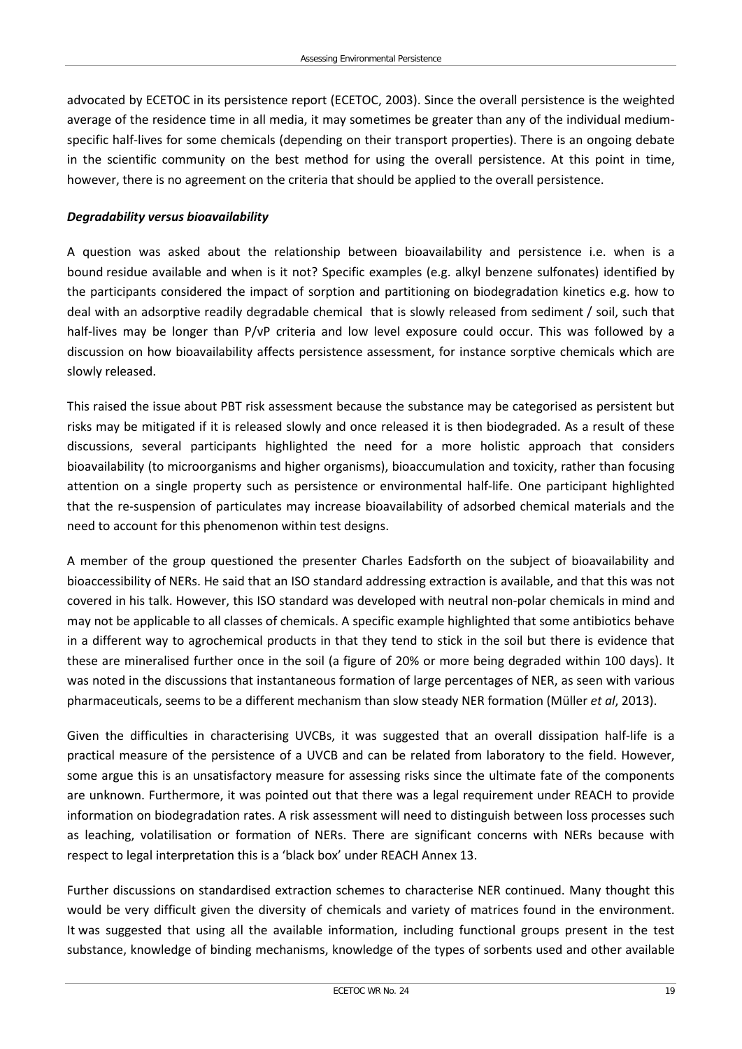advocated by ECETOC in its persistence report (ECETOC, 2003). Since the overall persistence is the weighted average of the residence time in all media, it may sometimes be greater than any of the individual medium-specific half-lives for some chemicals (depending on their transport properties). There is an ongoing debate in the scientific community on the best method for using the overall persistence. At this point in time, however, there is no agreement on the criteria that should be applied to the overall persistence.

***Degradability versus bioavailability***

A question was asked about the relationship between bioavailability and persistence i.e. when is a bound residue available and when is it not? Specific examples (e.g. alkyl benzene sulfonates) identified by the participants considered the impact of sorption and partitioning on biodegradation kinetics e.g. how to deal with an adsorptive readily degradable chemical that is slowly released from sediment / soil, such that half-lives may be longer than P/vP criteria and low level exposure could occur. This was followed by a discussion on how bioavailability affects persistence assessment, for instance sorptive chemicals which are slowly released.

This raised the issue about PBT risk assessment because the substance may be categorised as persistent but risks may be mitigated if it is released slowly and once released it is then biodegraded. As a result of these discussions, several participants highlighted the need for a more holistic approach that considers bioavailability (to microorganisms and higher organisms), bioaccumulation and toxicity, rather than focusing attention on a single property such as persistence or environmental half-life. One participant highlighted that the re-suspension of particulates may increase bioavailability of adsorbed chemical materials and the need to account for this phenomenon within test designs.

A member of the group questioned the presenter Charles Eadsforth on the subject of bioavailability and bioaccessibility of NERs. He said that an ISO standard addressing extraction is available, and that this was not covered in his talk. However, this ISO standard was developed with neutral non-polar chemicals in mind and may not be applicable to all classes of chemicals. A specific example highlighted that some antibiotics behave in a different way to agrochemical products in that they tend to stick in the soil but there is evidence that these are mineralised further once in the soil (a figure of 20% or more being degraded within 100 days). It was noted in the discussions that instantaneous formation of large percentages of NER, as seen with various pharmaceuticals, seems to be a different mechanism than slow steady NER formation (Müller *et al*, 2013).

Given the difficulties in characterising UVCBs, it was suggested that an overall dissipation half-life is a practical measure of the persistence of a UVCB and can be related from laboratory to the field. However, some argue this is an unsatisfactory measure for assessing risks since the ultimate fate of the components are unknown. Furthermore, it was pointed out that there was a legal requirement under REACH to provide information on biodegradation rates. A risk assessment will need to distinguish between loss processes such as leaching, volatilisation or formation of NERs. There are significant concerns with NERs because with respect to legal interpretation this is a 'black box' under REACH Annex 13.

Further discussions on standardised extraction schemes to characterise NER continued. Many thought this would be very difficult given the diversity of chemicals and variety of matrices found in the environment. It was suggested that using all the available information, including functional groups present in the test substance, knowledge of binding mechanisms, knowledge of the types of sorbents used and other available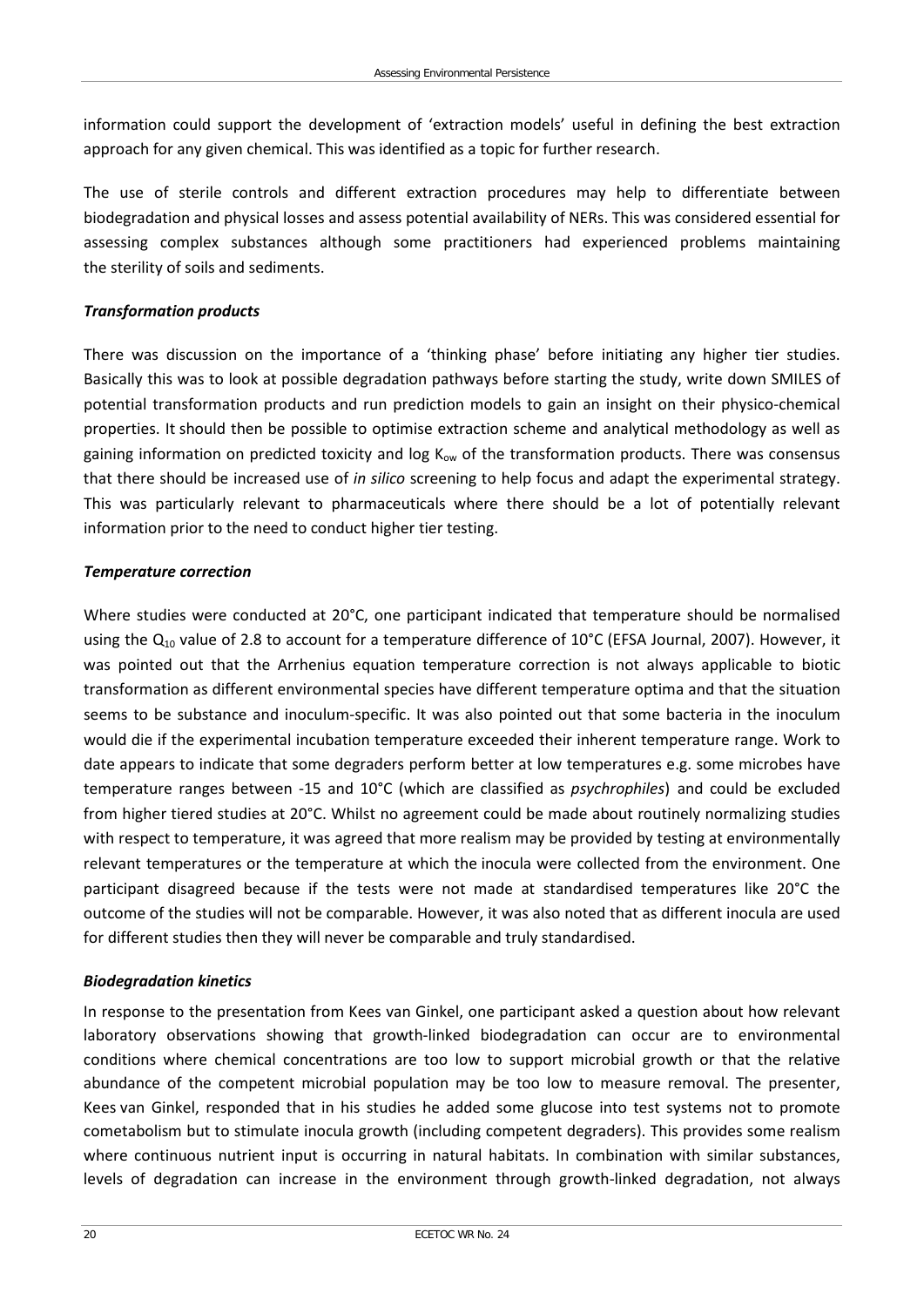information could support the development of 'extraction models' useful in defining the best extraction approach for any given chemical. This was identified as a topic for further research.

The use of sterile controls and different extraction procedures may help to differentiate between biodegradation and physical losses and assess potential availability of NERs. This was considered essential for assessing complex substances although some practitioners had experienced problems maintaining the sterility of soils and sediments.

### *Transformation products*

There was discussion on the importance of a 'thinking phase' before initiating any higher tier studies. Basically this was to look at possible degradation pathways before starting the study, write down SMILES of potential transformation products and run prediction models to gain an insight on their physico-chemical properties. It should then be possible to optimise extraction scheme and analytical methodology as well as gaining information on predicted toxicity and log $K_{ow}$ of the transformation products. There was consensus that there should be increased use of *in silico* screening to help focus and adapt the experimental strategy. This was particularly relevant to pharmaceuticals where there should be a lot of potentially relevant information prior to the need to conduct higher tier testing.

### *Temperature correction*

Where studies were conducted at 20°C, one participant indicated that temperature should be normalised using the $Q_{10}$ value of 2.8 to account for a temperature difference of 10°C (EFSA Journal, 2007). However, it was pointed out that the Arrhenius equation temperature correction is not always applicable to biotic transformation as different environmental species have different temperature optima and that the situation seems to be substance and inoculum-specific. It was also pointed out that some bacteria in the inoculum would die if the experimental incubation temperature exceeded their inherent temperature range. Work to date appears to indicate that some degraders perform better at low temperatures e.g. some microbes have temperature ranges between -15 and 10°C (which are classified as *psychrophiles*) and could be excluded from higher tiered studies at 20°C. Whilst no agreement could be made about routinely normalizing studies with respect to temperature, it was agreed that more realism may be provided by testing at environmentally relevant temperatures or the temperature at which the inocula were collected from the environment. One participant disagreed because if the tests were not made at standardised temperatures like 20°C the outcome of the studies will not be comparable. However, it was also noted that as different inocula are used for different studies then they will never be comparable and truly standardised.

### *Biodegradation kinetics*

In response to the presentation from Kees van Ginkel, one participant asked a question about how relevant laboratory observations showing that growth-linked biodegradation can occur are to environmental conditions where chemical concentrations are too low to support microbial growth or that the relative abundance of the competent microbial population may be too low to measure removal. The presenter, Kees van Ginkel, responded that in his studies he added some glucose into test systems not to promote cometabolism but to stimulate inocula growth (including competent degraders). This provides some realism where continuous nutrient input is occurring in natural habitats. In combination with similar substances, levels of degradation can increase in the environment through growth-linked degradation, not always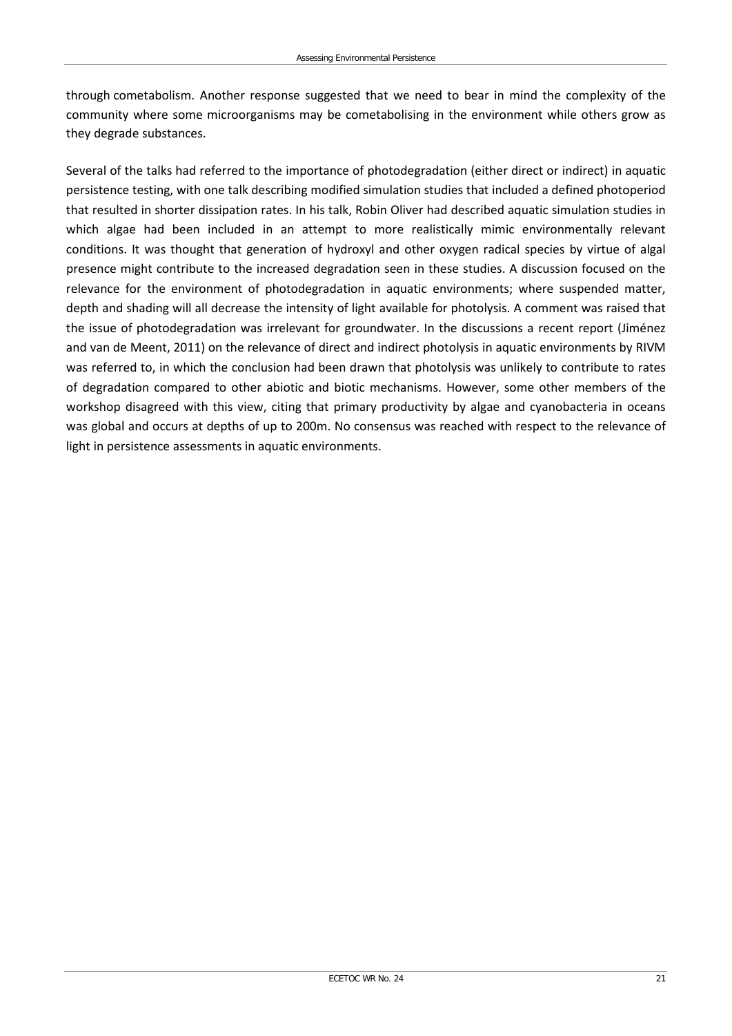through cometabolism. Another response suggested that we need to bear in mind the complexity of the community where some microorganisms may be cometabolising in the environment while others grow as they degrade substances.

Several of the talks had referred to the importance of photodegradation (either direct or indirect) in aquatic persistence testing, with one talk describing modified simulation studies that included a defined photoperiod that resulted in shorter dissipation rates. In his talk, Robin Oliver had described aquatic simulation studies in which algae had been included in an attempt to more realistically mimic environmentally relevant conditions. It was thought that generation of hydroxyl and other oxygen radical species by virtue of algal presence might contribute to the increased degradation seen in these studies. A discussion focused on the relevance for the environment of photodegradation in aquatic environments; where suspended matter, depth and shading will all decrease the intensity of light available for photolysis. A comment was raised that the issue of photodegradation was irrelevant for groundwater. In the discussions a recent report (Jiménez and van de Meent, 2011) on the relevance of direct and indirect photolysis in aquatic environments by RIVM was referred to, in which the conclusion had been drawn that photolysis was unlikely to contribute to rates of degradation compared to other abiotic and biotic mechanisms. However, some other members of the workshop disagreed with this view, citing that primary productivity by algae and cyanobacteria in oceans was global and occurs at depths of up to 200m. No consensus was reached with respect to the relevance of light in persistence assessments in aquatic environments.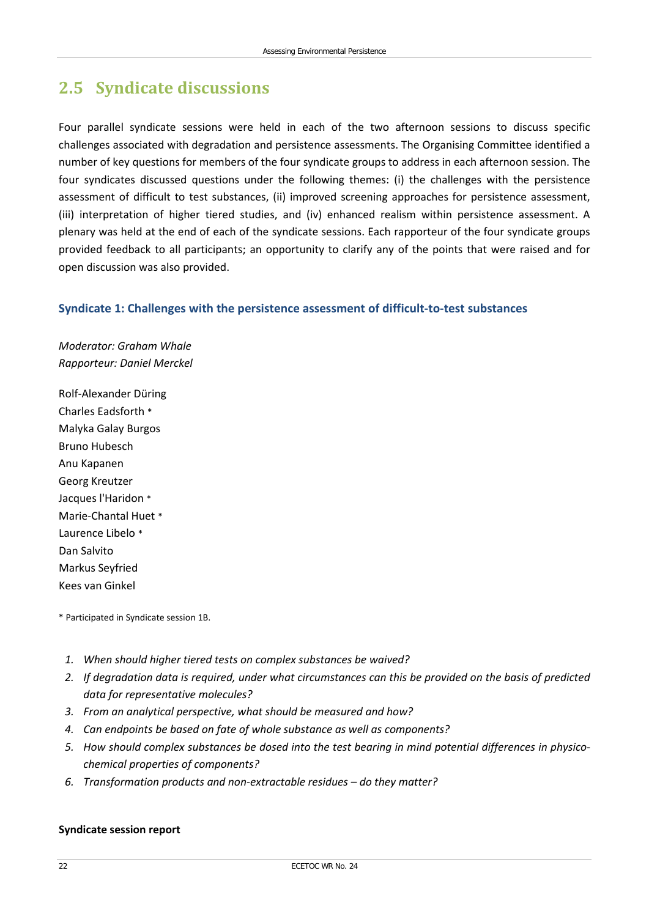## 2.5 Syndicate discussions

Four parallel syndicate sessions were held in each of the two afternoon sessions to discuss specific challenges associated with degradation and persistence assessments. The Organising Committee identified a number of key questions for members of the four syndicate groups to address in each afternoon session. The four syndicates discussed questions under the following themes: (i) the challenges with the persistence assessment of difficult to test substances, (ii) improved screening approaches for persistence assessment, (iii) interpretation of higher tiered studies, and (iv) enhanced realism within persistence assessment. A plenary was held at the end of each of the syndicate sessions. Each rapporteur of the four syndicate groups provided feedback to all participants; an opportunity to clarify any of the points that were raised and for open discussion was also provided.

### Syndicate 1: Challenges with the persistence assessment of difficult-to-test substances

*Moderator: Graham Whale*
*Rapporteur: Daniel Merckel*

Rolf-Alexander Düring
Charles Eadsforth *
Malyka Galay Burgos
Bruno Hubesch
Anu Kapanen
Georg Kreutzer
Jacques l'Haridon *
Marie-Chantal Huet *
Laurence Libelo *
Dan Salvito
Markus Seyfried
Kees van Ginkel

* Participated in Syndicate session 1B.

1. *When should higher tiered tests on complex substances be waived?*
2. *If degradation data is required, under what circumstances can this be provided on the basis of predicted data for representative molecules?*
3. *From an analytical perspective, what should be measured and how?*
4. *Can endpoints be based on fate of whole substance as well as components?*
5. *How should complex substances be dosed into the test bearing in mind potential differences in physico-chemical properties of components?*
6. *Transformation products and non-extractable residues – do they matter?*

**Syndicate session report**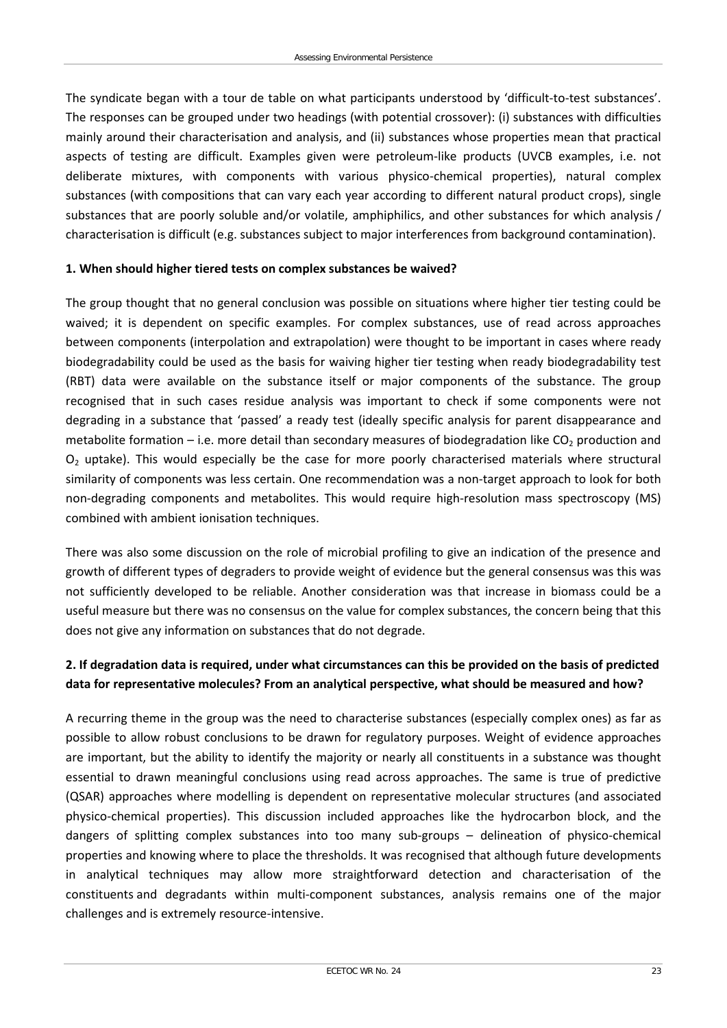The syndicate began with a tour de table on what participants understood by 'difficult-to-test substances'. The responses can be grouped under two headings (with potential crossover): (i) substances with difficulties mainly around their characterisation and analysis, and (ii) substances whose properties mean that practical aspects of testing are difficult. Examples given were petroleum-like products (UVCB examples, i.e. not deliberate mixtures, with components with various physico-chemical properties), natural complex substances (with compositions that can vary each year according to different natural product crops), single substances that are poorly soluble and/or volatile, amphiphilics, and other substances for which analysis / characterisation is difficult (e.g. substances subject to major interferences from background contamination).

**1. When should higher tiered tests on complex substances be waived?**

The group thought that no general conclusion was possible on situations where higher tier testing could be waived; it is dependent on specific examples. For complex substances, use of read across approaches between components (interpolation and extrapolation) were thought to be important in cases where ready biodegradability could be used as the basis for waiving higher tier testing when ready biodegradability test (RBT) data were available on the substance itself or major components of the substance. The group recognised that in such cases residue analysis was important to check if some components were not degrading in a substance that 'passed' a ready test (ideally specific analysis for parent disappearance and metabolite formation – i.e. more detail than secondary measures of biodegradation like $CO_2$ production and $O_2$ uptake). This would especially be the case for more poorly characterised materials where structural similarity of components was less certain. One recommendation was a non-target approach to look for both non-degrading components and metabolites. This would require high-resolution mass spectroscopy (MS) combined with ambient ionisation techniques.

There was also some discussion on the role of microbial profiling to give an indication of the presence and growth of different types of degraders to provide weight of evidence but the general consensus was this was not sufficiently developed to be reliable. Another consideration was that increase in biomass could be a useful measure but there was no consensus on the value for complex substances, the concern being that this does not give any information on substances that do not degrade.

**2. If degradation data is required, under what circumstances can this be provided on the basis of predicted data for representative molecules? From an analytical perspective, what should be measured and how?**

A recurring theme in the group was the need to characterise substances (especially complex ones) as far as possible to allow robust conclusions to be drawn for regulatory purposes. Weight of evidence approaches are important, but the ability to identify the majority or nearly all constituents in a substance was thought essential to drawn meaningful conclusions using read across approaches. The same is true of predictive (QSAR) approaches where modelling is dependent on representative molecular structures (and associated physico-chemical properties). This discussion included approaches like the hydrocarbon block, and the dangers of splitting complex substances into too many sub-groups – delineation of physico-chemical properties and knowing where to place the thresholds. It was recognised that although future developments in analytical techniques may allow more straightforward detection and characterisation of the constituents and degradants within multi-component substances, analysis remains one of the major challenges and is extremely resource-intensive.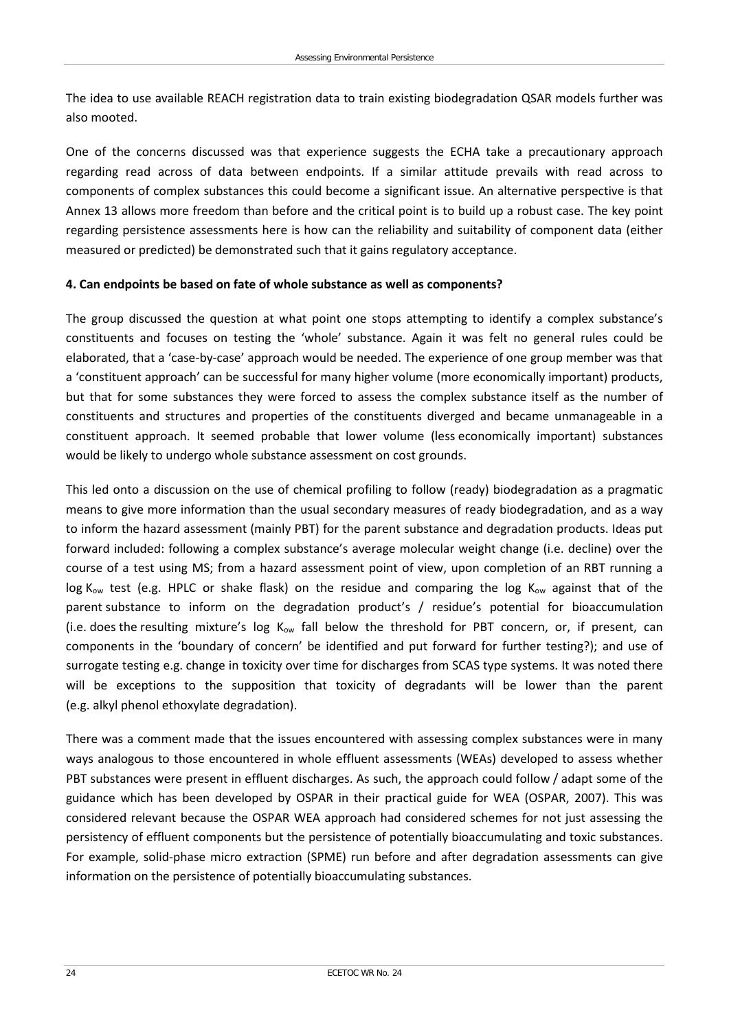The idea to use available REACH registration data to train existing biodegradation QSAR models further was also mooted.

One of the concerns discussed was that experience suggests the ECHA take a precautionary approach regarding read across of data between endpoints. If a similar attitude prevails with read across to components of complex substances this could become a significant issue. An alternative perspective is that Annex 13 allows more freedom than before and the critical point is to build up a robust case. The key point regarding persistence assessments here is how can the reliability and suitability of component data (either measured or predicted) be demonstrated such that it gains regulatory acceptance.

**4. Can endpoints be based on fate of whole substance as well as components?**

The group discussed the question at what point one stops attempting to identify a complex substance's constituents and focuses on testing the 'whole' substance. Again it was felt no general rules could be elaborated, that a 'case-by-case' approach would be needed. The experience of one group member was that a 'constituent approach' can be successful for many higher volume (more economically important) products, but that for some substances they were forced to assess the complex substance itself as the number of constituents and structures and properties of the constituents diverged and became unmanageable in a constituent approach. It seemed probable that lower volume (less economically important) substances would be likely to undergo whole substance assessment on cost grounds.

This led onto a discussion on the use of chemical profiling to follow (ready) biodegradation as a pragmatic means to give more information than the usual secondary measures of ready biodegradation, and as a way to inform the hazard assessment (mainly PBT) for the parent substance and degradation products. Ideas put forward included: following a complex substance's average molecular weight change (i.e. decline) over the course of a test using MS; from a hazard assessment point of view, upon completion of an RBT running a log $K_{ow}$ test (e.g. HPLC or shake flask) on the residue and comparing the log $K_{ow}$ against that of the parent substance to inform on the degradation product's / residue's potential for bioaccumulation (i.e. does the resulting mixture's log $K_{ow}$ fall below the threshold for PBT concern, or, if present, can components in the 'boundary of concern' be identified and put forward for further testing?); and use of surrogate testing e.g. change in toxicity over time for discharges from SCAS type systems. It was noted there will be exceptions to the supposition that toxicity of degradants will be lower than the parent (e.g. alkyl phenol ethoxylate degradation).

There was a comment made that the issues encountered with assessing complex substances were in many ways analogous to those encountered in whole effluent assessments (WEAs) developed to assess whether PBT substances were present in effluent discharges. As such, the approach could follow / adapt some of the guidance which has been developed by OSPAR in their practical guide for WEA (OSPAR, 2007). This was considered relevant because the OSPAR WEA approach had considered schemes for not just assessing the persistency of effluent components but the persistence of potentially bioaccumulating and toxic substances. For example, solid-phase micro extraction (SPME) run before and after degradation assessments can give information on the persistence of potentially bioaccumulating substances.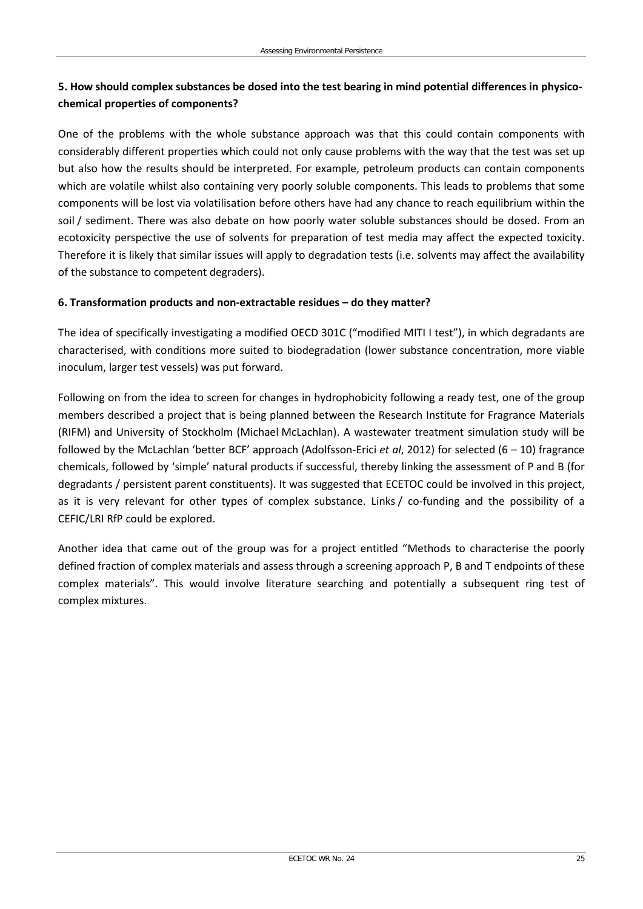**5. How should complex substances be dosed into the test bearing in mind potential differences in physico-chemical properties of components?**

One of the problems with the whole substance approach was that this could contain components with considerably different properties which could not only cause problems with the way that the test was set up but also how the results should be interpreted. For example, petroleum products can contain components which are volatile whilst also containing very poorly soluble components. This leads to problems that some components will be lost via volatilisation before others have had any chance to reach equilibrium within the soil / sediment. There was also debate on how poorly water soluble substances should be dosed. From an ecotoxicity perspective the use of solvents for preparation of test media may affect the expected toxicity. Therefore it is likely that similar issues will apply to degradation tests (i.e. solvents may affect the availability of the substance to competent degraders).

**6. Transformation products and non-extractable residues – do they matter?**

The idea of specifically investigating a modified OECD 301C ("modified MITI I test"), in which degradants are characterised, with conditions more suited to biodegradation (lower substance concentration, more viable inoculum, larger test vessels) was put forward.

Following on from the idea to screen for changes in hydrophobicity following a ready test, one of the group members described a project that is being planned between the Research Institute for Fragrance Materials (RIFM) and University of Stockholm (Michael McLachlan). A wastewater treatment simulation study will be followed by the McLachlan 'better BCF' approach (Adolfsson-Erici *et al*, 2012) for selected (6 – 10) fragrance chemicals, followed by 'simple' natural products if successful, thereby linking the assessment of P and B (for degradants / persistent parent constituents). It was suggested that ECETOC could be involved in this project, as it is very relevant for other types of complex substance. Links / co-funding and the possibility of a CEFIC/LRI RfP could be explored.

Another idea that came out of the group was for a project entitled "Methods to characterise the poorly defined fraction of complex materials and assess through a screening approach P, B and T endpoints of these complex materials". This would involve literature searching and potentially a subsequent ring test of complex mixtures.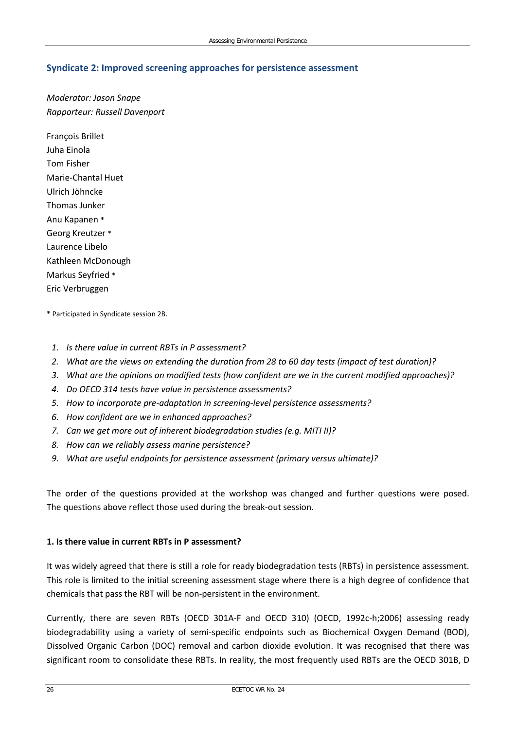## Syndicate 2: Improved screening approaches for persistence assessment

*Moderator: Jason Snape*
*Rapporteur: Russell Davenport*

François Brillet
Juha Einola
Tom Fisher
Marie-Chantal Huet
Ulrich Jöhncke
Thomas Junker
Anu Kapanen *
Georg Kreutzer *
Laurence Libelo
Kathleen McDonough
Markus Seyfried *
Eric Verbruggen

* Participated in Syndicate session 2B.

1. *Is there value in current RBTs in P assessment?*
2. *What are the views on extending the duration from 28 to 60 day tests (impact of test duration)?*
3. *What are the opinions on modified tests (how confident are we in the current modified approaches)?*
4. *Do OECD 314 tests have value in persistence assessments?*
5. *How to incorporate pre-adaptation in screening-level persistence assessments?*
6. *How confident are we in enhanced approaches?*
7. *Can we get more out of inherent biodegradation studies (e.g. MITI II)?*
8. *How can we reliably assess marine persistence?*
9. *What are useful endpoints for persistence assessment (primary versus ultimate)?*

The order of the questions provided at the workshop was changed and further questions were posed. The questions above reflect those used during the break-out session.

### 1. Is there value in current RBTs in P assessment?

It was widely agreed that there is still a role for ready biodegradation tests (RBTs) in persistence assessment. This role is limited to the initial screening assessment stage where there is a high degree of confidence that chemicals that pass the RBT will be non-persistent in the environment.

Currently, there are seven RBTs (OECD 301A-F and OECD 310) (OECD, 1992c-h;2006) assessing ready biodegradability using a variety of semi-specific endpoints such as Biochemical Oxygen Demand (BOD), Dissolved Organic Carbon (DOC) removal and carbon dioxide evolution. It was recognised that there was significant room to consolidate these RBTs. In reality, the most frequently used RBTs are the OECD 301B, D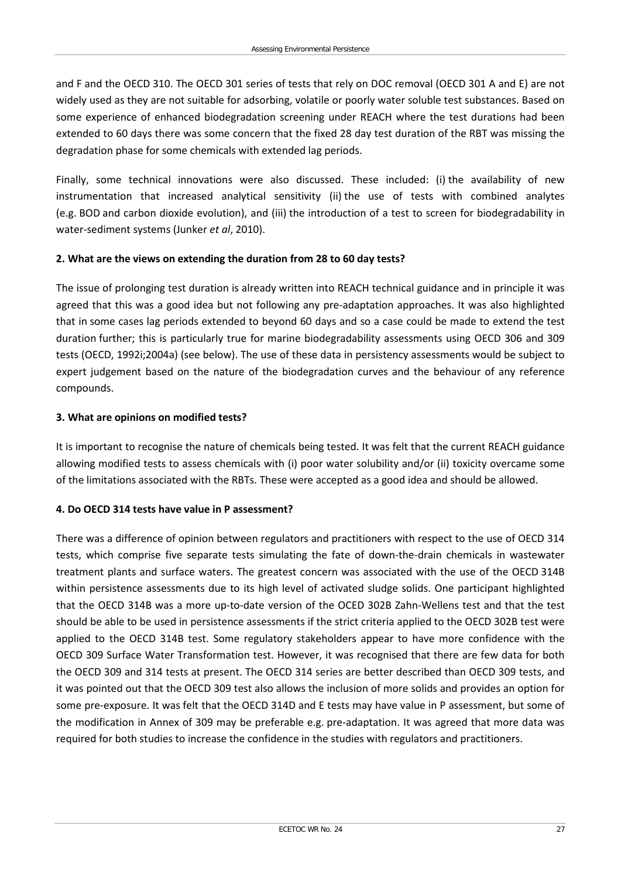and F and the OECD 310. The OECD 301 series of tests that rely on DOC removal (OECD 301 A and E) are not widely used as they are not suitable for adsorbing, volatile or poorly water soluble test substances. Based on some experience of enhanced biodegradation screening under REACH where the test durations had been extended to 60 days there was some concern that the fixed 28 day test duration of the RBT was missing the degradation phase for some chemicals with extended lag periods.

Finally, some technical innovations were also discussed. These included: (i) the availability of new instrumentation that increased analytical sensitivity (ii) the use of tests with combined analytes (e.g. BOD and carbon dioxide evolution), and (iii) the introduction of a test to screen for biodegradability in water-sediment systems (Junker *et al*, 2010).

**2. What are the views on extending the duration from 28 to 60 day tests?**

The issue of prolonging test duration is already written into REACH technical guidance and in principle it was agreed that this was a good idea but not following any pre-adaptation approaches. It was also highlighted that in some cases lag periods extended to beyond 60 days and so a case could be made to extend the test duration further; this is particularly true for marine biodegradability assessments using OECD 306 and 309 tests (OECD, 1992i;2004a) (see below). The use of these data in persistency assessments would be subject to expert judgement based on the nature of the biodegradation curves and the behaviour of any reference compounds.

**3. What are opinions on modified tests?**

It is important to recognise the nature of chemicals being tested. It was felt that the current REACH guidance allowing modified tests to assess chemicals with (i) poor water solubility and/or (ii) toxicity overcame some of the limitations associated with the RBTs. These were accepted as a good idea and should be allowed.

**4. Do OECD 314 tests have value in P assessment?**

There was a difference of opinion between regulators and practitioners with respect to the use of OECD 314 tests, which comprise five separate tests simulating the fate of down-the-drain chemicals in wastewater treatment plants and surface waters. The greatest concern was associated with the use of the OECD 314B within persistence assessments due to its high level of activated sludge solids. One participant highlighted that the OECD 314B was a more up-to-date version of the OCED 302B Zahn-Wellens test and that the test should be able to be used in persistence assessments if the strict criteria applied to the OECD 302B test were applied to the OECD 314B test. Some regulatory stakeholders appear to have more confidence with the OECD 309 Surface Water Transformation test. However, it was recognised that there are few data for both the OECD 309 and 314 tests at present. The OECD 314 series are better described than OECD 309 tests, and it was pointed out that the OECD 309 test also allows the inclusion of more solids and provides an option for some pre-exposure. It was felt that the OECD 314D and E tests may have value in P assessment, but some of the modification in Annex of 309 may be preferable e.g. pre-adaptation. It was agreed that more data was required for both studies to increase the confidence in the studies with regulators and practitioners.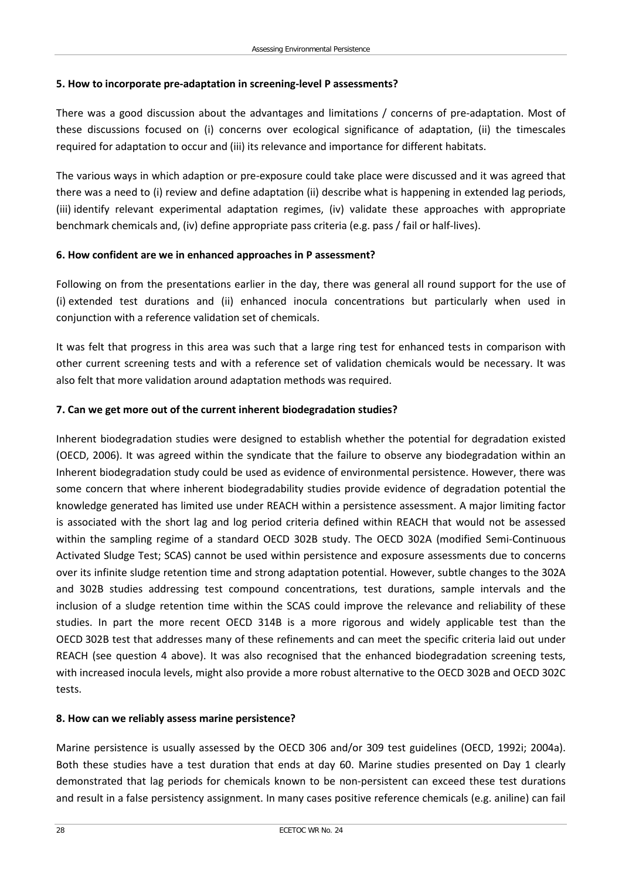**5. How to incorporate pre-adaptation in screening-level P assessments?**

There was a good discussion about the advantages and limitations / concerns of pre-adaptation. Most of these discussions focused on (i) concerns over ecological significance of adaptation, (ii) the timescales required for adaptation to occur and (iii) its relevance and importance for different habitats.

The various ways in which adaption or pre-exposure could take place were discussed and it was agreed that there was a need to (i) review and define adaptation (ii) describe what is happening in extended lag periods, (iii) identify relevant experimental adaptation regimes, (iv) validate these approaches with appropriate benchmark chemicals and, (iv) define appropriate pass criteria (e.g. pass / fail or half-lives).

**6. How confident are we in enhanced approaches in P assessment?**

Following on from the presentations earlier in the day, there was general all round support for the use of (i) extended test durations and (ii) enhanced inocula concentrations but particularly when used in conjunction with a reference validation set of chemicals.

It was felt that progress in this area was such that a large ring test for enhanced tests in comparison with other current screening tests and with a reference set of validation chemicals would be necessary. It was also felt that more validation around adaptation methods was required.

**7. Can we get more out of the current inherent biodegradation studies?**

Inherent biodegradation studies were designed to establish whether the potential for degradation existed (OECD, 2006). It was agreed within the syndicate that the failure to observe any biodegradation within an Inherent biodegradation study could be used as evidence of environmental persistence. However, there was some concern that where inherent biodegradability studies provide evidence of degradation potential the knowledge generated has limited use under REACH within a persistence assessment. A major limiting factor is associated with the short lag and log period criteria defined within REACH that would not be assessed within the sampling regime of a standard OECD 302B study. The OECD 302A (modified Semi-Continuous Activated Sludge Test; SCAS) cannot be used within persistence and exposure assessments due to concerns over its infinite sludge retention time and strong adaptation potential. However, subtle changes to the 302A and 302B studies addressing test compound concentrations, test durations, sample intervals and the inclusion of a sludge retention time within the SCAS could improve the relevance and reliability of these studies. In part the more recent OECD 314B is a more rigorous and widely applicable test than the OECD 302B test that addresses many of these refinements and can meet the specific criteria laid out under REACH (see question 4 above). It was also recognised that the enhanced biodegradation screening tests, with increased inocula levels, might also provide a more robust alternative to the OECD 302B and OECD 302C tests.

**8. How can we reliably assess marine persistence?**

Marine persistence is usually assessed by the OECD 306 and/or 309 test guidelines (OECD, 1992i; 2004a). Both these studies have a test duration that ends at day 60. Marine studies presented on Day 1 clearly demonstrated that lag periods for chemicals known to be non-persistent can exceed these test durations and result in a false persistency assignment. In many cases positive reference chemicals (e.g. aniline) can fail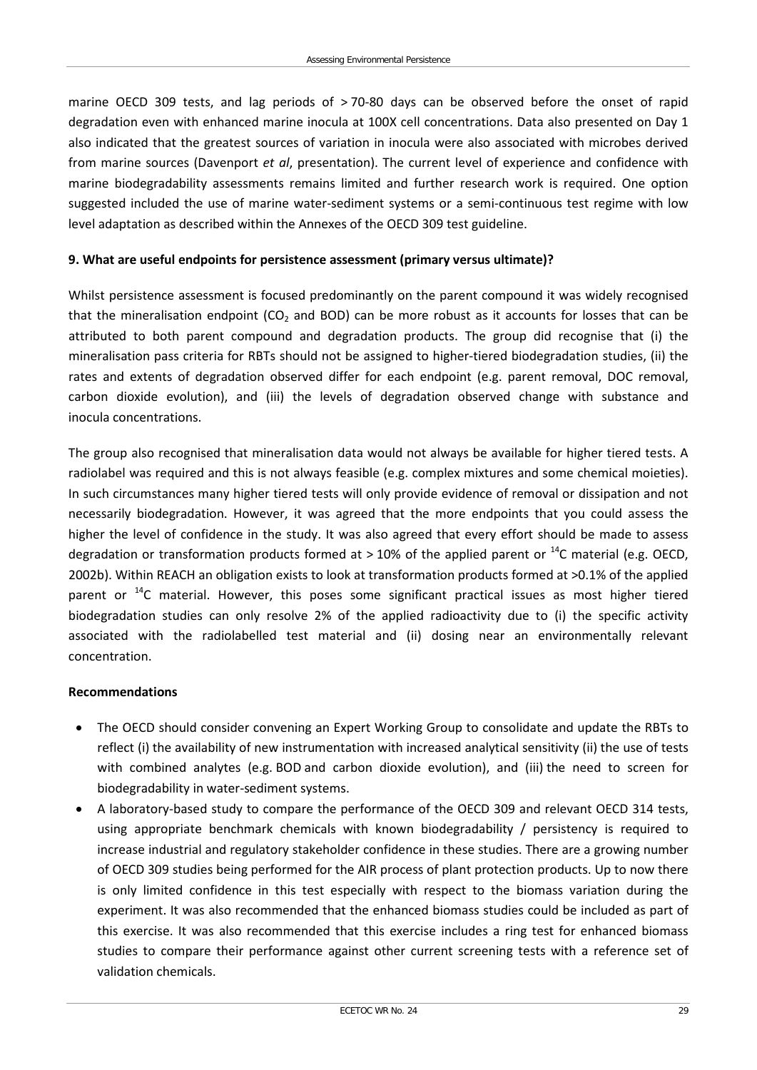marine OECD 309 tests, and lag periods of > 70-80 days can be observed before the onset of rapid degradation even with enhanced marine inocula at 100X cell concentrations. Data also presented on Day 1 also indicated that the greatest sources of variation in inocula were also associated with microbes derived from marine sources (Davenport *et al*, presentation). The current level of experience and confidence with marine biodegradability assessments remains limited and further research work is required. One option suggested included the use of marine water-sediment systems or a semi-continuous test regime with low level adaptation as described within the Annexes of the OECD 309 test guideline.

**9. What are useful endpoints for persistence assessment (primary versus ultimate)?**

Whilst persistence assessment is focused predominantly on the parent compound it was widely recognised that the mineralisation endpoint ($CO_2$ and BOD) can be more robust as it accounts for losses that can be attributed to both parent compound and degradation products. The group did recognise that (i) the mineralisation pass criteria for RBTs should not be assigned to higher-tiered biodegradation studies, (ii) the rates and extents of degradation observed differ for each endpoint (e.g. parent removal, DOC removal, carbon dioxide evolution), and (iii) the levels of degradation observed change with substance and inocula concentrations.

The group also recognised that mineralisation data would not always be available for higher tiered tests. A radiolabel was required and this is not always feasible (e.g. complex mixtures and some chemical moieties). In such circumstances many higher tiered tests will only provide evidence of removal or dissipation and not necessarily biodegradation. However, it was agreed that the more endpoints that you could assess the higher the level of confidence in the study. It was also agreed that every effort should be made to assess degradation or transformation products formed at > 10% of the applied parent or $^{14}C$ material (e.g. OECD, 2002b). Within REACH an obligation exists to look at transformation products formed at >0.1% of the applied parent or $^{14}C$ material. However, this poses some significant practical issues as most higher tiered biodegradation studies can only resolve 2% of the applied radioactivity due to (i) the specific activity associated with the radiolabelled test material and (ii) dosing near an environmentally relevant concentration.

**Recommendations**

- The OECD should consider convening an Expert Working Group to consolidate and update the RBTs to reflect (i) the availability of new instrumentation with increased analytical sensitivity (ii) the use of tests with combined analytes (e.g. BOD and carbon dioxide evolution), and (iii) the need to screen for biodegradability in water-sediment systems.
- A laboratory-based study to compare the performance of the OECD 309 and relevant OECD 314 tests, using appropriate benchmark chemicals with known biodegradability / persistency is required to increase industrial and regulatory stakeholder confidence in these studies. There are a growing number of OECD 309 studies being performed for the AIR process of plant protection products. Up to now there is only limited confidence in this test especially with respect to the biomass variation during the experiment. It was also recommended that the enhanced biomass studies could be included as part of this exercise. It was also recommended that this exercise includes a ring test for enhanced biomass studies to compare their performance against other current screening tests with a reference set of validation chemicals.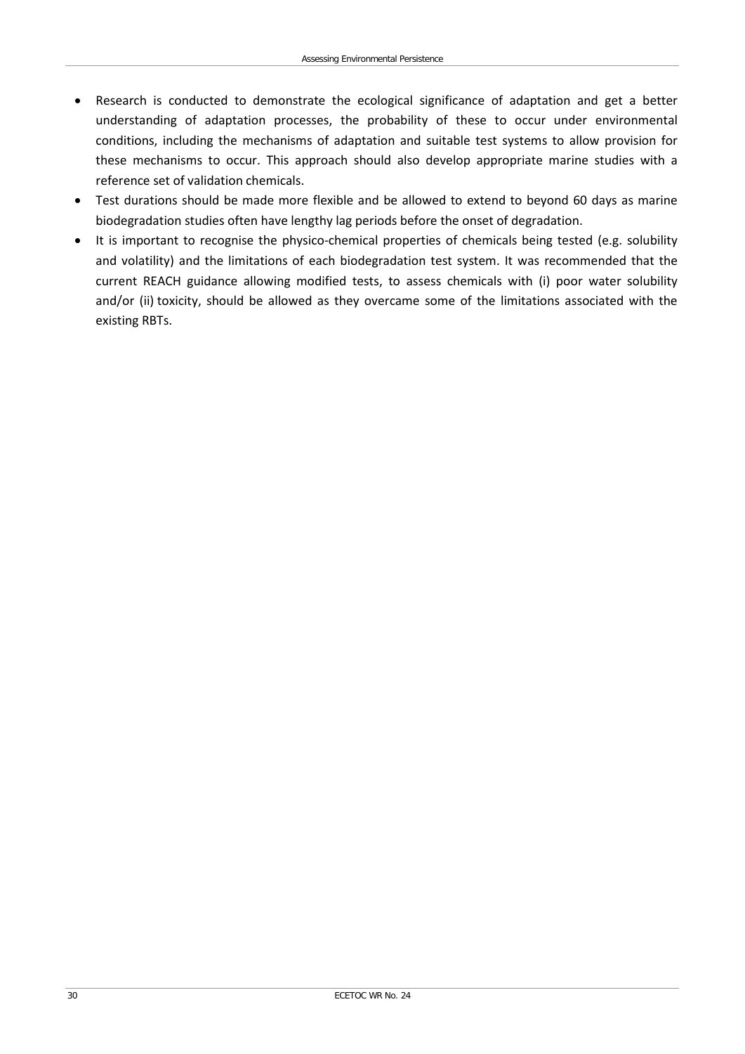- Research is conducted to demonstrate the ecological significance of adaptation and get a better understanding of adaptation processes, the probability of these to occur under environmental conditions, including the mechanisms of adaptation and suitable test systems to allow provision for these mechanisms to occur. This approach should also develop appropriate marine studies with a reference set of validation chemicals.
- Test durations should be made more flexible and be allowed to extend to beyond 60 days as marine biodegradation studies often have lengthy lag periods before the onset of degradation.
- It is important to recognise the physico-chemical properties of chemicals being tested (e.g. solubility and volatility) and the limitations of each biodegradation test system. It was recommended that the current REACH guidance allowing modified tests, to assess chemicals with (i) poor water solubility and/or (ii) toxicity, should be allowed as they overcame some of the limitations associated with the existing RBTs.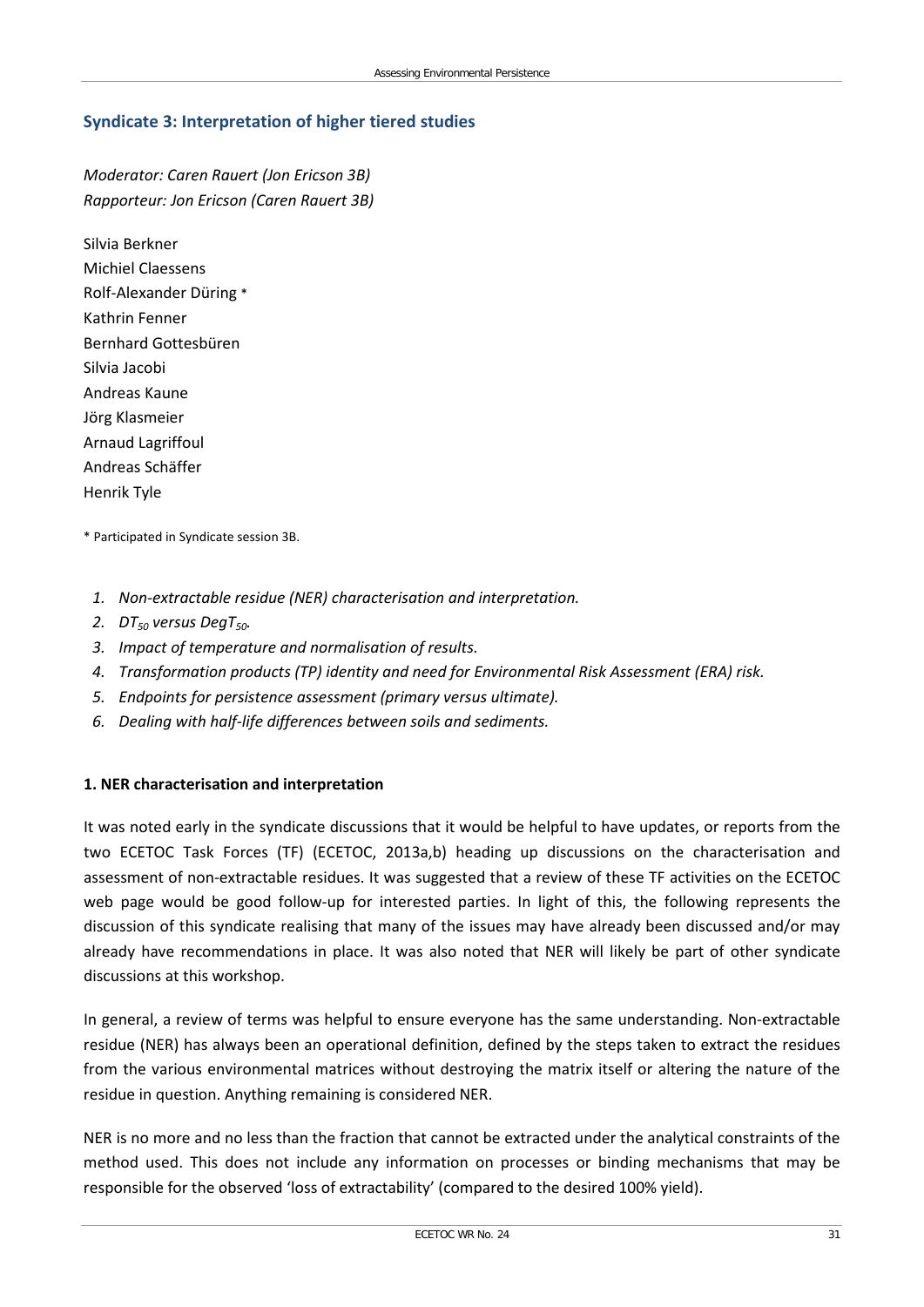## Syndicate 3: Interpretation of higher tiered studies

*Moderator: Caren Rauert (Jon Ericson 3B)*
*Rapporteur: Jon Ericson (Caren Rauert 3B)*

Silvia Berkner
Michiel Claessens
Rolf-Alexander Düring *
Kathrin Fenner
Bernhard Gottesbüren
Silvia Jacobi
Andreas Kaune
Jörg Klasmeier
Arnaud Lagriffoul
Andreas Schäffer
Henrik Tyle

* Participated in Syndicate session 3B.

1. *Non-extractable residue (NER) characterisation and interpretation.*
2. *$DT_{50}$ versus $DegT_{50}$.*
3. *Impact of temperature and normalisation of results.*
4. *Transformation products (TP) identity and need for Environmental Risk Assessment (ERA) risk.*
5. *Endpoints for persistence assessment (primary versus ultimate).*
6. *Dealing with half-life differences between soils and sediments.*

### 1. NER characterisation and interpretation

It was noted early in the syndicate discussions that it would be helpful to have updates, or reports from the two ECETOC Task Forces (TF) (ECETOC, 2013a,b) heading up discussions on the characterisation and assessment of non-extractable residues. It was suggested that a review of these TF activities on the ECETOC web page would be good follow-up for interested parties. In light of this, the following represents the discussion of this syndicate realising that many of the issues may have already been discussed and/or may already have recommendations in place. It was also noted that NER will likely be part of other syndicate discussions at this workshop.

In general, a review of terms was helpful to ensure everyone has the same understanding. Non-extractable residue (NER) has always been an operational definition, defined by the steps taken to extract the residues from the various environmental matrices without destroying the matrix itself or altering the nature of the residue in question. Anything remaining is considered NER.

NER is no more and no less than the fraction that cannot be extracted under the analytical constraints of the method used. This does not include any information on processes or binding mechanisms that may be responsible for the observed 'loss of extractability' (compared to the desired 100% yield).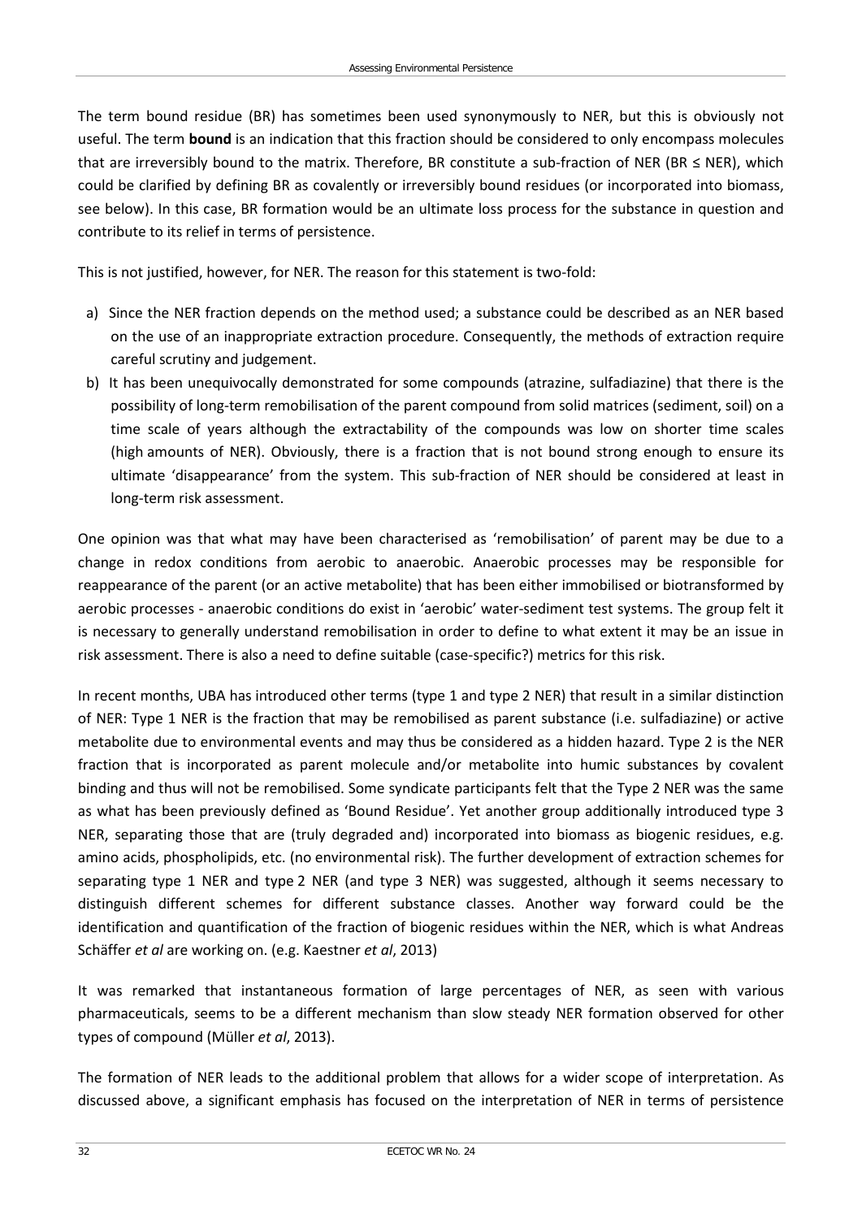The term bound residue (BR) has sometimes been used synonymously to NER, but this is obviously not useful. The term **bound** is an indication that this fraction should be considered to only encompass molecules that are irreversibly bound to the matrix. Therefore, BR constitute a sub-fraction of NER (BR ≤ NER), which could be clarified by defining BR as covalently or irreversibly bound residues (or incorporated into biomass, see below). In this case, BR formation would be an ultimate loss process for the substance in question and contribute to its relief in terms of persistence.

This is not justified, however, for NER. The reason for this statement is two-fold:

a) Since the NER fraction depends on the method used; a substance could be described as an NER based on the use of an inappropriate extraction procedure. Consequently, the methods of extraction require careful scrutiny and judgement.
b) It has been unequivocally demonstrated for some compounds (atrazine, sulfadiazine) that there is the possibility of long-term remobilisation of the parent compound from solid matrices (sediment, soil) on a time scale of years although the extractability of the compounds was low on shorter time scales (high amounts of NER). Obviously, there is a fraction that is not bound strong enough to ensure its ultimate 'disappearance' from the system. This sub-fraction of NER should be considered at least in long-term risk assessment.

One opinion was that what may have been characterised as 'remobilisation' of parent may be due to a change in redox conditions from aerobic to anaerobic. Anaerobic processes may be responsible for reappearance of the parent (or an active metabolite) that has been either immobilised or biotransformed by aerobic processes - anaerobic conditions do exist in 'aerobic' water-sediment test systems. The group felt it is necessary to generally understand remobilisation in order to define to what extent it may be an issue in risk assessment. There is also a need to define suitable (case-specific?) metrics for this risk.

In recent months, UBA has introduced other terms (type 1 and type 2 NER) that result in a similar distinction of NER: Type 1 NER is the fraction that may be remobilised as parent substance (i.e. sulfadiazine) or active metabolite due to environmental events and may thus be considered as a hidden hazard. Type 2 is the NER fraction that is incorporated as parent molecule and/or metabolite into humic substances by covalent binding and thus will not be remobilised. Some syndicate participants felt that the Type 2 NER was the same as what has been previously defined as 'Bound Residue'. Yet another group additionally introduced type 3 NER, separating those that are (truly degraded and) incorporated into biomass as biogenic residues, e.g. amino acids, phospholipids, etc. (no environmental risk). The further development of extraction schemes for separating type 1 NER and type 2 NER (and type 3 NER) was suggested, although it seems necessary to distinguish different schemes for different substance classes. Another way forward could be the identification and quantification of the fraction of biogenic residues within the NER, which is what Andreas Schäffer *et al* are working on. (e.g. Kaestner *et al*, 2013)

It was remarked that instantaneous formation of large percentages of NER, as seen with various pharmaceuticals, seems to be a different mechanism than slow steady NER formation observed for other types of compound (Müller *et al*, 2013).

The formation of NER leads to the additional problem that allows for a wider scope of interpretation. As discussed above, a significant emphasis has focused on the interpretation of NER in terms of persistence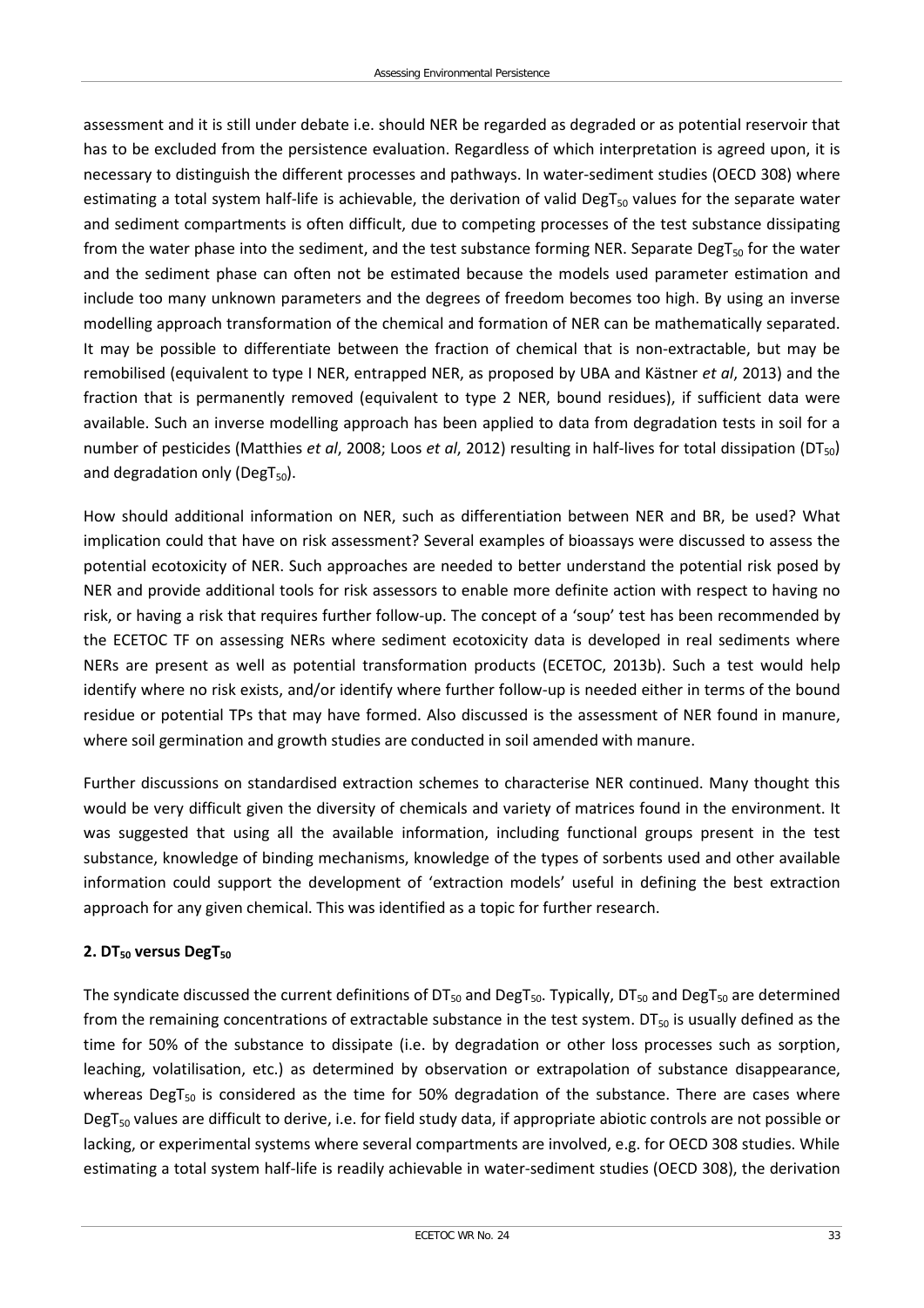assessment and it is still under debate i.e. should NER be regarded as degraded or as potential reservoir that has to be excluded from the persistence evaluation. Regardless of which interpretation is agreed upon, it is necessary to distinguish the different processes and pathways. In water-sediment studies (OECD 308) where estimating a total system half-life is achievable, the derivation of valid $DegT_{50}$ values for the separate water and sediment compartments is often difficult, due to competing processes of the test substance dissipating from the water phase into the sediment, and the test substance forming NER. Separate $DegT_{50}$ for the water and the sediment phase can often not be estimated because the models used parameter estimation and include too many unknown parameters and the degrees of freedom becomes too high. By using an inverse modelling approach transformation of the chemical and formation of NER can be mathematically separated. It may be possible to differentiate between the fraction of chemical that is non-extractable, but may be remobilised (equivalent to type I NER, entrapped NER, as proposed by UBA and Kästner *et al*, 2013) and the fraction that is permanently removed (equivalent to type 2 NER, bound residues), if sufficient data were available. Such an inverse modelling approach has been applied to data from degradation tests in soil for a number of pesticides (Matthies *et al*, 2008; Loos *et al*, 2012) resulting in half-lives for total dissipation ($DT_{50}$) and degradation only ($DegT_{50}$).

How should additional information on NER, such as differentiation between NER and BR, be used? What implication could that have on risk assessment? Several examples of bioassays were discussed to assess the potential ecotoxicity of NER. Such approaches are needed to better understand the potential risk posed by NER and provide additional tools for risk assessors to enable more definite action with respect to having no risk, or having a risk that requires further follow-up. The concept of a 'soup' test has been recommended by the ECETOC TF on assessing NERs where sediment ecotoxicity data is developed in real sediments where NERs are present as well as potential transformation products (ECETOC, 2013b). Such a test would help identify where no risk exists, and/or identify where further follow-up is needed either in terms of the bound residue or potential TPs that may have formed. Also discussed is the assessment of NER found in manure, where soil germination and growth studies are conducted in soil amended with manure.

Further discussions on standardised extraction schemes to characterise NER continued. Many thought this would be very difficult given the diversity of chemicals and variety of matrices found in the environment. It was suggested that using all the available information, including functional groups present in the test substance, knowledge of binding mechanisms, knowledge of the types of sorbents used and other available information could support the development of 'extraction models' useful in defining the best extraction approach for any given chemical. This was identified as a topic for further research.

**2. $DT_{50}$ versus $DegT_{50}$**

The syndicate discussed the current definitions of $DT_{50}$ and $DegT_{50}$. Typically, $DT_{50}$ and $DegT_{50}$ are determined from the remaining concentrations of extractable substance in the test system. $DT_{50}$ is usually defined as the time for 50% of the substance to dissipate (i.e. by degradation or other loss processes such as sorption, leaching, volatilisation, etc.) as determined by observation or extrapolation of substance disappearance, whereas $DegT_{50}$ is considered as the time for 50% degradation of the substance. There are cases where $DegT_{50}$ values are difficult to derive, i.e. for field study data, if appropriate abiotic controls are not possible or lacking, or experimental systems where several compartments are involved, e.g. for OECD 308 studies. While estimating a total system half-life is readily achievable in water-sediment studies (OECD 308), the derivation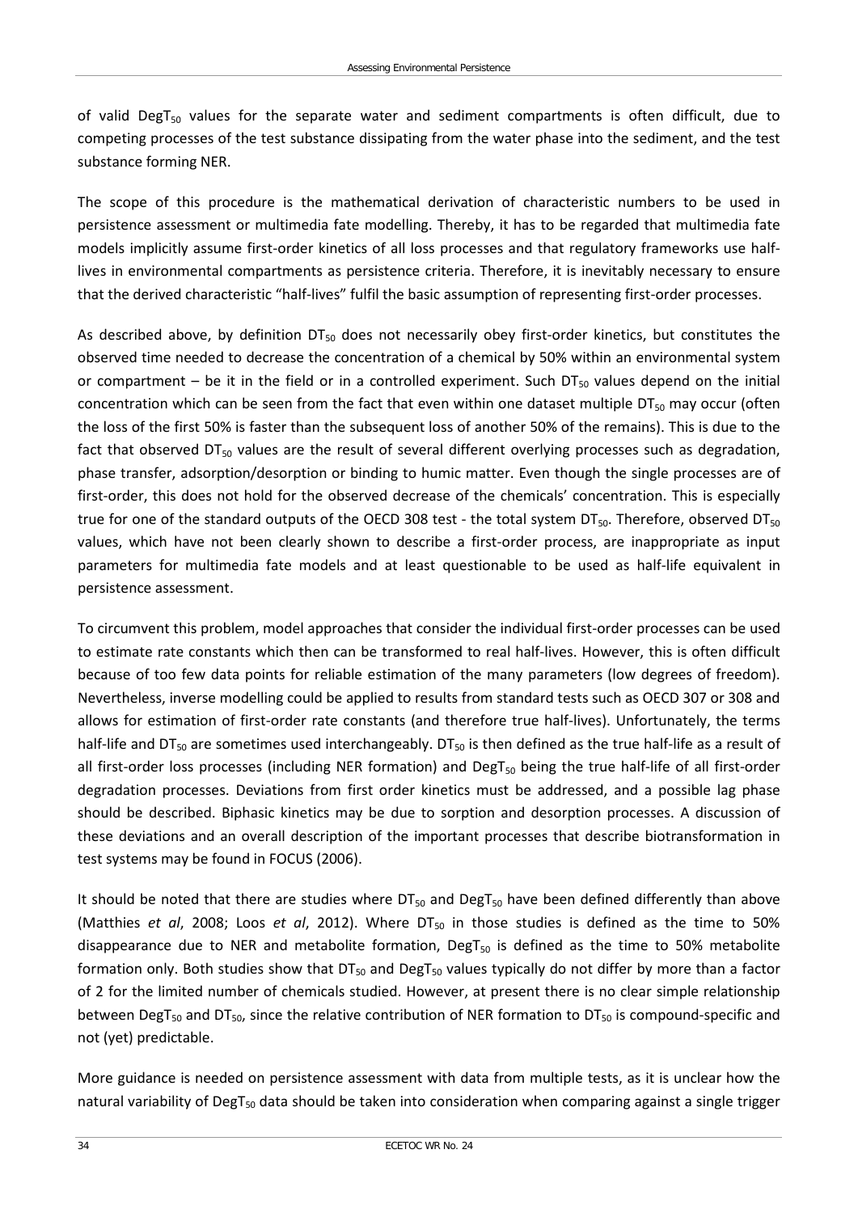of valid $DegT_{50}$ values for the separate water and sediment compartments is often difficult, due to competing processes of the test substance dissipating from the water phase into the sediment, and the test substance forming NER.

The scope of this procedure is the mathematical derivation of characteristic numbers to be used in persistence assessment or multimedia fate modelling. Thereby, it has to be regarded that multimedia fate models implicitly assume first-order kinetics of all loss processes and that regulatory frameworks use half-lives in environmental compartments as persistence criteria. Therefore, it is inevitably necessary to ensure that the derived characteristic "half-lives" fulfil the basic assumption of representing first-order processes.

As described above, by definition $DT_{50}$ does not necessarily obey first-order kinetics, but constitutes the observed time needed to decrease the concentration of a chemical by 50% within an environmental system or compartment – be it in the field or in a controlled experiment. Such $DT_{50}$ values depend on the initial concentration which can be seen from the fact that even within one dataset multiple $DT_{50}$ may occur (often the loss of the first 50% is faster than the subsequent loss of another 50% of the remains). This is due to the fact that observed $DT_{50}$ values are the result of several different overlying processes such as degradation, phase transfer, adsorption/desorption or binding to humic matter. Even though the single processes are of first-order, this does not hold for the observed decrease of the chemicals' concentration. This is especially true for one of the standard outputs of the OECD 308 test - the total system $DT_{50}$. Therefore, observed $DT_{50}$ values, which have not been clearly shown to describe a first-order process, are inappropriate as input parameters for multimedia fate models and at least questionable to be used as half-life equivalent in persistence assessment.

To circumvent this problem, model approaches that consider the individual first-order processes can be used to estimate rate constants which then can be transformed to real half-lives. However, this is often difficult because of too few data points for reliable estimation of the many parameters (low degrees of freedom). Nevertheless, inverse modelling could be applied to results from standard tests such as OECD 307 or 308 and allows for estimation of first-order rate constants (and therefore true half-lives). Unfortunately, the terms half-life and $DT_{50}$ are sometimes used interchangeably. $DT_{50}$ is then defined as the true half-life as a result of all first-order loss processes (including NER formation) and $DegT_{50}$ being the true half-life of all first-order degradation processes. Deviations from first order kinetics must be addressed, and a possible lag phase should be described. Biphasic kinetics may be due to sorption and desorption processes. A discussion of these deviations and an overall description of the important processes that describe biotransformation in test systems may be found in FOCUS (2006).

It should be noted that there are studies where $DT_{50}$ and $DegT_{50}$ have been defined differently than above (Matthies *et al*, 2008; Loos *et al*, 2012). Where $DT_{50}$ in those studies is defined as the time to 50% disappearance due to NER and metabolite formation, $DegT_{50}$ is defined as the time to 50% metabolite formation only. Both studies show that $DT_{50}$ and $DegT_{50}$ values typically do not differ by more than a factor of 2 for the limited number of chemicals studied. However, at present there is no clear simple relationship between $DegT_{50}$ and $DT_{50}$, since the relative contribution of NER formation to $DT_{50}$ is compound-specific and not (yet) predictable.

More guidance is needed on persistence assessment with data from multiple tests, as it is unclear how the natural variability of $DegT_{50}$ data should be taken into consideration when comparing against a single trigger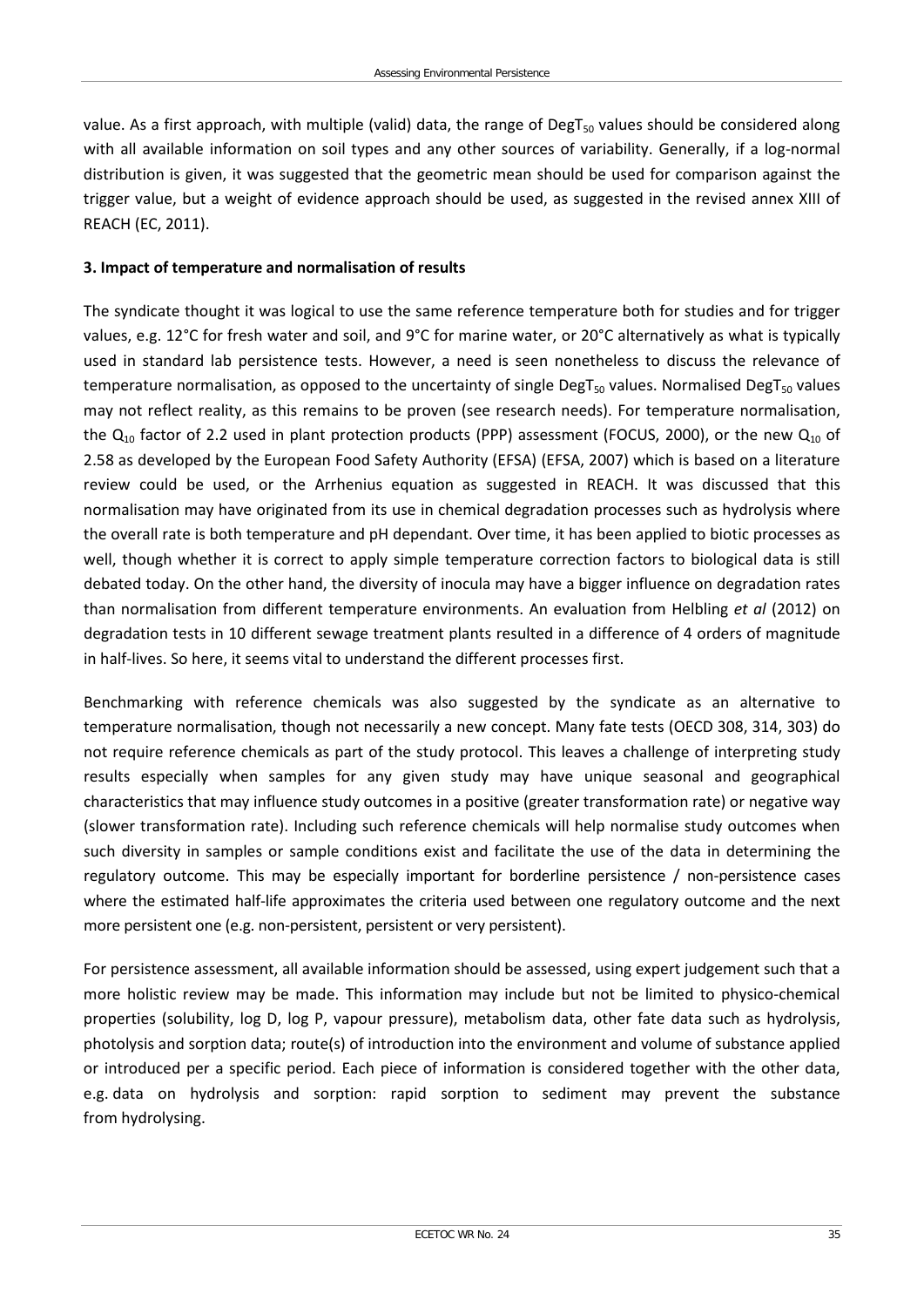value. As a first approach, with multiple (valid) data, the range of $DegT_{50}$ values should be considered along with all available information on soil types and any other sources of variability. Generally, if a log-normal distribution is given, it was suggested that the geometric mean should be used for comparison against the trigger value, but a weight of evidence approach should be used, as suggested in the revised annex XIII of REACH (EC, 2011).

**3. Impact of temperature and normalisation of results**

The syndicate thought it was logical to use the same reference temperature both for studies and for trigger values, e.g. 12°C for fresh water and soil, and 9°C for marine water, or 20°C alternatively as what is typically used in standard lab persistence tests. However, a need is seen nonetheless to discuss the relevance of temperature normalisation, as opposed to the uncertainty of single $DegT_{50}$ values. Normalised $DegT_{50}$ values may not reflect reality, as this remains to be proven (see research needs). For temperature normalisation, the $Q_{10}$ factor of 2.2 used in plant protection products (PPP) assessment (FOCUS, 2000), or the new $Q_{10}$ of 2.58 as developed by the European Food Safety Authority (EFSA) (EFSA, 2007) which is based on a literature review could be used, or the Arrhenius equation as suggested in REACH. It was discussed that this normalisation may have originated from its use in chemical degradation processes such as hydrolysis where the overall rate is both temperature and pH dependant. Over time, it has been applied to biotic processes as well, though whether it is correct to apply simple temperature correction factors to biological data is still debated today. On the other hand, the diversity of inocula may have a bigger influence on degradation rates than normalisation from different temperature environments. An evaluation from Helbling *et al* (2012) on degradation tests in 10 different sewage treatment plants resulted in a difference of 4 orders of magnitude in half-lives. So here, it seems vital to understand the different processes first.

Benchmarking with reference chemicals was also suggested by the syndicate as an alternative to temperature normalisation, though not necessarily a new concept. Many fate tests (OECD 308, 314, 303) do not require reference chemicals as part of the study protocol. This leaves a challenge of interpreting study results especially when samples for any given study may have unique seasonal and geographical characteristics that may influence study outcomes in a positive (greater transformation rate) or negative way (slower transformation rate). Including such reference chemicals will help normalise study outcomes when such diversity in samples or sample conditions exist and facilitate the use of the data in determining the regulatory outcome. This may be especially important for borderline persistence / non-persistence cases where the estimated half-life approximates the criteria used between one regulatory outcome and the next more persistent one (e.g. non-persistent, persistent or very persistent).

For persistence assessment, all available information should be assessed, using expert judgement such that a more holistic review may be made. This information may include but not be limited to physico-chemical properties (solubility, log D, log P, vapour pressure), metabolism data, other fate data such as hydrolysis, photolysis and sorption data; route(s) of introduction into the environment and volume of substance applied or introduced per a specific period. Each piece of information is considered together with the other data, e.g. data on hydrolysis and sorption: rapid sorption to sediment may prevent the substance from hydrolysing.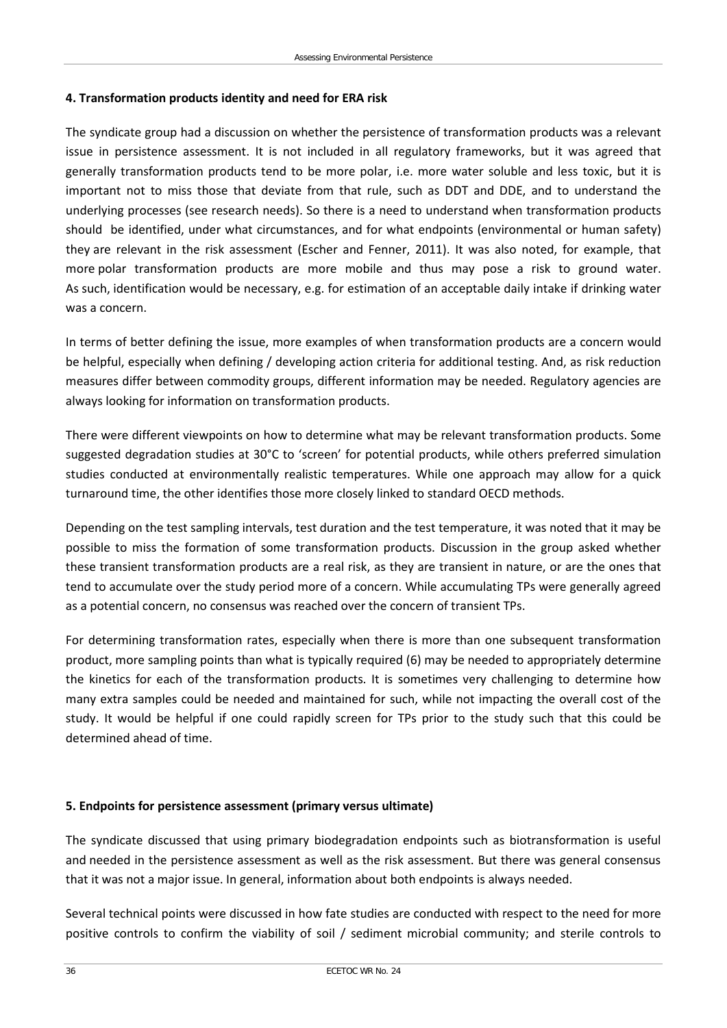#### 4. Transformation products identity and need for ERA risk

The syndicate group had a discussion on whether the persistence of transformation products was a relevant issue in persistence assessment. It is not included in all regulatory frameworks, but it was agreed that generally transformation products tend to be more polar, i.e. more water soluble and less toxic, but it is important not to miss those that deviate from that rule, such as DDT and DDE, and to understand the underlying processes (see research needs). So there is a need to understand when transformation products should be identified, under what circumstances, and for what endpoints (environmental or human safety) they are relevant in the risk assessment (Escher and Fenner, 2011). It was also noted, for example, that more polar transformation products are more mobile and thus may pose a risk to ground water. As such, identification would be necessary, e.g. for estimation of an acceptable daily intake if drinking water was a concern.

In terms of better defining the issue, more examples of when transformation products are a concern would be helpful, especially when defining / developing action criteria for additional testing. And, as risk reduction measures differ between commodity groups, different information may be needed. Regulatory agencies are always looking for information on transformation products.

There were different viewpoints on how to determine what may be relevant transformation products. Some suggested degradation studies at 30°C to 'screen' for potential products, while others preferred simulation studies conducted at environmentally realistic temperatures. While one approach may allow for a quick turnaround time, the other identifies those more closely linked to standard OECD methods.

Depending on the test sampling intervals, test duration and the test temperature, it was noted that it may be possible to miss the formation of some transformation products. Discussion in the group asked whether these transient transformation products are a real risk, as they are transient in nature, or are the ones that tend to accumulate over the study period more of a concern. While accumulating TPs were generally agreed as a potential concern, no consensus was reached over the concern of transient TPs.

For determining transformation rates, especially when there is more than one subsequent transformation product, more sampling points than what is typically required (6) may be needed to appropriately determine the kinetics for each of the transformation products. It is sometimes very challenging to determine how many extra samples could be needed and maintained for such, while not impacting the overall cost of the study. It would be helpful if one could rapidly screen for TPs prior to the study such that this could be determined ahead of time.

#### 5. Endpoints for persistence assessment (primary versus ultimate)

The syndicate discussed that using primary biodegradation endpoints such as biotransformation is useful and needed in the persistence assessment as well as the risk assessment. But there was general consensus that it was not a major issue. In general, information about both endpoints is always needed.

Several technical points were discussed in how fate studies are conducted with respect to the need for more positive controls to confirm the viability of soil / sediment microbial community; and sterile controls to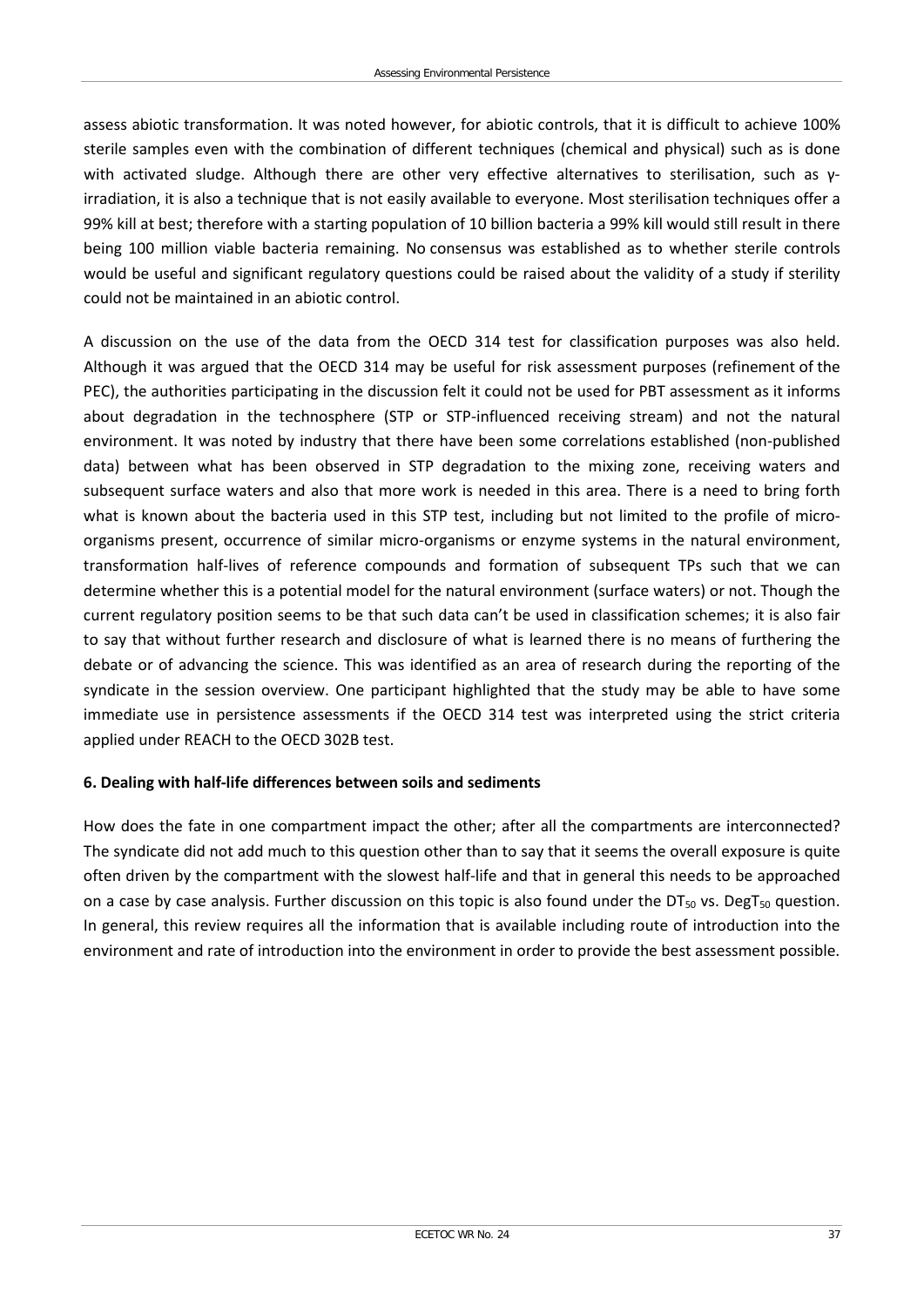assess abiotic transformation. It was noted however, for abiotic controls, that it is difficult to achieve 100% sterile samples even with the combination of different techniques (chemical and physical) such as is done with activated sludge. Although there are other very effective alternatives to sterilisation, such as γ-irradiation, it is also a technique that is not easily available to everyone. Most sterilisation techniques offer a 99% kill at best; therefore with a starting population of 10 billion bacteria a 99% kill would still result in there being 100 million viable bacteria remaining. No consensus was established as to whether sterile controls would be useful and significant regulatory questions could be raised about the validity of a study if sterility could not be maintained in an abiotic control.

A discussion on the use of the data from the OECD 314 test for classification purposes was also held. Although it was argued that the OECD 314 may be useful for risk assessment purposes (refinement of the PEC), the authorities participating in the discussion felt it could not be used for PBT assessment as it informs about degradation in the technosphere (STP or STP-influenced receiving stream) and not the natural environment. It was noted by industry that there have been some correlations established (non-published data) between what has been observed in STP degradation to the mixing zone, receiving waters and subsequent surface waters and also that more work is needed in this area. There is a need to bring forth what is known about the bacteria used in this STP test, including but not limited to the profile of micro-organisms present, occurrence of similar micro-organisms or enzyme systems in the natural environment, transformation half-lives of reference compounds and formation of subsequent TPs such that we can determine whether this is a potential model for the natural environment (surface waters) or not. Though the current regulatory position seems to be that such data can't be used in classification schemes; it is also fair to say that without further research and disclosure of what is learned there is no means of furthering the debate or of advancing the science. This was identified as an area of research during the reporting of the syndicate in the session overview. One participant highlighted that the study may be able to have some immediate use in persistence assessments if the OECD 314 test was interpreted using the strict criteria applied under REACH to the OECD 302B test.

### 6. Dealing with half-life differences between soils and sediments

How does the fate in one compartment impact the other; after all the compartments are interconnected? The syndicate did not add much to this question other than to say that it seems the overall exposure is quite often driven by the compartment with the slowest half-life and that in general this needs to be approached on a case by case analysis. Further discussion on this topic is also found under the $DT_{50}$ vs. $DegT_{50}$ question. In general, this review requires all the information that is available including route of introduction into the environment and rate of introduction into the environment in order to provide the best assessment possible.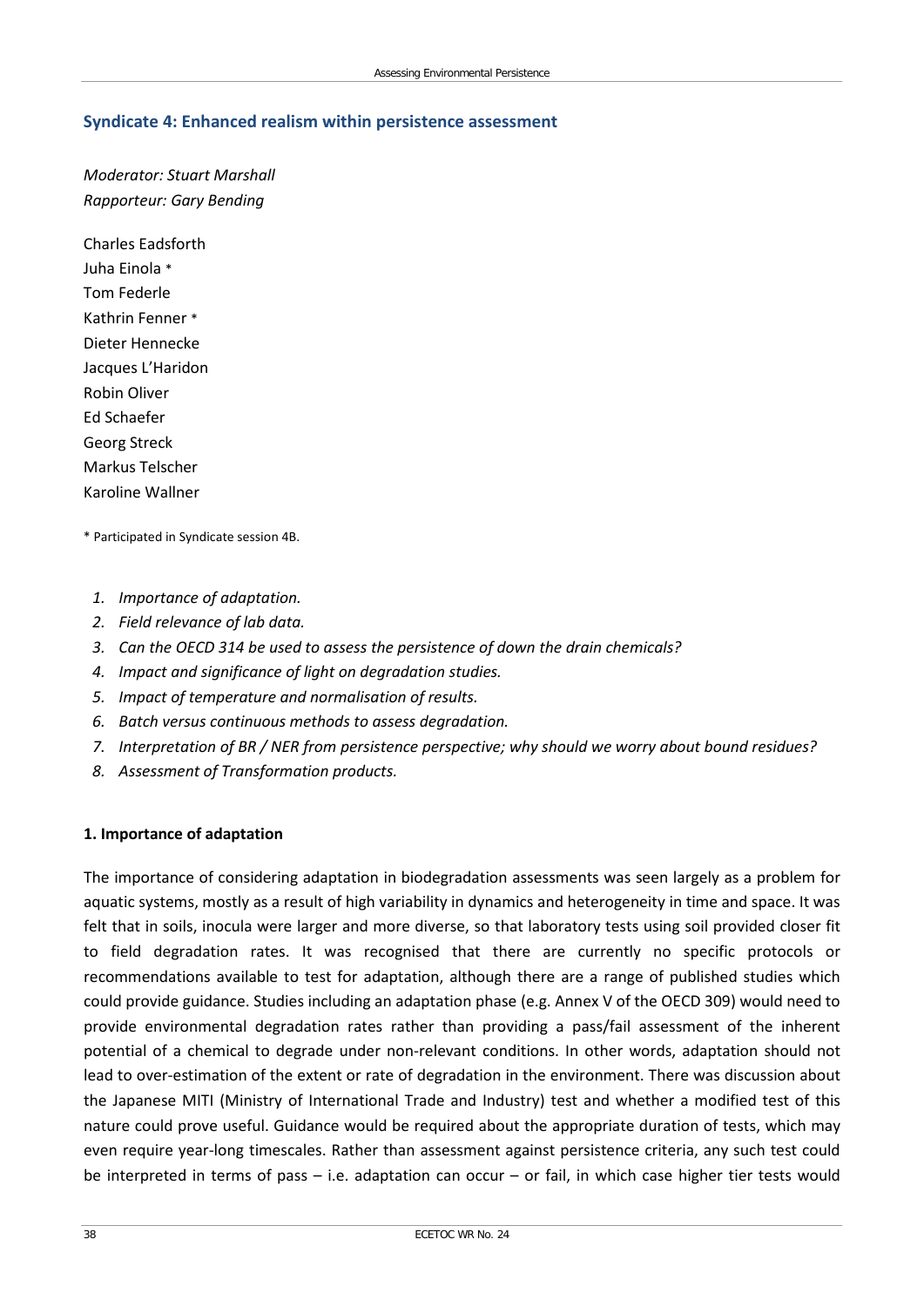## Syndicate 4: Enhanced realism within persistence assessment

*Moderator: Stuart Marshall*
*Rapporteur: Gary Bending*

Charles Eadsforth
Juha Einola *
Tom Federle
Kathrin Fenner *
Dieter Hennecke
Jacques L'Haridon
Robin Oliver
Ed Schaefer
Georg Streck
Markus Telscher
Karoline Wallner

* Participated in Syndicate session 4B.

1. *Importance of adaptation.*
2. *Field relevance of lab data.*
3. *Can the OECD 314 be used to assess the persistence of down the drain chemicals?*
4. *Impact and significance of light on degradation studies.*
5. *Impact of temperature and normalisation of results.*
6. *Batch versus continuous methods to assess degradation.*
7. *Interpretation of BR / NER from persistence perspective; why should we worry about bound residues?*
8. *Assessment of Transformation products.*

**1. Importance of adaptation**

The importance of considering adaptation in biodegradation assessments was seen largely as a problem for aquatic systems, mostly as a result of high variability in dynamics and heterogeneity in time and space. It was felt that in soils, inocula were larger and more diverse, so that laboratory tests using soil provided closer fit to field degradation rates. It was recognised that there are currently no specific protocols or recommendations available to test for adaptation, although there are a range of published studies which could provide guidance. Studies including an adaptation phase (e.g. Annex V of the OECD 309) would need to provide environmental degradation rates rather than providing a pass/fail assessment of the inherent potential of a chemical to degrade under non-relevant conditions. In other words, adaptation should not lead to over-estimation of the extent or rate of degradation in the environment. There was discussion about the Japanese MITI (Ministry of International Trade and Industry) test and whether a modified test of this nature could prove useful. Guidance would be required about the appropriate duration of tests, which may even require year-long timescales. Rather than assessment against persistence criteria, any such test could be interpreted in terms of pass – i.e. adaptation can occur – or fail, in which case higher tier tests would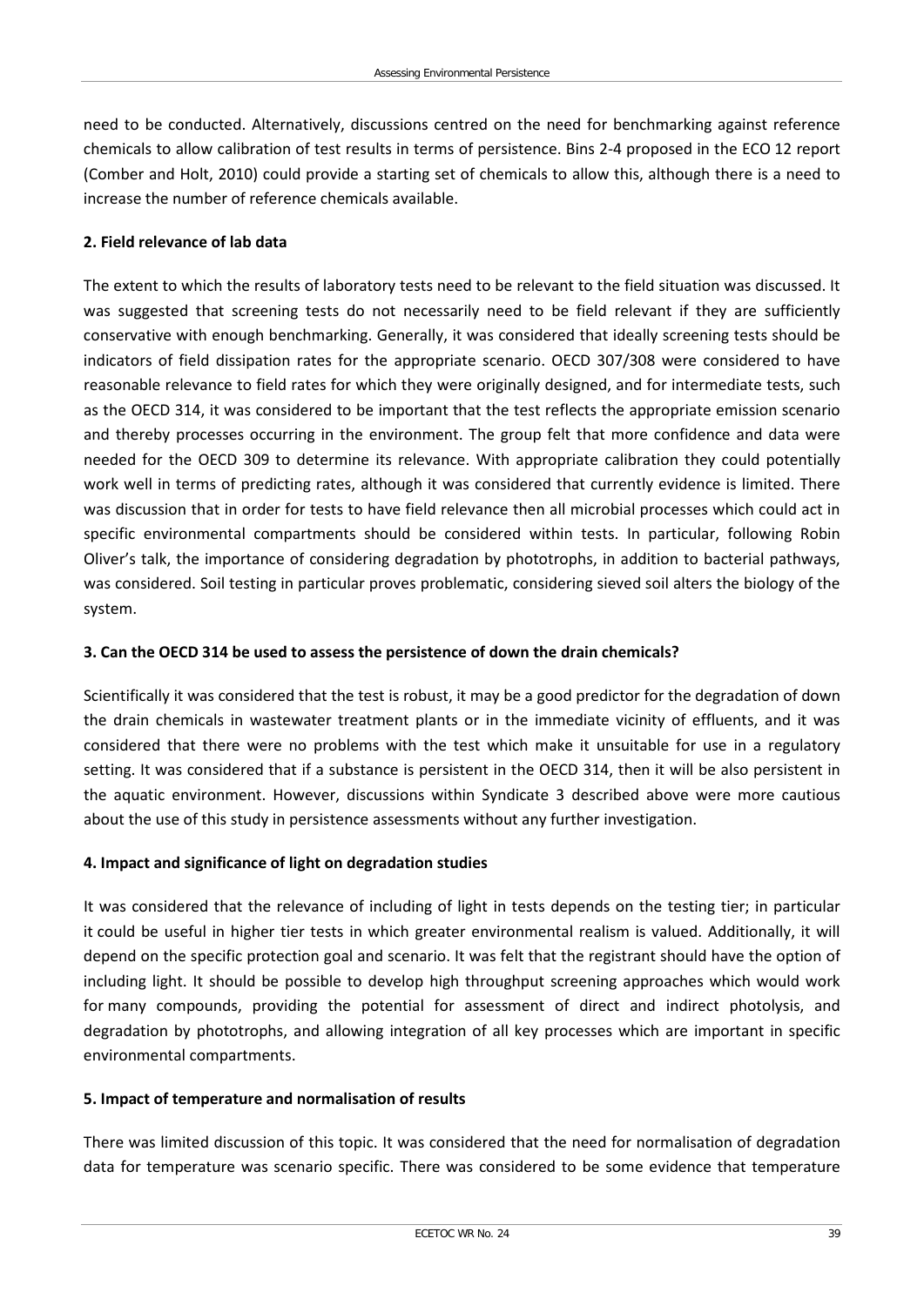need to be conducted. Alternatively, discussions centred on the need for benchmarking against reference chemicals to allow calibration of test results in terms of persistence. Bins 2-4 proposed in the ECO 12 report (Comber and Holt, 2010) could provide a starting set of chemicals to allow this, although there is a need to increase the number of reference chemicals available.

**2. Field relevance of lab data**

The extent to which the results of laboratory tests need to be relevant to the field situation was discussed. It was suggested that screening tests do not necessarily need to be field relevant if they are sufficiently conservative with enough benchmarking. Generally, it was considered that ideally screening tests should be indicators of field dissipation rates for the appropriate scenario. OECD 307/308 were considered to have reasonable relevance to field rates for which they were originally designed, and for intermediate tests, such as the OECD 314, it was considered to be important that the test reflects the appropriate emission scenario and thereby processes occurring in the environment. The group felt that more confidence and data were needed for the OECD 309 to determine its relevance. With appropriate calibration they could potentially work well in terms of predicting rates, although it was considered that currently evidence is limited. There was discussion that in order for tests to have field relevance then all microbial processes which could act in specific environmental compartments should be considered within tests. In particular, following Robin Oliver's talk, the importance of considering degradation by phototrophs, in addition to bacterial pathways, was considered. Soil testing in particular proves problematic, considering sieved soil alters the biology of the system.

**3. Can the OECD 314 be used to assess the persistence of down the drain chemicals?**

Scientifically it was considered that the test is robust, it may be a good predictor for the degradation of down the drain chemicals in wastewater treatment plants or in the immediate vicinity of effluents, and it was considered that there were no problems with the test which make it unsuitable for use in a regulatory setting. It was considered that if a substance is persistent in the OECD 314, then it will be also persistent in the aquatic environment. However, discussions within Syndicate 3 described above were more cautious about the use of this study in persistence assessments without any further investigation.

**4. Impact and significance of light on degradation studies**

It was considered that the relevance of including of light in tests depends on the testing tier; in particular it could be useful in higher tier tests in which greater environmental realism is valued. Additionally, it will depend on the specific protection goal and scenario. It was felt that the registrant should have the option of including light. It should be possible to develop high throughput screening approaches which would work for many compounds, providing the potential for assessment of direct and indirect photolysis, and degradation by phototrophs, and allowing integration of all key processes which are important in specific environmental compartments.

**5. Impact of temperature and normalisation of results**

There was limited discussion of this topic. It was considered that the need for normalisation of degradation data for temperature was scenario specific. There was considered to be some evidence that temperature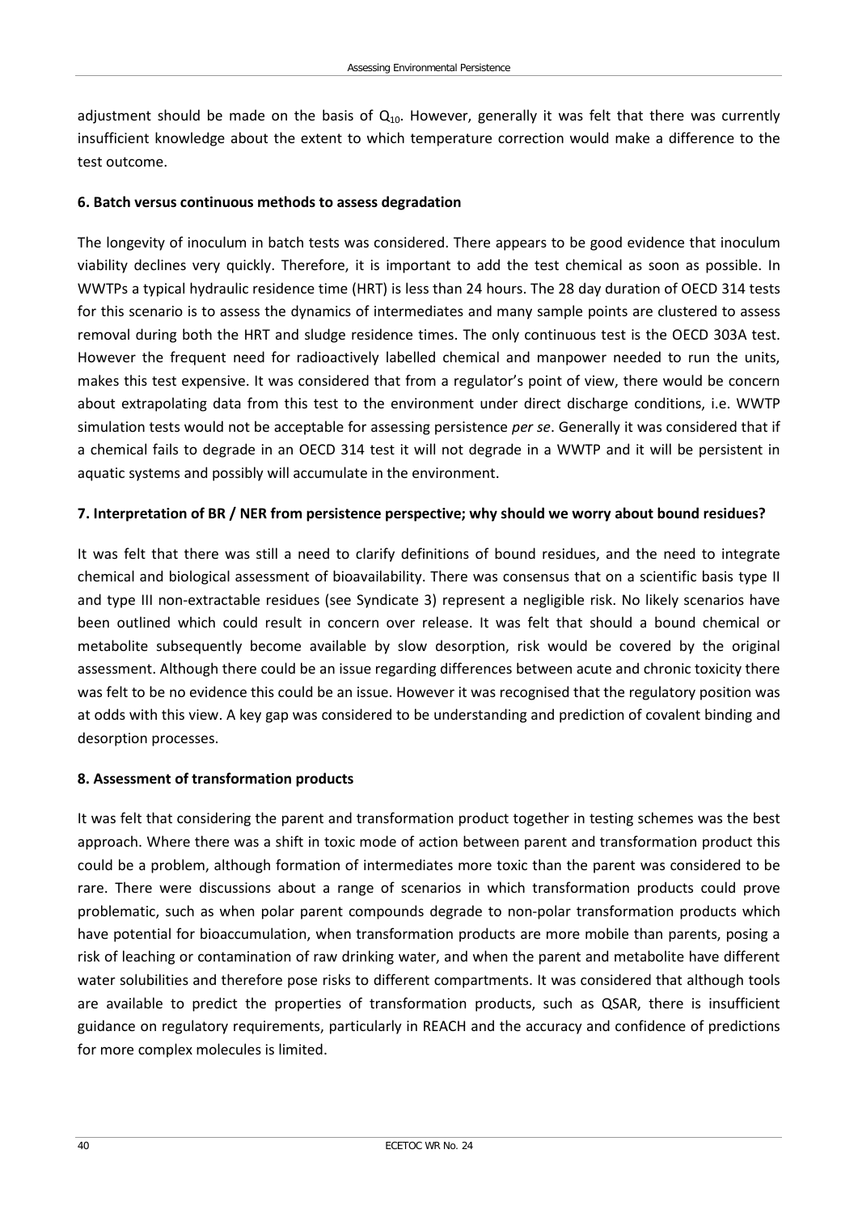adjustment should be made on the basis of $Q_{10}$. However, generally it was felt that there was currently insufficient knowledge about the extent to which temperature correction would make a difference to the test outcome.

**6. Batch versus continuous methods to assess degradation**

The longevity of inoculum in batch tests was considered. There appears to be good evidence that inoculum viability declines very quickly. Therefore, it is important to add the test chemical as soon as possible. In WWTPs a typical hydraulic residence time (HRT) is less than 24 hours. The 28 day duration of OECD 314 tests for this scenario is to assess the dynamics of intermediates and many sample points are clustered to assess removal during both the HRT and sludge residence times. The only continuous test is the OECD 303A test. However the frequent need for radioactively labelled chemical and manpower needed to run the units, makes this test expensive. It was considered that from a regulator's point of view, there would be concern about extrapolating data from this test to the environment under direct discharge conditions, i.e. WWTP simulation tests would not be acceptable for assessing persistence *per se*. Generally it was considered that if a chemical fails to degrade in an OECD 314 test it will not degrade in a WWTP and it will be persistent in aquatic systems and possibly will accumulate in the environment.

**7. Interpretation of BR / NER from persistence perspective; why should we worry about bound residues?**

It was felt that there was still a need to clarify definitions of bound residues, and the need to integrate chemical and biological assessment of bioavailability. There was consensus that on a scientific basis type II and type III non-extractable residues (see Syndicate 3) represent a negligible risk. No likely scenarios have been outlined which could result in concern over release. It was felt that should a bound chemical or metabolite subsequently become available by slow desorption, risk would be covered by the original assessment. Although there could be an issue regarding differences between acute and chronic toxicity there was felt to be no evidence this could be an issue. However it was recognised that the regulatory position was at odds with this view. A key gap was considered to be understanding and prediction of covalent binding and desorption processes.

**8. Assessment of transformation products**

It was felt that considering the parent and transformation product together in testing schemes was the best approach. Where there was a shift in toxic mode of action between parent and transformation product this could be a problem, although formation of intermediates more toxic than the parent was considered to be rare. There were discussions about a range of scenarios in which transformation products could prove problematic, such as when polar parent compounds degrade to non-polar transformation products which have potential for bioaccumulation, when transformation products are more mobile than parents, posing a risk of leaching or contamination of raw drinking water, and when the parent and metabolite have different water solubilities and therefore pose risks to different compartments. It was considered that although tools are available to predict the properties of transformation products, such as QSAR, there is insufficient guidance on regulatory requirements, particularly in REACH and the accuracy and confidence of predictions for more complex molecules is limited.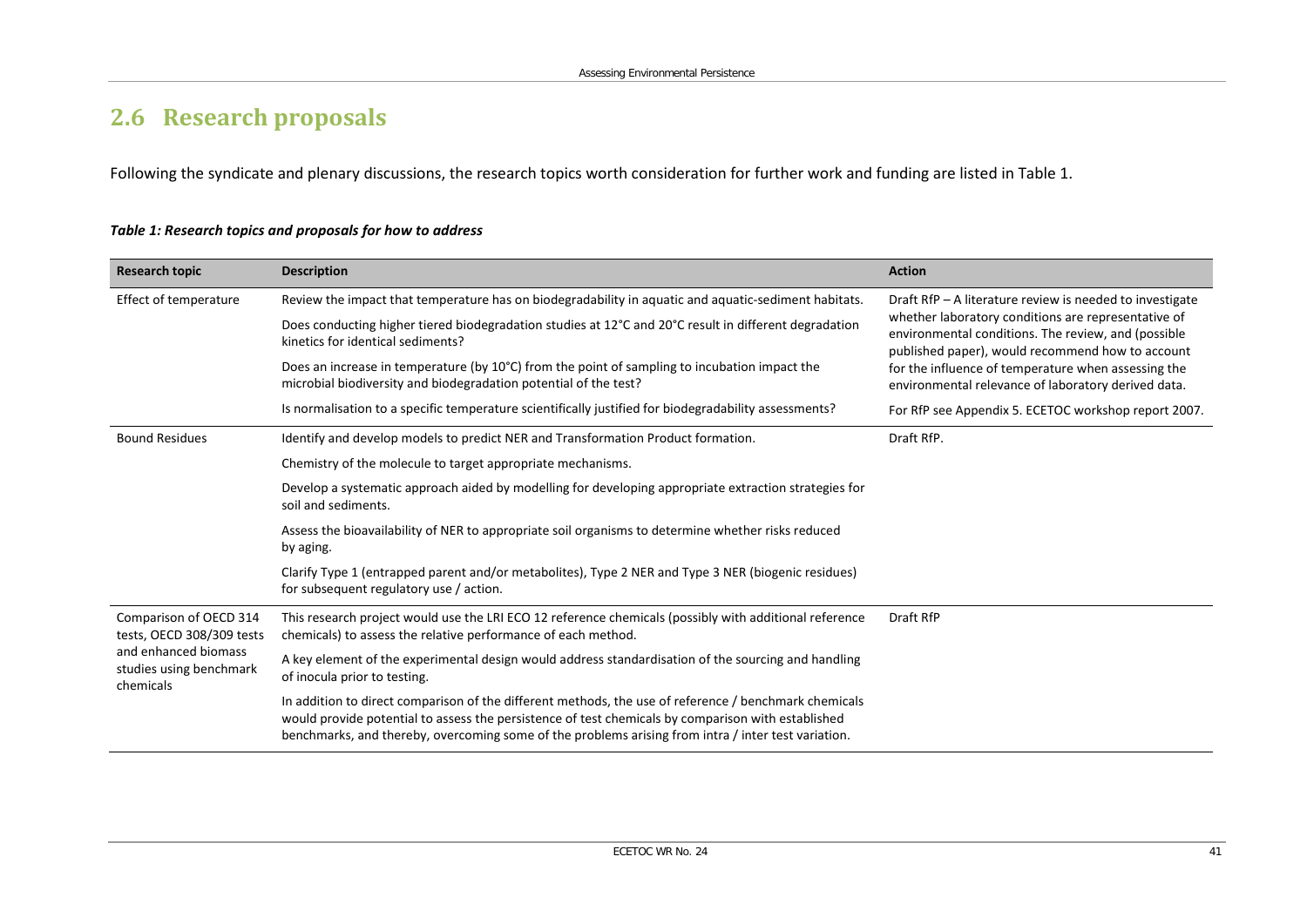## 2.6 Research proposals

Following the syndicate and plenary discussions, the research topics worth consideration for further work and funding are listed in Table 1.

***Table 1: Research topics and proposals for how to address***

| Research topic | Description | Action |
|---|---|---|
| Effect of temperature | Review the impact that temperature has on biodegradability in aquatic and aquatic-sediment habitats. | Draft RfP – A literature review is needed to investigate whether laboratory conditions are representative of environmental conditions. The review, and (possible published paper), would recommend how to account for the influence of temperature when assessing the environmental relevance of laboratory derived data. |
| | Does conducting higher tiered biodegradation studies at 12°C and 20°C result in different degradation kinetics for identical sediments? | |
| | Does an increase in temperature (by 10°C) from the point of sampling to incubation impact the microbial biodiversity and biodegradation potential of the test? | |
| | Is normalisation to a specific temperature scientifically justified for biodegradability assessments? | For RfP see Appendix 5. ECETOC workshop report 2007. |
| Bound Residues | Identify and develop models to predict NER and Transformation Product formation. | Draft RfP. |
| | Chemistry of the molecule to target appropriate mechanisms. | |
| | Develop a systematic approach aided by modelling for developing appropriate extraction strategies for soil and sediments. | |
| | Assess the bioavailability of NER to appropriate soil organisms to determine whether risks reduced by aging. | |
| | Clarify Type 1 (entrapped parent and/or metabolites), Type 2 NER and Type 3 NER (biogenic residues) for subsequent regulatory use / action. | |
| Comparison of OECD 314 tests, OECD 308/309 tests and enhanced biomass studies using benchmark chemicals | This research project would use the LRI ECO 12 reference chemicals (possibly with additional reference chemicals) to assess the relative performance of each method. | Draft RfP |
| | A key element of the experimental design would address standardisation of the sourcing and handling of inocula prior to testing. | |
| | In addition to direct comparison of the different methods, the use of reference / benchmark chemicals would provide potential to assess the persistence of test chemicals by comparison with established benchmarks, and thereby, overcoming some of the problems arising from intra / inter test variation. | |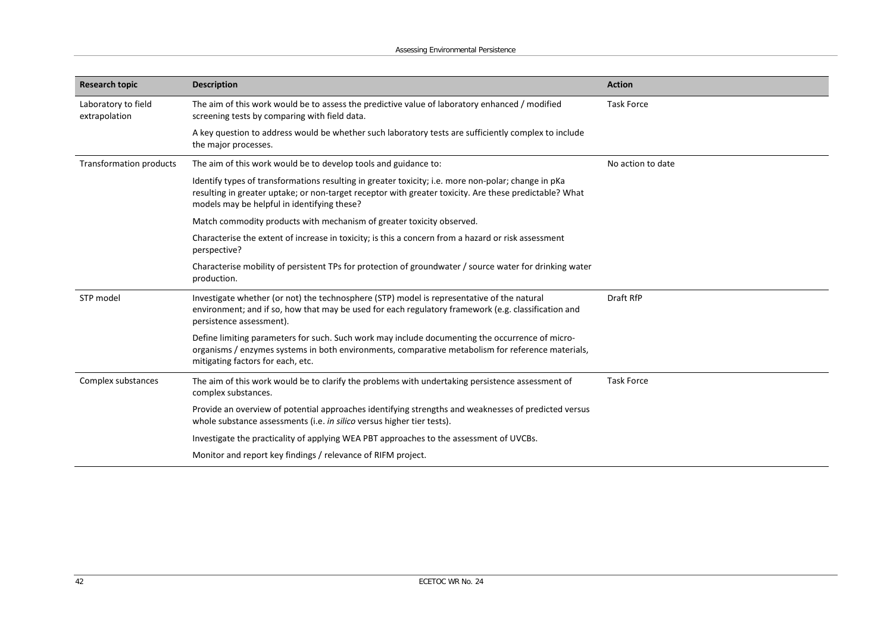| Research topic | Description | Action |
|---|---|---|
| Laboratory to field extrapolation | The aim of this work would be to assess the predictive value of laboratory enhanced / modified screening tests by comparing with field data. | Task Force |
| | A key question to address would be whether such laboratory tests are sufficiently complex to include the major processes. | |
| Transformation products | The aim of this work would be to develop tools and guidance to: | No action to date |
| | Identify types of transformations resulting in greater toxicity; i.e. more non-polar; change in pKa resulting in greater uptake; or non-target receptor with greater toxicity. Are these predictable? What models may be helpful in identifying these? | |
| | Match commodity products with mechanism of greater toxicity observed. | |
| | Characterise the extent of increase in toxicity; is this a concern from a hazard or risk assessment perspective? | |
| | Characterise mobility of persistent TPs for protection of groundwater / source water for drinking water production. | |
| STP model | Investigate whether (or not) the technosphere (STP) model is representative of the natural environment; and if so, how that may be used for each regulatory framework (e.g. classification and persistence assessment). | Draft RfP |
| | Define limiting parameters for such. Such work may include documenting the occurrence of micro-organisms / enzymes systems in both environments, comparative metabolism for reference materials, mitigating factors for each, etc. | |
| Complex substances | The aim of this work would be to clarify the problems with undertaking persistence assessment of complex substances. | Task Force |
| | Provide an overview of potential approaches identifying strengths and weaknesses of predicted versus whole substance assessments (i.e. *in silico* versus higher tier tests). | |
| | Investigate the practicality of applying WEA PBT approaches to the assessment of UVCBs. | |
| | Monitor and report key findings / relevance of RIFM project. | |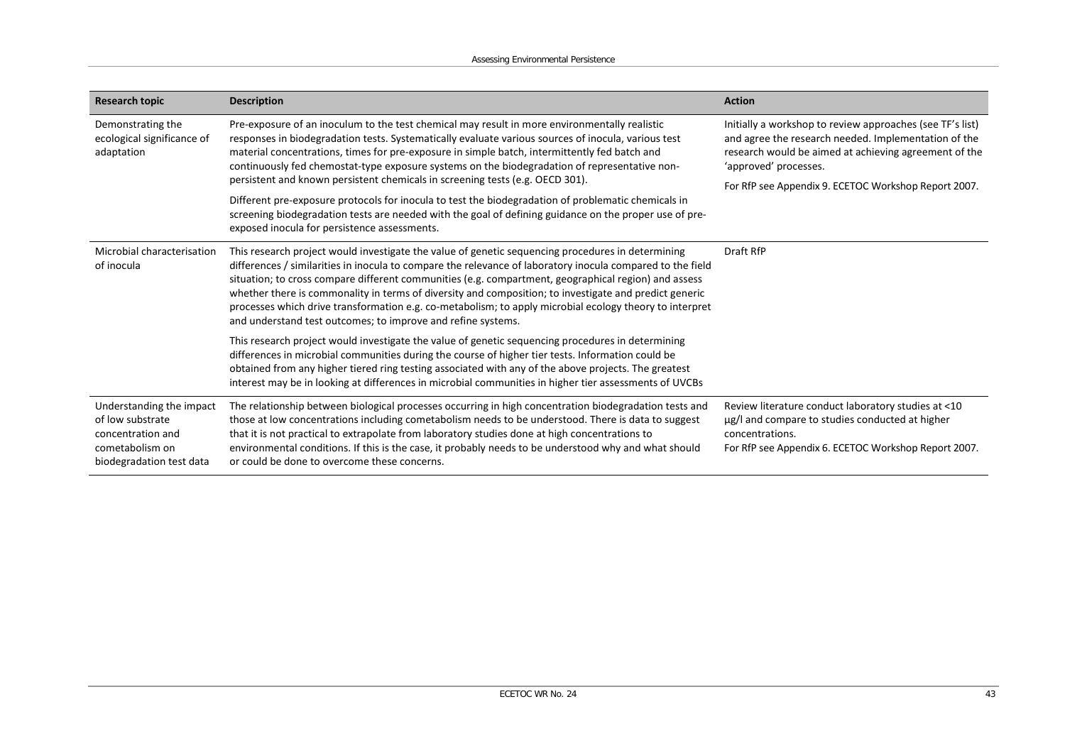| Research topic | Description | Action |
|---|---|---|
| Demonstrating the ecological significance of adaptation | Pre-exposure of an inoculum to the test chemical may result in more environmentally realistic responses in biodegradation tests. Systematically evaluate various sources of inocula, various test material concentrations, times for pre-exposure in simple batch, intermittently fed batch and continuously fed chemostat-type exposure systems on the biodegradation of representative non-persistent and known persistent chemicals in screening tests (e.g. OECD 301).<br><br>Different pre-exposure protocols for inocula to test the biodegradation of problematic chemicals in screening biodegradation tests are needed with the goal of defining guidance on the proper use of pre-exposed inocula for persistence assessments. | Initially a workshop to review approaches (see TF's list) and agree the research needed. Implementation of the research would be aimed at achieving agreement of the 'approved' processes.<br><br>For RfP see Appendix 9. ECETOC Workshop Report 2007. |
| Microbial characterisation of inocula | This research project would investigate the value of genetic sequencing procedures in determining differences / similarities in inocula to compare the relevance of laboratory inocula compared to the field situation; to cross compare different communities (e.g. compartment, geographical region) and assess whether there is commonality in terms of diversity and composition; to investigate and predict generic processes which drive transformation e.g. co-metabolism; to apply microbial ecology theory to interpret and understand test outcomes; to improve and refine systems.<br><br>This research project would investigate the value of genetic sequencing procedures in determining differences in microbial communities during the course of higher tier tests. Information could be obtained from any higher tiered ring testing associated with any of the above projects. The greatest interest may be in looking at differences in microbial communities in higher tier assessments of UVCBs | Draft RfP |
| Understanding the impact of low substrate concentration and cometabolism on biodegradation test data | The relationship between biological processes occurring in high concentration biodegradation tests and those at low concentrations including cometabolism needs to be understood. There is data to suggest that it is not practical to extrapolate from laboratory studies done at high concentrations to environmental conditions. If this is the case, it probably needs to be understood why and what should or could be done to overcome these concerns. | Review literature conduct laboratory studies at <10 µg/l and compare to studies conducted at higher concentrations.<br>For RfP see Appendix 6. ECETOC Workshop Report 2007. |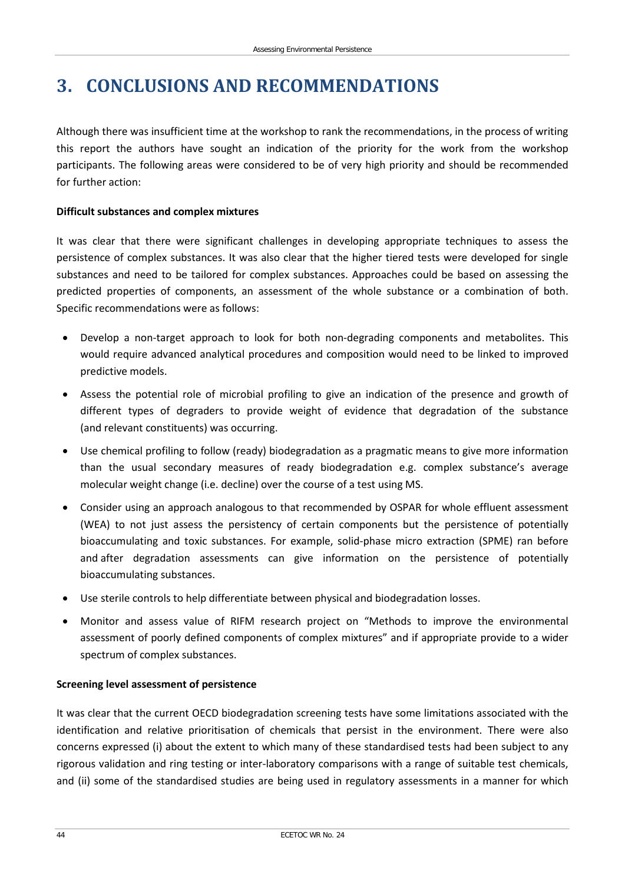# 3. CONCLUSIONS AND RECOMMENDATIONS

Although there was insufficient time at the workshop to rank the recommendations, in the process of writing this report the authors have sought an indication of the priority for the work from the workshop participants. The following areas were considered to be of very high priority and should be recommended for further action:

**Difficult substances and complex mixtures**

It was clear that there were significant challenges in developing appropriate techniques to assess the persistence of complex substances. It was also clear that the higher tiered tests were developed for single substances and need to be tailored for complex substances. Approaches could be based on assessing the predicted properties of components, an assessment of the whole substance or a combination of both. Specific recommendations were as follows:

- Develop a non-target approach to look for both non-degrading components and metabolites. This would require advanced analytical procedures and composition would need to be linked to improved predictive models.
- Assess the potential role of microbial profiling to give an indication of the presence and growth of different types of degraders to provide weight of evidence that degradation of the substance (and relevant constituents) was occurring.
- Use chemical profiling to follow (ready) biodegradation as a pragmatic means to give more information than the usual secondary measures of ready biodegradation e.g. complex substance's average molecular weight change (i.e. decline) over the course of a test using MS.
- Consider using an approach analogous to that recommended by OSPAR for whole effluent assessment (WEA) to not just assess the persistency of certain components but the persistence of potentially bioaccumulating and toxic substances. For example, solid-phase micro extraction (SPME) ran before and after degradation assessments can give information on the persistence of potentially bioaccumulating substances.
- Use sterile controls to help differentiate between physical and biodegradation losses.
- Monitor and assess value of RIFM research project on "Methods to improve the environmental assessment of poorly defined components of complex mixtures" and if appropriate provide to a wider spectrum of complex substances.

**Screening level assessment of persistence**

It was clear that the current OECD biodegradation screening tests have some limitations associated with the identification and relative prioritisation of chemicals that persist in the environment. There were also concerns expressed (i) about the extent to which many of these standardised tests had been subject to any rigorous validation and ring testing or inter-laboratory comparisons with a range of suitable test chemicals, and (ii) some of the standardised studies are being used in regulatory assessments in a manner for which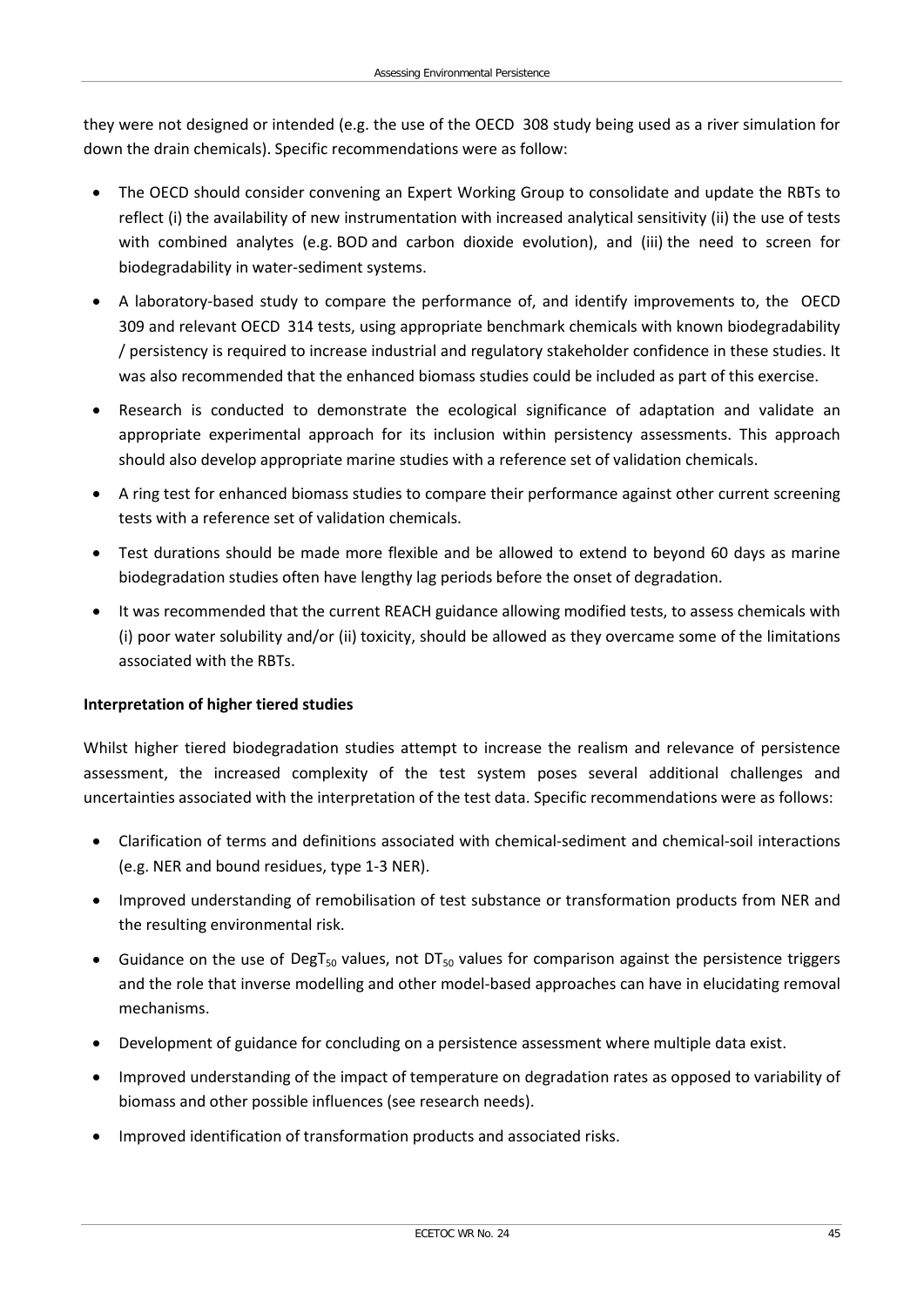they were not designed or intended (e.g. the use of the OECD 308 study being used as a river simulation for down the drain chemicals). Specific recommendations were as follow:

- The OECD should consider convening an Expert Working Group to consolidate and update the RBTs to reflect (i) the availability of new instrumentation with increased analytical sensitivity (ii) the use of tests with combined analytes (e.g. BOD and carbon dioxide evolution), and (iii) the need to screen for biodegradability in water-sediment systems.
- A laboratory-based study to compare the performance of, and identify improvements to, the OECD 309 and relevant OECD 314 tests, using appropriate benchmark chemicals with known biodegradability / persistency is required to increase industrial and regulatory stakeholder confidence in these studies. It was also recommended that the enhanced biomass studies could be included as part of this exercise.
- Research is conducted to demonstrate the ecological significance of adaptation and validate an appropriate experimental approach for its inclusion within persistency assessments. This approach should also develop appropriate marine studies with a reference set of validation chemicals.
- A ring test for enhanced biomass studies to compare their performance against other current screening tests with a reference set of validation chemicals.
- Test durations should be made more flexible and be allowed to extend to beyond 60 days as marine biodegradation studies often have lengthy lag periods before the onset of degradation.
- It was recommended that the current REACH guidance allowing modified tests, to assess chemicals with (i) poor water solubility and/or (ii) toxicity, should be allowed as they overcame some of the limitations associated with the RBTs.

**Interpretation of higher tiered studies**

Whilst higher tiered biodegradation studies attempt to increase the realism and relevance of persistence assessment, the increased complexity of the test system poses several additional challenges and uncertainties associated with the interpretation of the test data. Specific recommendations were as follows:

- Clarification of terms and definitions associated with chemical-sediment and chemical-soil interactions (e.g. NER and bound residues, type 1-3 NER).
- Improved understanding of remobilisation of test substance or transformation products from NER and the resulting environmental risk.
- Guidance on the use of $DegT_{50}$ values, not $DT_{50}$ values for comparison against the persistence triggers and the role that inverse modelling and other model-based approaches can have in elucidating removal mechanisms.
- Development of guidance for concluding on a persistence assessment where multiple data exist.
- Improved understanding of the impact of temperature on degradation rates as opposed to variability of biomass and other possible influences (see research needs).
- Improved identification of transformation products and associated risks.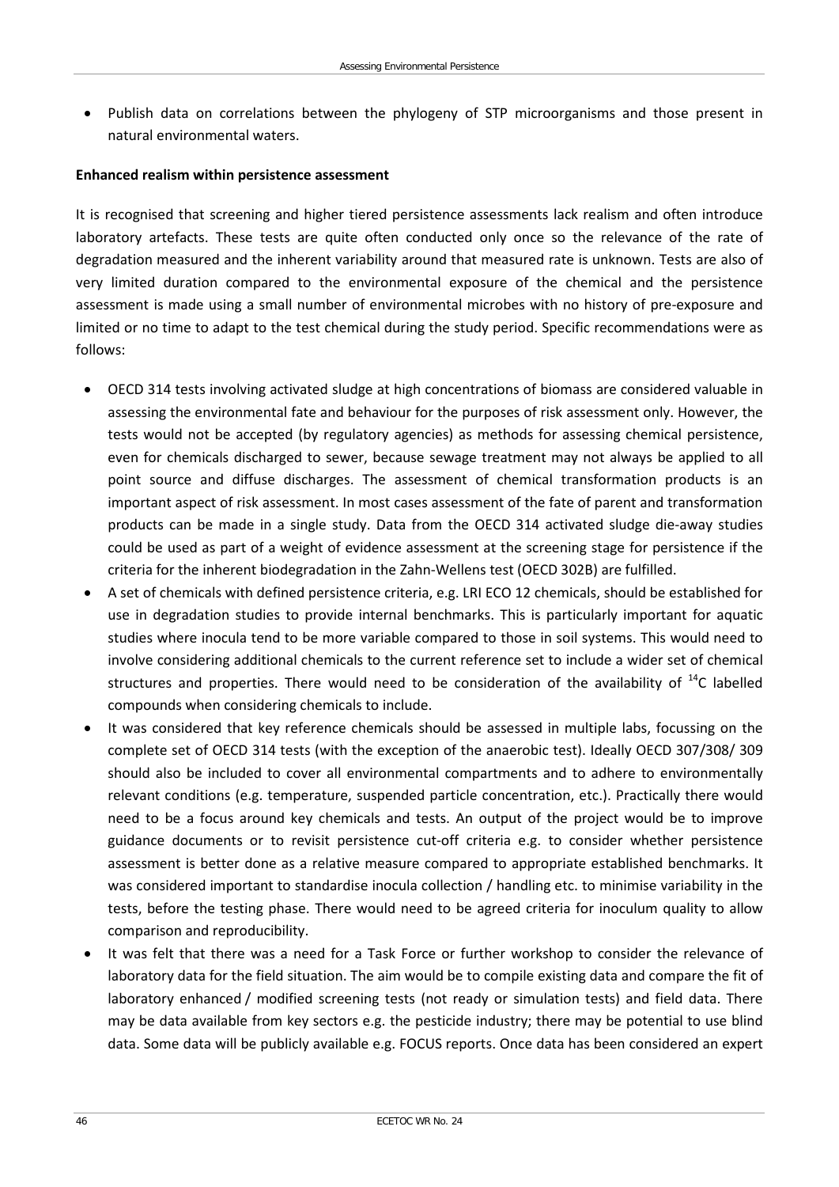- Publish data on correlations between the phylogeny of STP microorganisms and those present in natural environmental waters.

**Enhanced realism within persistence assessment**

It is recognised that screening and higher tiered persistence assessments lack realism and often introduce laboratory artefacts. These tests are quite often conducted only once so the relevance of the rate of degradation measured and the inherent variability around that measured rate is unknown. Tests are also of very limited duration compared to the environmental exposure of the chemical and the persistence assessment is made using a small number of environmental microbes with no history of pre-exposure and limited or no time to adapt to the test chemical during the study period. Specific recommendations were as follows:

- OECD 314 tests involving activated sludge at high concentrations of biomass are considered valuable in assessing the environmental fate and behaviour for the purposes of risk assessment only. However, the tests would not be accepted (by regulatory agencies) as methods for assessing chemical persistence, even for chemicals discharged to sewer, because sewage treatment may not always be applied to all point source and diffuse discharges. The assessment of chemical transformation products is an important aspect of risk assessment. In most cases assessment of the fate of parent and transformation products can be made in a single study. Data from the OECD 314 activated sludge die-away studies could be used as part of a weight of evidence assessment at the screening stage for persistence if the criteria for the inherent biodegradation in the Zahn-Wellens test (OECD 302B) are fulfilled.
- A set of chemicals with defined persistence criteria, e.g. LRI ECO 12 chemicals, should be established for use in degradation studies to provide internal benchmarks. This is particularly important for aquatic studies where inocula tend to be more variable compared to those in soil systems. This would need to involve considering additional chemicals to the current reference set to include a wider set of chemical structures and properties. There would need to be consideration of the availability of $^{14}C$ labelled compounds when considering chemicals to include.
- It was considered that key reference chemicals should be assessed in multiple labs, focussing on the complete set of OECD 314 tests (with the exception of the anaerobic test). Ideally OECD 307/308/ 309 should also be included to cover all environmental compartments and to adhere to environmentally relevant conditions (e.g. temperature, suspended particle concentration, etc.). Practically there would need to be a focus around key chemicals and tests. An output of the project would be to improve guidance documents or to revisit persistence cut-off criteria e.g. to consider whether persistence assessment is better done as a relative measure compared to appropriate established benchmarks. It was considered important to standardise inocula collection / handling etc. to minimise variability in the tests, before the testing phase. There would need to be agreed criteria for inoculum quality to allow comparison and reproducibility.
- It was felt that there was a need for a Task Force or further workshop to consider the relevance of laboratory data for the field situation. The aim would be to compile existing data and compare the fit of laboratory enhanced / modified screening tests (not ready or simulation tests) and field data. There may be data available from key sectors e.g. the pesticide industry; there may be potential to use blind data. Some data will be publicly available e.g. FOCUS reports. Once data has been considered an expert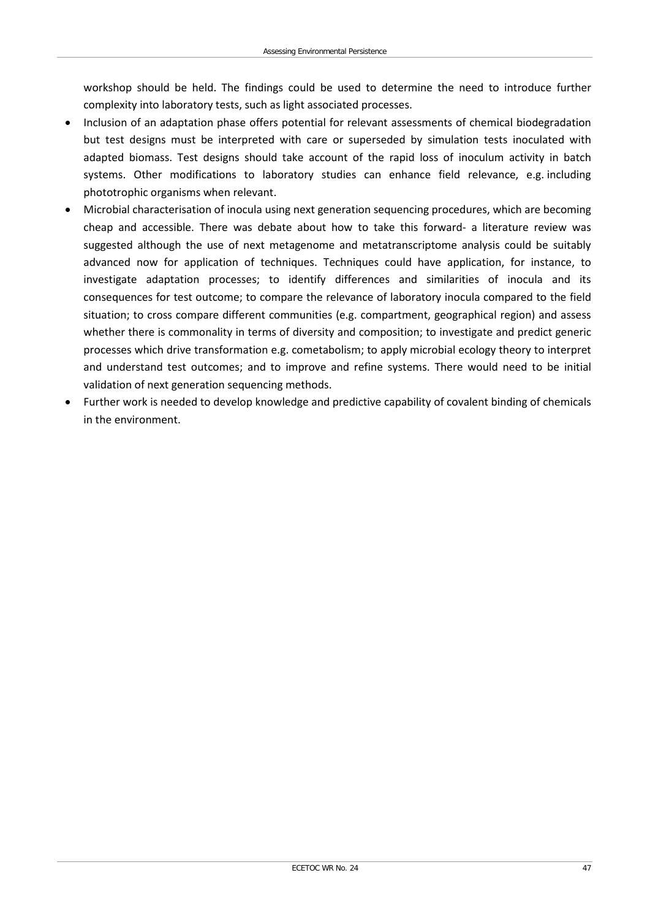workshop should be held. The findings could be used to determine the need to introduce further complexity into laboratory tests, such as light associated processes.

- Inclusion of an adaptation phase offers potential for relevant assessments of chemical biodegradation but test designs must be interpreted with care or superseded by simulation tests inoculated with adapted biomass. Test designs should take account of the rapid loss of inoculum activity in batch systems. Other modifications to laboratory studies can enhance field relevance, e.g. including phototrophic organisms when relevant.
- Microbial characterisation of inocula using next generation sequencing procedures, which are becoming cheap and accessible. There was debate about how to take this forward- a literature review was suggested although the use of next metagenome and metatranscriptome analysis could be suitably advanced now for application of techniques. Techniques could have application, for instance, to investigate adaptation processes; to identify differences and similarities of inocula and its consequences for test outcome; to compare the relevance of laboratory inocula compared to the field situation; to cross compare different communities (e.g. compartment, geographical region) and assess whether there is commonality in terms of diversity and composition; to investigate and predict generic processes which drive transformation e.g. cometabolism; to apply microbial ecology theory to interpret and understand test outcomes; and to improve and refine systems. There would need to be initial validation of next generation sequencing methods.
- Further work is needed to develop knowledge and predictive capability of covalent binding of chemicals in the environment.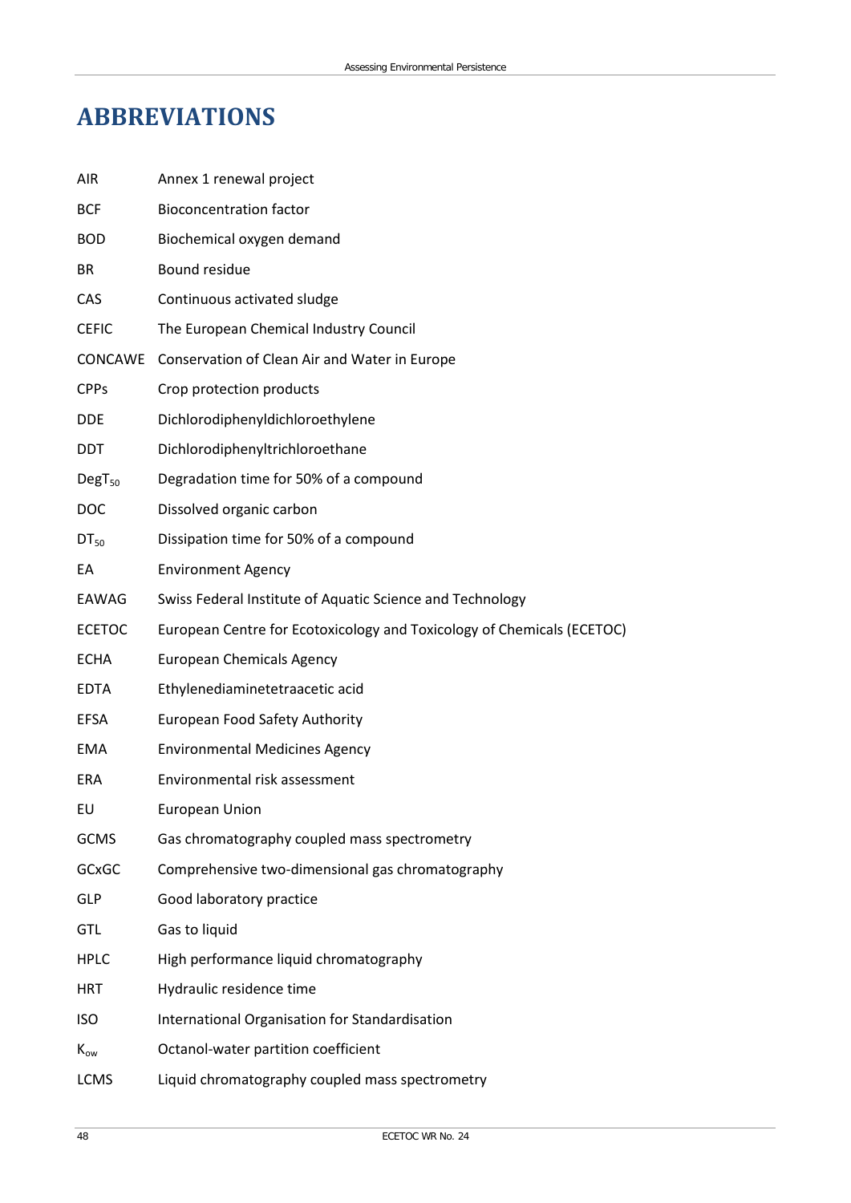# ABBREVIATIONS

| | |
|---|---|
| AIR | Annex 1 renewal project |
| BCF | Bioconcentration factor |
| BOD | Biochemical oxygen demand |
| BR | Bound residue |
| CAS | Continuous activated sludge |
| CEFIC | The European Chemical Industry Council |
| CONCAWE | Conservation of Clean Air and Water in Europe |
| CPPs | Crop protection products |
| DDE | Dichlorodiphenyldichloroethylene |
| DDT | Dichlorodiphenyltrichloroethane |
| $DegT_{50}$ | Degradation time for 50% of a compound |
| DOC | Dissolved organic carbon |
| $DT_{50}$ | Dissipation time for 50% of a compound |
| EA | Environment Agency |
| EAWAG | Swiss Federal Institute of Aquatic Science and Technology |
| ECETOC | European Centre for Ecotoxicology and Toxicology of Chemicals (ECETOC) |
| ECHA | European Chemicals Agency |
| EDTA | Ethylenediaminetetraacetic acid |
| EFSA | European Food Safety Authority |
| EMA | Environmental Medicines Agency |
| ERA | Environmental risk assessment |
| EU | European Union |
| GCMS | Gas chromatography coupled mass spectrometry |
| GCxGC | Comprehensive two-dimensional gas chromatography |
| GLP | Good laboratory practice |
| GTL | Gas to liquid |
| HPLC | High performance liquid chromatography |
| HRT | Hydraulic residence time |
| ISO | International Organisation for Standardisation |
| $K_{ow}$ | Octanol-water partition coefficient |
| LCMS | Liquid chromatography coupled mass spectrometry |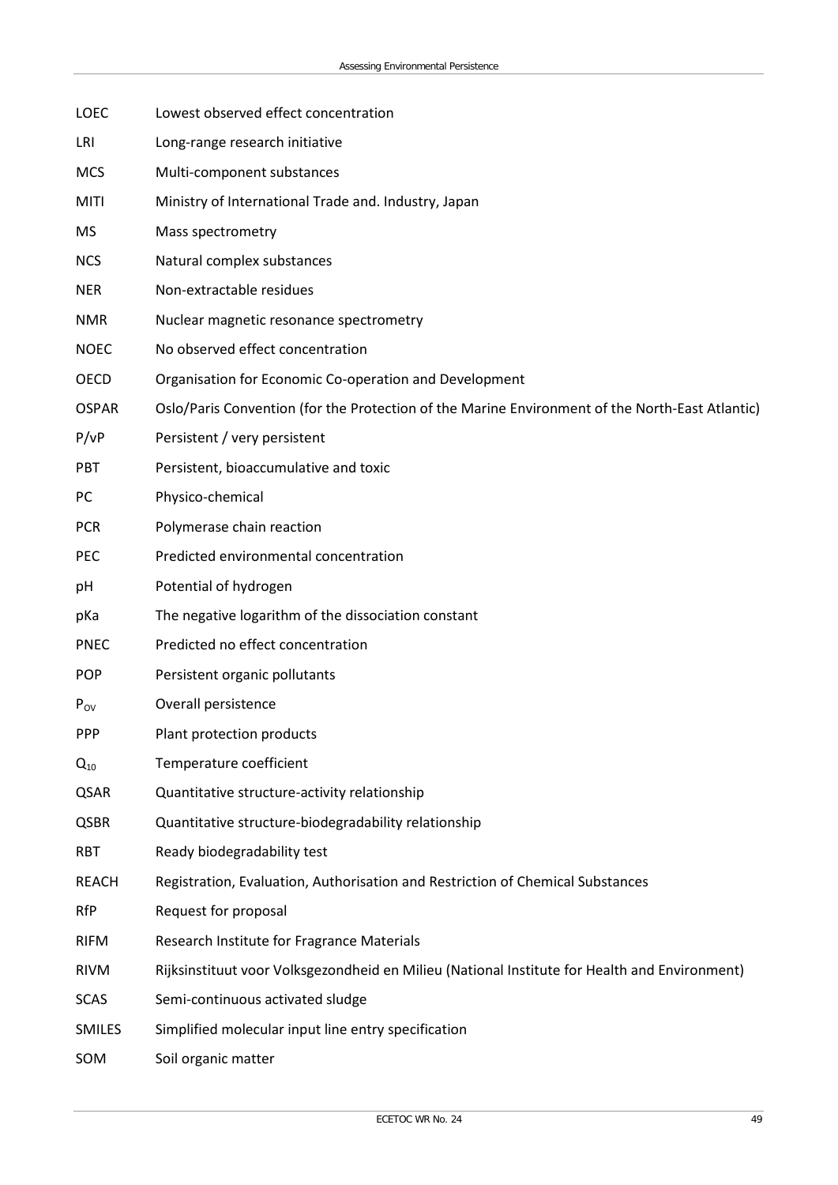| | |
|---|---|
| LOEC | Lowest observed effect concentration |
| LRI | Long-range research initiative |
| MCS | Multi-component substances |
| MITI | Ministry of International Trade and. Industry, Japan |
| MS | Mass spectrometry |
| NCS | Natural complex substances |
| NER | Non-extractable residues |
| NMR | Nuclear magnetic resonance spectrometry |
| NOEC | No observed effect concentration |
| OECD | Organisation for Economic Co-operation and Development |
| OSPAR | Oslo/Paris Convention (for the Protection of the Marine Environment of the North-East Atlantic) |
| P/vP | Persistent / very persistent |
| PBT | Persistent, bioaccumulative and toxic |
| PC | Physico-chemical |
| PCR | Polymerase chain reaction |
| PEC | Predicted environmental concentration |
| pH | Potential of hydrogen |
| pKa | The negative logarithm of the dissociation constant |
| PNEC | Predicted no effect concentration |
| POP | Persistent organic pollutants |
| $P_{OV}$ | Overall persistence |
| PPP | Plant protection products |
| $Q_{10}$ | Temperature coefficient |
| QSAR | Quantitative structure-activity relationship |
| QSBR | Quantitative structure-biodegradability relationship |
| RBT | Ready biodegradability test |
| REACH | Registration, Evaluation, Authorisation and Restriction of Chemical Substances |
| RfP | Request for proposal |
| RIFM | Research Institute for Fragrance Materials |
| RIVM | Rijksinstituut voor Volksgezondheid en Milieu (National Institute for Health and Environment) |
| SCAS | Semi-continuous activated sludge |
| SMILES | Simplified molecular input line entry specification |
| SOM | Soil organic matter |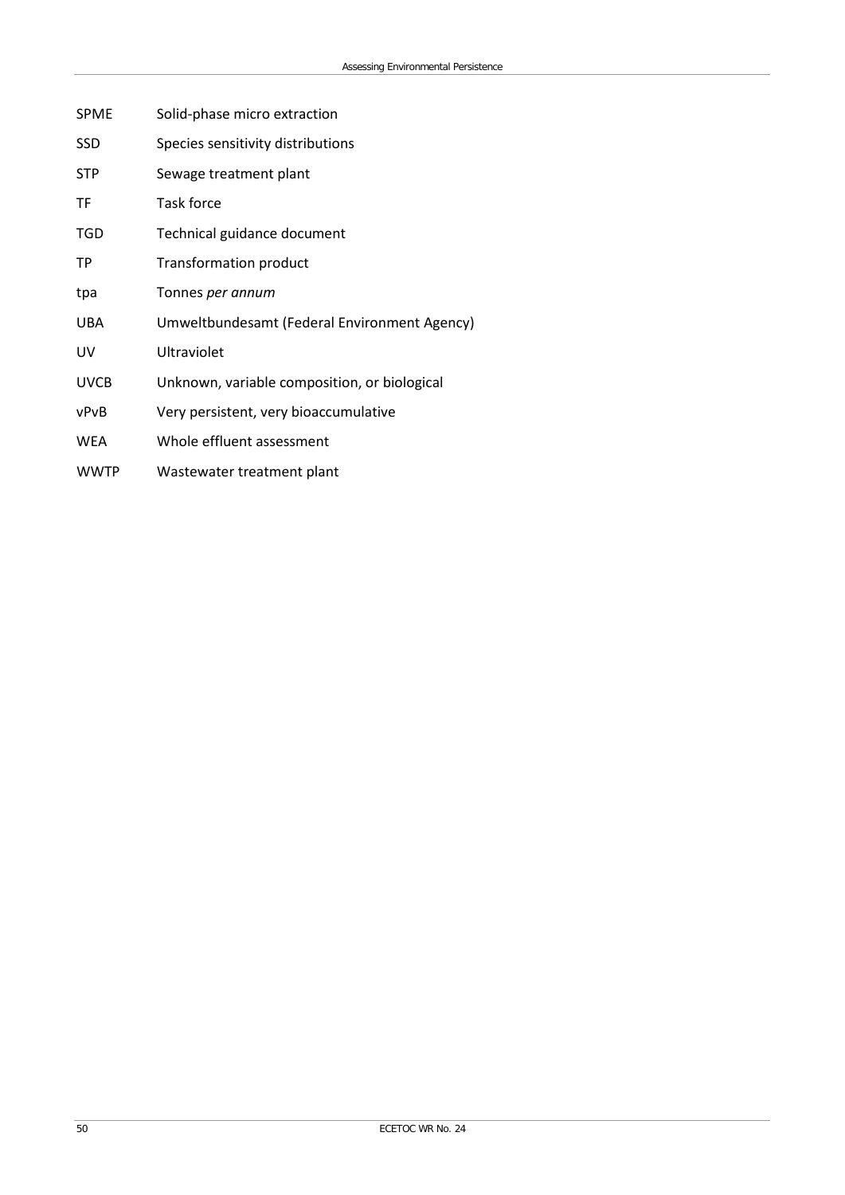| | |
|---|---|
| SPME | Solid-phase micro extraction |
| SSD | Species sensitivity distributions |
| STP | Sewage treatment plant |
| TF | Task force |
| TGD | Technical guidance document |
| TP | Transformation product |
| tpa | Tonnes *per annum* |
| UBA | Umweltbundesamt (Federal Environment Agency) |
| UV | Ultraviolet |
| UVCB | Unknown, variable composition, or biological |
| vPvB | Very persistent, very bioaccumulative |
| WEA | Whole effluent assessment |
| WWTP | Wastewater treatment plant |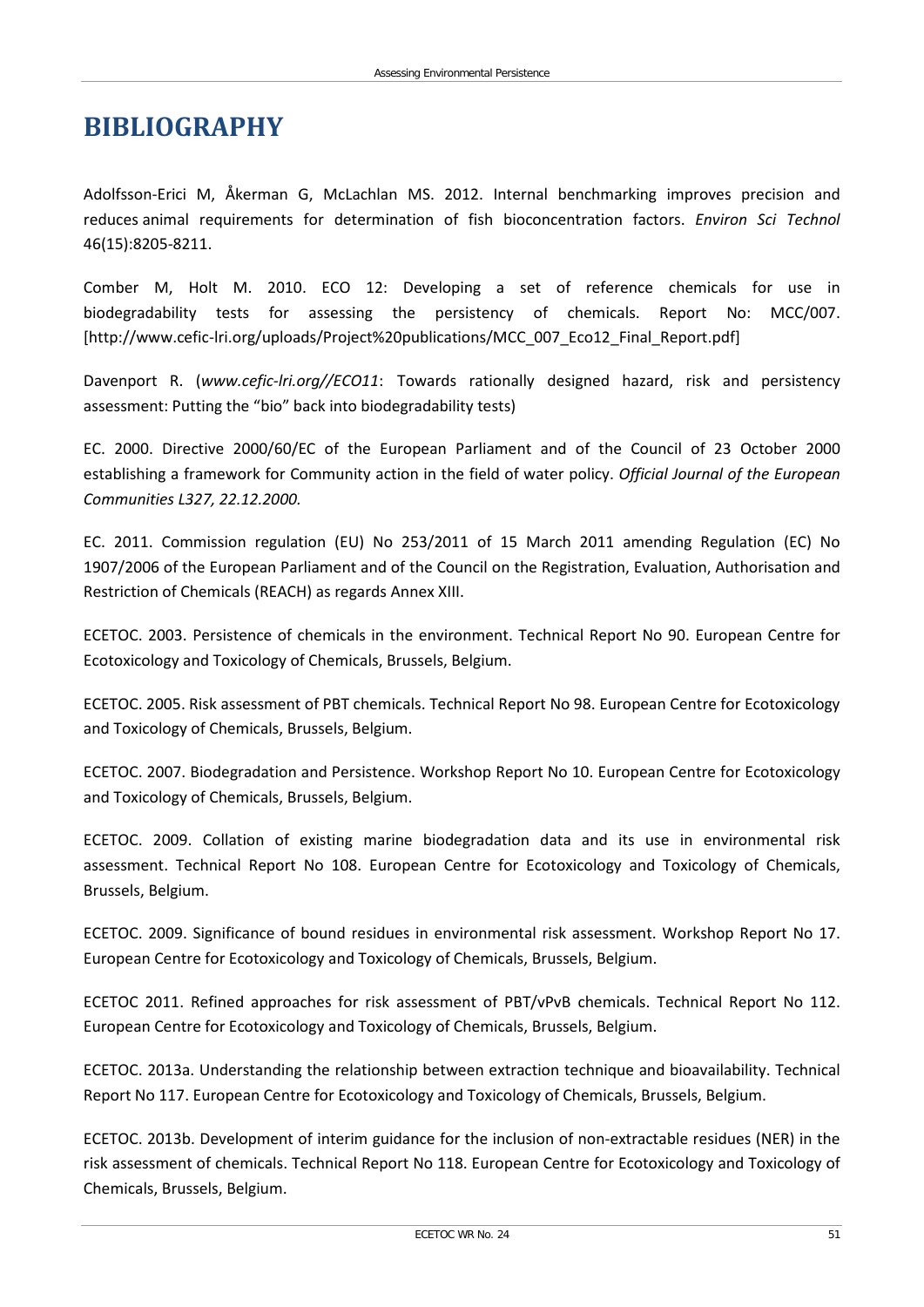# BIBLIOGRAPHY

Adolfsson-Erici M, Åkerman G, McLachlan MS. 2012. Internal benchmarking improves precision and reduces animal requirements for determination of fish bioconcentration factors. *Environ Sci Technol* 46(15):8205-8211.

Comber M, Holt M. 2010. ECO 12: Developing a set of reference chemicals for use in biodegradability tests for assessing the persistency of chemicals. Report No: MCC/007. [http://www.cefic-lri.org/uploads/Project%20publications/MCC_007_Eco12_Final_Report.pdf]

Davenport R. (*www.cefic-lri.org//ECO11*: Towards rationally designed hazard, risk and persistency assessment: Putting the "bio" back into biodegradability tests)

EC. 2000. Directive 2000/60/EC of the European Parliament and of the Council of 23 October 2000 establishing a framework for Community action in the field of water policy. *Official Journal of the European Communities L327, 22.12.2000.*

EC. 2011. Commission regulation (EU) No 253/2011 of 15 March 2011 amending Regulation (EC) No 1907/2006 of the European Parliament and of the Council on the Registration, Evaluation, Authorisation and Restriction of Chemicals (REACH) as regards Annex XIII.

ECETOC. 2003. Persistence of chemicals in the environment. Technical Report No 90. European Centre for Ecotoxicology and Toxicology of Chemicals, Brussels, Belgium.

ECETOC. 2005. Risk assessment of PBT chemicals. Technical Report No 98. European Centre for Ecotoxicology and Toxicology of Chemicals, Brussels, Belgium.

ECETOC. 2007. Biodegradation and Persistence. Workshop Report No 10. European Centre for Ecotoxicology and Toxicology of Chemicals, Brussels, Belgium.

ECETOC. 2009. Collation of existing marine biodegradation data and its use in environmental risk assessment. Technical Report No 108. European Centre for Ecotoxicology and Toxicology of Chemicals, Brussels, Belgium.

ECETOC. 2009. Significance of bound residues in environmental risk assessment. Workshop Report No 17. European Centre for Ecotoxicology and Toxicology of Chemicals, Brussels, Belgium.

ECETOC 2011. Refined approaches for risk assessment of PBT/vPvB chemicals. Technical Report No 112. European Centre for Ecotoxicology and Toxicology of Chemicals, Brussels, Belgium.

ECETOC. 2013a. Understanding the relationship between extraction technique and bioavailability. Technical Report No 117. European Centre for Ecotoxicology and Toxicology of Chemicals, Brussels, Belgium.

ECETOC. 2013b. Development of interim guidance for the inclusion of non-extractable residues (NER) in the risk assessment of chemicals. Technical Report No 118. European Centre for Ecotoxicology and Toxicology of Chemicals, Brussels, Belgium.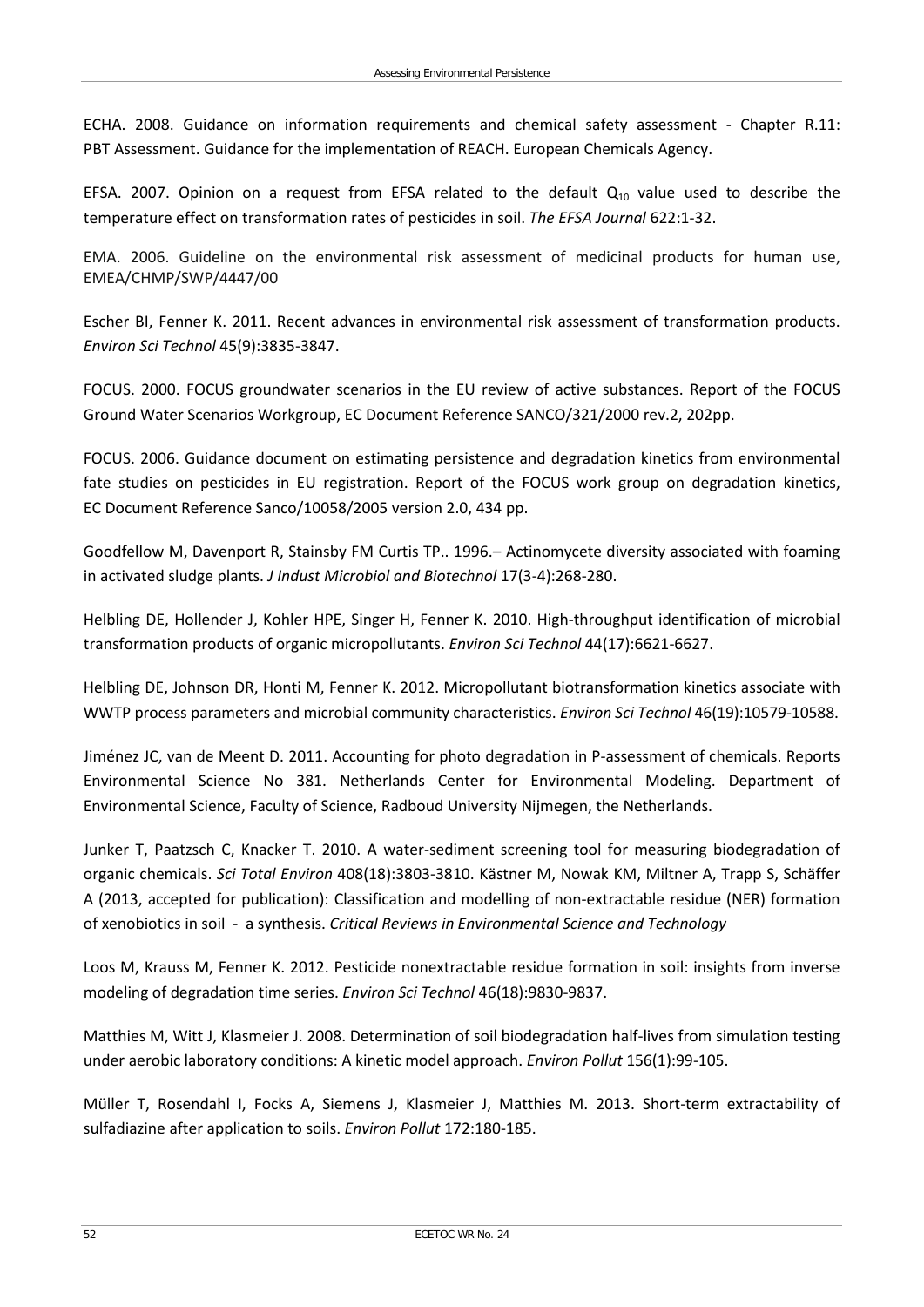ECHA. 2008. Guidance on information requirements and chemical safety assessment - Chapter R.11: PBT Assessment. Guidance for the implementation of REACH. European Chemicals Agency.

EFSA. 2007. Opinion on a request from EFSA related to the default $Q_{10}$ value used to describe the temperature effect on transformation rates of pesticides in soil. *The EFSA Journal* 622:1-32.

EMA. 2006. Guideline on the environmental risk assessment of medicinal products for human use, EMEA/CHMP/SWP/4447/00

Escher BI, Fenner K. 2011. Recent advances in environmental risk assessment of transformation products. *Environ Sci Technol* 45(9):3835-3847.

FOCUS. 2000. FOCUS groundwater scenarios in the EU review of active substances. Report of the FOCUS Ground Water Scenarios Workgroup, EC Document Reference SANCO/321/2000 rev.2, 202pp.

FOCUS. 2006. Guidance document on estimating persistence and degradation kinetics from environmental fate studies on pesticides in EU registration. Report of the FOCUS work group on degradation kinetics, EC Document Reference Sanco/10058/2005 version 2.0, 434 pp.

Goodfellow M, Davenport R, Stainsby FM Curtis TP.. 1996.– Actinomycete diversity associated with foaming in activated sludge plants. *J Indust Microbiol and Biotechnol* 17(3-4):268-280.

Helbling DE, Hollender J, Kohler HPE, Singer H, Fenner K. 2010. High-throughput identification of microbial transformation products of organic micropollutants. *Environ Sci Technol* 44(17):6621-6627.

Helbling DE, Johnson DR, Honti M, Fenner K. 2012. Micropollutant biotransformation kinetics associate with WWTP process parameters and microbial community characteristics. *Environ Sci Technol* 46(19):10579-10588.

Jiménez JC, van de Meent D. 2011. Accounting for photo degradation in P-assessment of chemicals. Reports Environmental Science No 381. Netherlands Center for Environmental Modeling. Department of Environmental Science, Faculty of Science, Radboud University Nijmegen, the Netherlands.

Junker T, Paatzsch C, Knacker T. 2010. A water-sediment screening tool for measuring biodegradation of organic chemicals. *Sci Total Environ* 408(18):3803-3810. Kästner M, Nowak KM, Miltner A, Trapp S, Schäffer A (2013, accepted for publication): Classification and modelling of non-extractable residue (NER) formation of xenobiotics in soil - a synthesis. *Critical Reviews in Environmental Science and Technology*

Loos M, Krauss M, Fenner K. 2012. Pesticide nonextractable residue formation in soil: insights from inverse modeling of degradation time series. *Environ Sci Technol* 46(18):9830-9837.

Matthies M, Witt J, Klasmeier J. 2008. Determination of soil biodegradation half-lives from simulation testing under aerobic laboratory conditions: A kinetic model approach. *Environ Pollut* 156(1):99-105.

Müller T, Rosendahl I, Focks A, Siemens J, Klasmeier J, Matthies M. 2013. Short-term extractability of sulfadiazine after application to soils. *Environ Pollut* 172:180-185.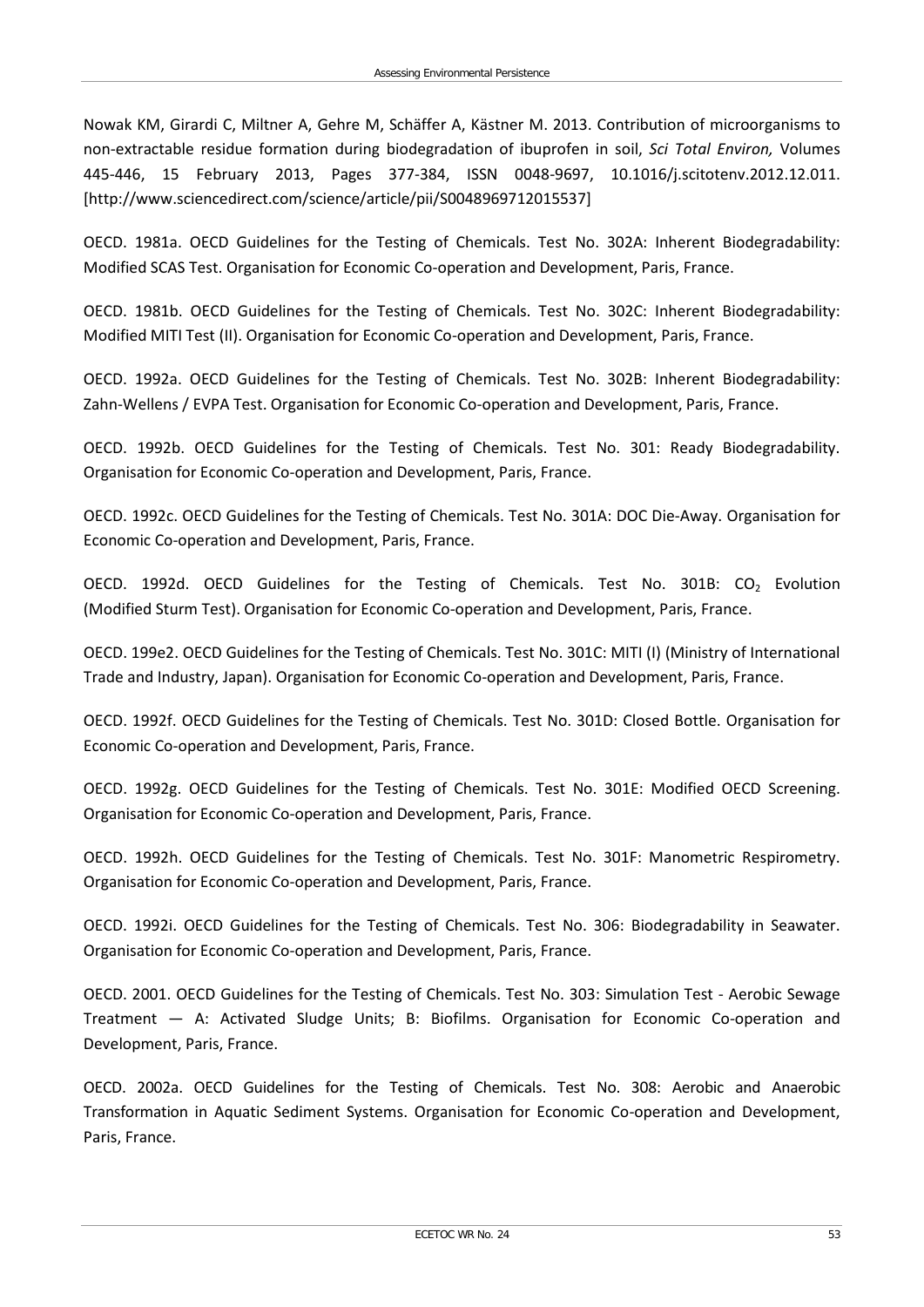Nowak KM, Girardi C, Miltner A, Gehre M, Schäffer A, Kästner M. 2013. Contribution of microorganisms to non-extractable residue formation during biodegradation of ibuprofen in soil, *Sci Total Environ,* Volumes 445-446, 15 February 2013, Pages 377-384, ISSN 0048-9697, 10.1016/j.scitotenv.2012.12.011. [http://www.sciencedirect.com/science/article/pii/S0048969712015537]

OECD. 1981a. OECD Guidelines for the Testing of Chemicals. Test No. 302A: Inherent Biodegradability: Modified SCAS Test. Organisation for Economic Co-operation and Development, Paris, France.

OECD. 1981b. OECD Guidelines for the Testing of Chemicals. Test No. 302C: Inherent Biodegradability: Modified MITI Test (II). Organisation for Economic Co-operation and Development, Paris, France.

OECD. 1992a. OECD Guidelines for the Testing of Chemicals. Test No. 302B: Inherent Biodegradability: Zahn-Wellens / EVPA Test. Organisation for Economic Co-operation and Development, Paris, France.

OECD. 1992b. OECD Guidelines for the Testing of Chemicals. Test No. 301: Ready Biodegradability. Organisation for Economic Co-operation and Development, Paris, France.

OECD. 1992c. OECD Guidelines for the Testing of Chemicals. Test No. 301A: DOC Die-Away. Organisation for Economic Co-operation and Development, Paris, France.

OECD. 1992d. OECD Guidelines for the Testing of Chemicals. Test No. 301B: $CO_2$ Evolution (Modified Sturm Test). Organisation for Economic Co-operation and Development, Paris, France.

OECD. 199e2. OECD Guidelines for the Testing of Chemicals. Test No. 301C: MITI (I) (Ministry of International Trade and Industry, Japan). Organisation for Economic Co-operation and Development, Paris, France.

OECD. 1992f. OECD Guidelines for the Testing of Chemicals. Test No. 301D: Closed Bottle. Organisation for Economic Co-operation and Development, Paris, France.

OECD. 1992g. OECD Guidelines for the Testing of Chemicals. Test No. 301E: Modified OECD Screening. Organisation for Economic Co-operation and Development, Paris, France.

OECD. 1992h. OECD Guidelines for the Testing of Chemicals. Test No. 301F: Manometric Respirometry. Organisation for Economic Co-operation and Development, Paris, France.

OECD. 1992i. OECD Guidelines for the Testing of Chemicals. Test No. 306: Biodegradability in Seawater. Organisation for Economic Co-operation and Development, Paris, France.

OECD. 2001. OECD Guidelines for the Testing of Chemicals. Test No. 303: Simulation Test - Aerobic Sewage Treatment — A: Activated Sludge Units; B: Biofilms. Organisation for Economic Co-operation and Development, Paris, France.

OECD. 2002a. OECD Guidelines for the Testing of Chemicals. Test No. 308: Aerobic and Anaerobic Transformation in Aquatic Sediment Systems. Organisation for Economic Co-operation and Development, Paris, France.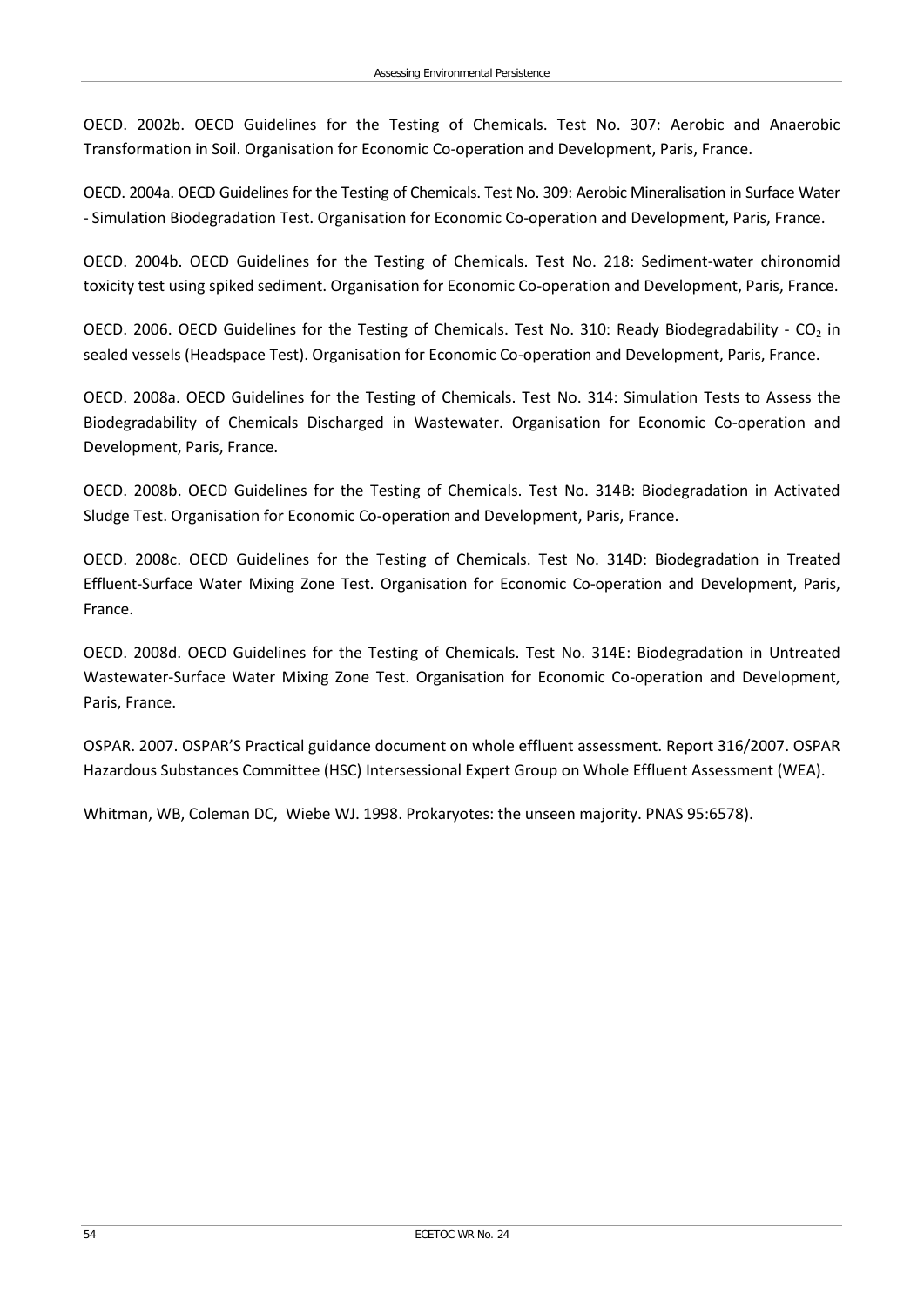OECD. 2002b. OECD Guidelines for the Testing of Chemicals. Test No. 307: Aerobic and Anaerobic Transformation in Soil. Organisation for Economic Co-operation and Development, Paris, France.

OECD. 2004a. OECD Guidelines for the Testing of Chemicals. Test No. 309: Aerobic Mineralisation in Surface Water - Simulation Biodegradation Test. Organisation for Economic Co-operation and Development, Paris, France.

OECD. 2004b. OECD Guidelines for the Testing of Chemicals. Test No. 218: Sediment-water chironomid toxicity test using spiked sediment. Organisation for Economic Co-operation and Development, Paris, France.

OECD. 2006. OECD Guidelines for the Testing of Chemicals. Test No. 310: Ready Biodegradability - $CO_2$ in sealed vessels (Headspace Test). Organisation for Economic Co-operation and Development, Paris, France.

OECD. 2008a. OECD Guidelines for the Testing of Chemicals. Test No. 314: Simulation Tests to Assess the Biodegradability of Chemicals Discharged in Wastewater. Organisation for Economic Co-operation and Development, Paris, France.

OECD. 2008b. OECD Guidelines for the Testing of Chemicals. Test No. 314B: Biodegradation in Activated Sludge Test. Organisation for Economic Co-operation and Development, Paris, France.

OECD. 2008c. OECD Guidelines for the Testing of Chemicals. Test No. 314D: Biodegradation in Treated Effluent-Surface Water Mixing Zone Test. Organisation for Economic Co-operation and Development, Paris, France.

OECD. 2008d. OECD Guidelines for the Testing of Chemicals. Test No. 314E: Biodegradation in Untreated Wastewater-Surface Water Mixing Zone Test. Organisation for Economic Co-operation and Development, Paris, France.

OSPAR. 2007. OSPAR'S Practical guidance document on whole effluent assessment. Report 316/2007. OSPAR Hazardous Substances Committee (HSC) Intersessional Expert Group on Whole Effluent Assessment (WEA).

Whitman, WB, Coleman DC, Wiebe WJ. 1998. Prokaryotes: the unseen majority. PNAS 95:6578).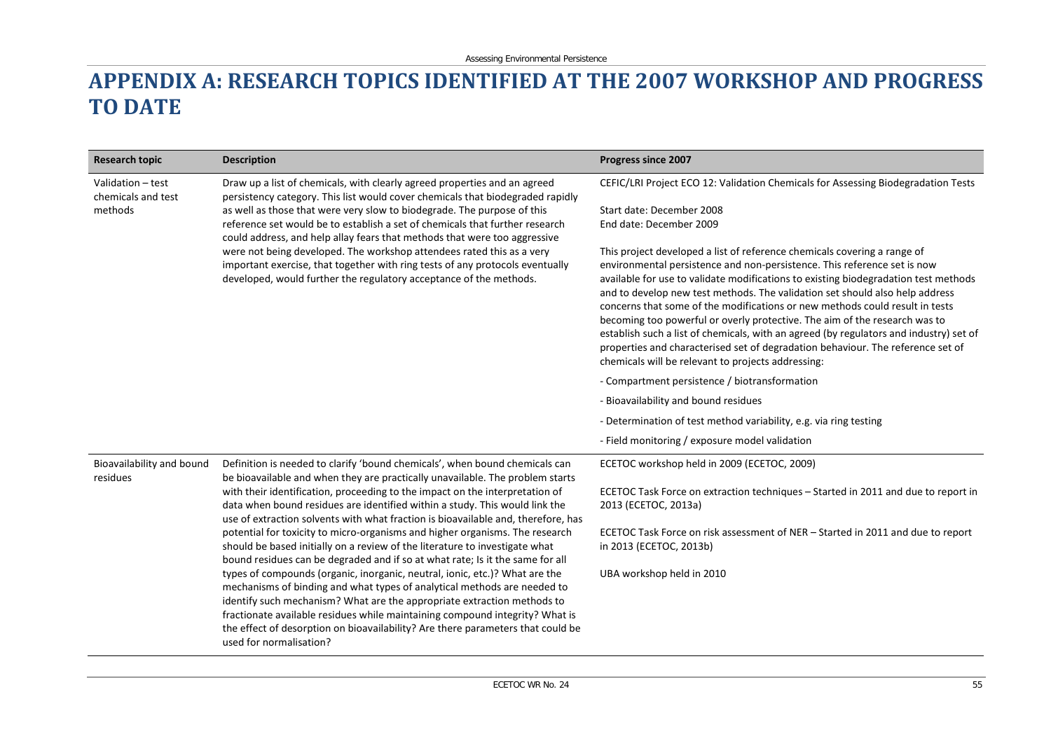# APPENDIX A: RESEARCH TOPICS IDENTIFIED AT THE 2007 WORKSHOP AND PROGRESS TO DATE

| Research topic | Description | Progress since 2007 |
|---|---|---|
| Validation – test chemicals and test methods | Draw up a list of chemicals, with clearly agreed properties and an agreed persistency category. This list would cover chemicals that biodegraded rapidly as well as those that were very slow to biodegrade. The purpose of this reference set would be to establish a set of chemicals that further research could address, and help allay fears that methods that were too aggressive were not being developed. The workshop attendees rated this as a very important exercise, that together with ring tests of any protocols eventually developed, would further the regulatory acceptance of the methods. | CEFIC/LRI Project ECO 12: Validation Chemicals for Assessing Biodegradation Tests<br><br>Start date: December 2008<br>End date: December 2009<br><br>This project developed a list of reference chemicals covering a range of environmental persistence and non-persistence. This reference set is now available for use to validate modifications to existing biodegradation test methods and to develop new test methods. The validation set should also help address concerns that some of the modifications or new methods could result in tests becoming too powerful or overly protective. The aim of the research was to establish such a list of chemicals, with an agreed (by regulators and industry) set of properties and characterised set of degradation behaviour. The reference set of chemicals will be relevant to projects addressing:<br><br>- Compartment persistence / biotransformation<br><br>- Bioavailability and bound residues<br><br>- Determination of test method variability, e.g. via ring testing<br><br>- Field monitoring / exposure model validation |
| Bioavailability and bound residues | Definition is needed to clarify 'bound chemicals', when bound chemicals can be bioavailable and when they are practically unavailable. The problem starts with their identification, proceeding to the impact on the interpretation of data when bound residues are identified within a study. This would link the use of extraction solvents with what fraction is bioavailable and, therefore, has potential for toxicity to micro-organisms and higher organisms. The research should be based initially on a review of the literature to investigate what bound residues can be degraded and if so at what rate; Is it the same for all types of compounds (organic, inorganic, neutral, ionic, etc.)? What are the mechanisms of binding and what types of analytical methods are needed to identify such mechanism? What are the appropriate extraction methods to fractionate available residues while maintaining compound integrity? What is the effect of desorption on bioavailability? Are there parameters that could be used for normalisation? | ECETOC workshop held in 2009 (ECETOC, 2009)<br><br>ECETOC Task Force on extraction techniques – Started in 2011 and due to report in 2013 (ECETOC, 2013a)<br><br>ECETOC Task Force on risk assessment of NER – Started in 2011 and due to report in 2013 (ECETOC, 2013b)<br><br>UBA workshop held in 2010 |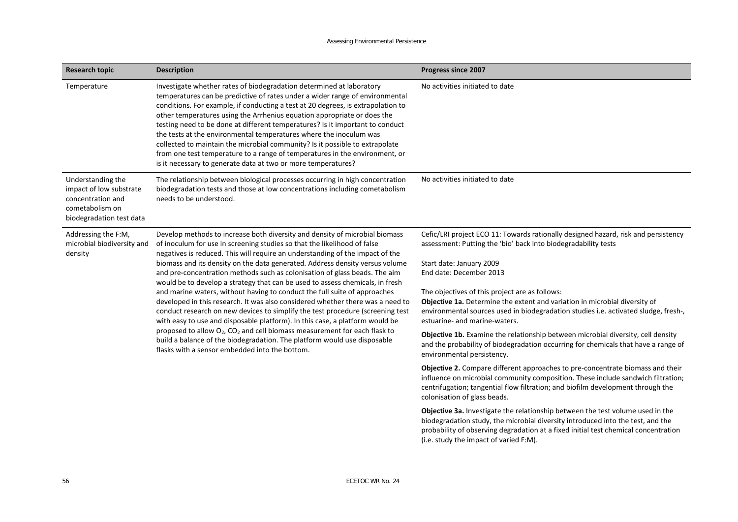| Research topic | Description | Progress since 2007 |
|---|---|---|
| Temperature | Investigate whether rates of biodegradation determined at laboratory temperatures can be predictive of rates under a wider range of environmental conditions. For example, if conducting a test at 20 degrees, is extrapolation to other temperatures using the Arrhenius equation appropriate or does the testing need to be done at different temperatures? Is it important to conduct the tests at the environmental temperatures where the inoculum was collected to maintain the microbial community? Is it possible to extrapolate from one test temperature to a range of temperatures in the environment, or is it necessary to generate data at two or more temperatures? | No activities initiated to date |
| Understanding the impact of low substrate concentration and cometabolism on biodegradation test data | The relationship between biological processes occurring in high concentration biodegradation tests and those at low concentrations including cometabolism needs to be understood. | No activities initiated to date |
| Addressing the F:M, microbial biodiversity and density | Develop methods to increase both diversity and density of microbial biomass of inoculum for use in screening studies so that the likelihood of false negatives is reduced. This will require an understanding of the impact of the biomass and its density on the data generated. Address density versus volume and pre-concentration methods such as colonisation of glass beads. The aim would be to develop a strategy that can be used to assess chemicals, in fresh and marine waters, without having to conduct the full suite of approaches developed in this research. It was also considered whether there was a need to conduct research on new devices to simplify the test procedure (screening test with easy to use and disposable platform). In this case, a platform would be proposed to allow $O_2$, $CO_2$ and cell biomass measurement for each flask to build a balance of the biodegradation. The platform would use disposable flasks with a sensor embedded into the bottom. | Cefic/LRI project ECO 11: Towards rationally designed hazard, risk and persistency assessment: Putting the 'bio' back into biodegradability tests<br><br>Start date: January 2009<br>End date: December 2013<br><br>The objectives of this project are as follows:<br>**Objective 1a.** Determine the extent and variation in microbial diversity of environmental sources used in biodegradation studies i.e. activated sludge, fresh-, estuarine- and marine-waters.<br><br>**Objective 1b.** Examine the relationship between microbial diversity, cell density and the probability of biodegradation occurring for chemicals that have a range of environmental persistency.<br><br>**Objective 2.** Compare different approaches to pre-concentrate biomass and their influence on microbial community composition. These include sandwich filtration; centrifugation; tangential flow filtration; and biofilm development through the colonisation of glass beads.<br><br>**Objective 3a.** Investigate the relationship between the test volume used in the biodegradation study, the microbial diversity introduced into the test, and the probability of observing degradation at a fixed initial test chemical concentration (i.e. study the impact of varied F:M). |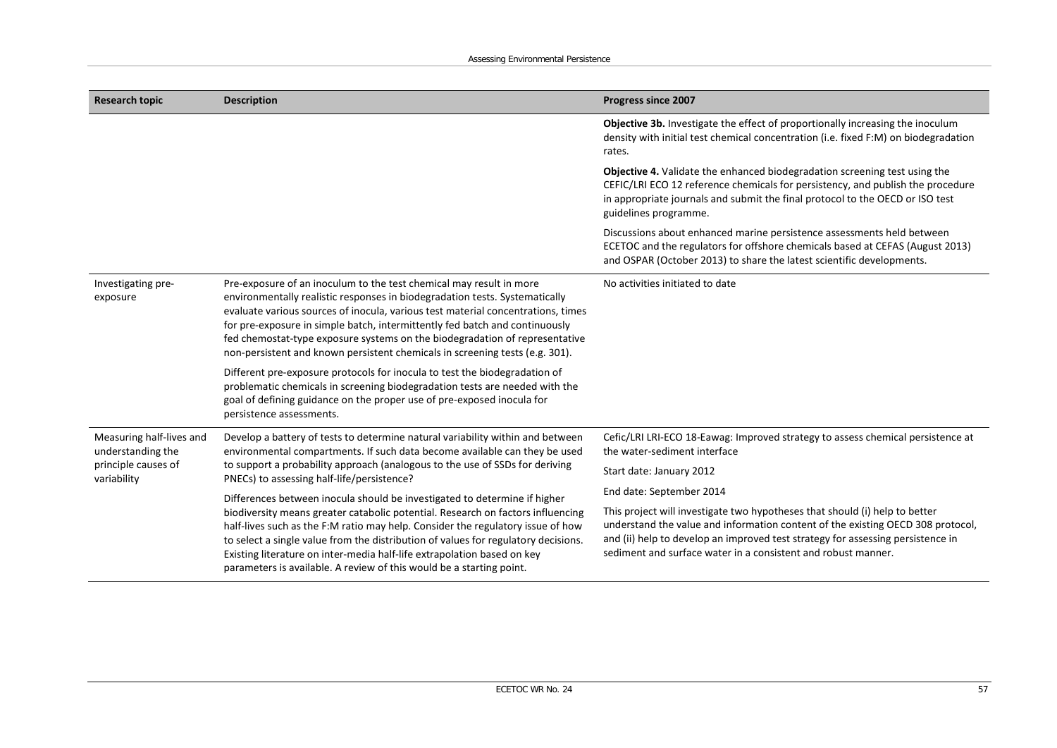| Research topic | Description | Progress since 2007 |
|---|---|---|
| | | **Objective 3b.** Investigate the effect of proportionally increasing the inoculum density with initial test chemical concentration (i.e. fixed F:M) on biodegradation rates.<br><br>**Objective 4.** Validate the enhanced biodegradation screening test using the CEFIC/LRI ECO 12 reference chemicals for persistency, and publish the procedure in appropriate journals and submit the final protocol to the OECD or ISO test guidelines programme.<br><br>Discussions about enhanced marine persistence assessments held between ECETOC and the regulators for offshore chemicals based at CEFAS (August 2013) and OSPAR (October 2013) to share the latest scientific developments. |
| Investigating pre-exposure | Pre-exposure of an inoculum to the test chemical may result in more environmentally realistic responses in biodegradation tests. Systematically evaluate various sources of inocula, various test material concentrations, times for pre-exposure in simple batch, intermittently fed batch and continuously fed chemostat-type exposure systems on the biodegradation of representative non-persistent and known persistent chemicals in screening tests (e.g. 301).<br><br>Different pre-exposure protocols for inocula to test the biodegradation of problematic chemicals in screening biodegradation tests are needed with the goal of defining guidance on the proper use of pre-exposed inocula for persistence assessments. | No activities initiated to date |
| Measuring half-lives and understanding the principle causes of variability | Develop a battery of tests to determine natural variability within and between environmental compartments. If such data become available can they be used to support a probability approach (analogous to the use of SSDs for deriving PNECs) to assessing half-life/persistence?<br><br>Differences between inocula should be investigated to determine if higher biodiversity means greater catabolic potential. Research on factors influencing half-lives such as the F:M ratio may help. Consider the regulatory issue of how to select a single value from the distribution of values for regulatory decisions. Existing literature on inter-media half-life extrapolation based on key parameters is available. A review of this would be a starting point. | Cefic/LRI LRI-ECO 18-Eawag: Improved strategy to assess chemical persistence at the water-sediment interface<br><br>Start date: January 2012<br><br>End date: September 2014<br><br>This project will investigate two hypotheses that should (i) help to better understand the value and information content of the existing OECD 308 protocol, and (ii) help to develop an improved test strategy for assessing persistence in sediment and surface water in a consistent and robust manner. |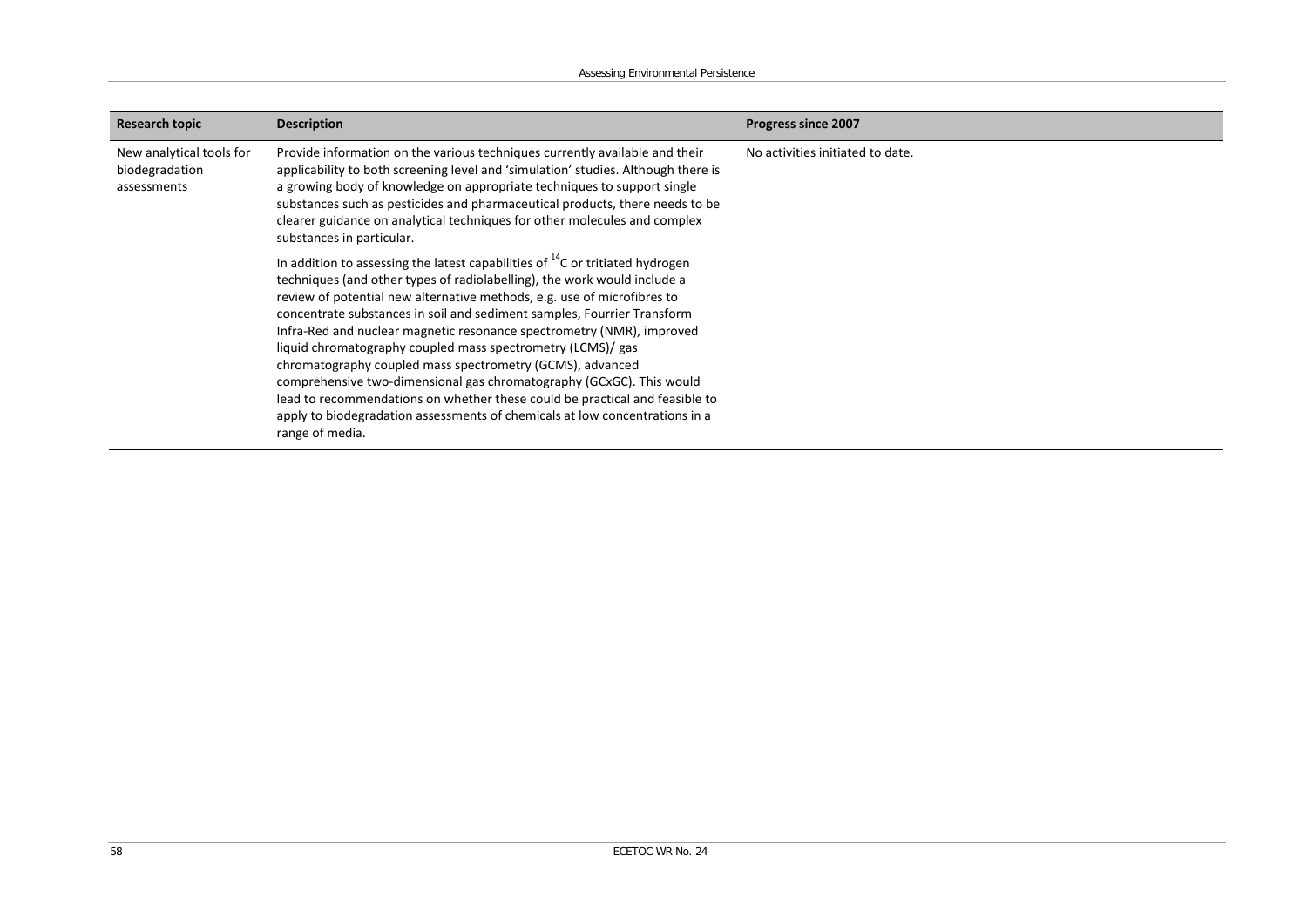| Research topic | Description | Progress since 2007 |
| --- | --- | --- |
| New analytical tools for biodegradation assessments | Provide information on the various techniques currently available and their applicability to both screening level and 'simulation' studies. Although there is a growing body of knowledge on appropriate techniques to support single substances such as pesticides and pharmaceutical products, there needs to be clearer guidance on analytical techniques for other molecules and complex substances in particular.<br><br>In addition to assessing the latest capabilities of $^{14}C$ or tritiated hydrogen techniques (and other types of radiolabelling), the work would include a review of potential new alternative methods, e.g. use of microfibres to concentrate substances in soil and sediment samples, Fourrier Transform Infra-Red and nuclear magnetic resonance spectrometry (NMR), improved liquid chromatography coupled mass spectrometry (LCMS)/ gas chromatography coupled mass spectrometry (GCMS), advanced comprehensive two-dimensional gas chromatography (GCxGC). This would lead to recommendations on whether these could be practical and feasible to apply to biodegradation assessments of chemicals at low concentrations in a range of media. | No activities initiated to date. |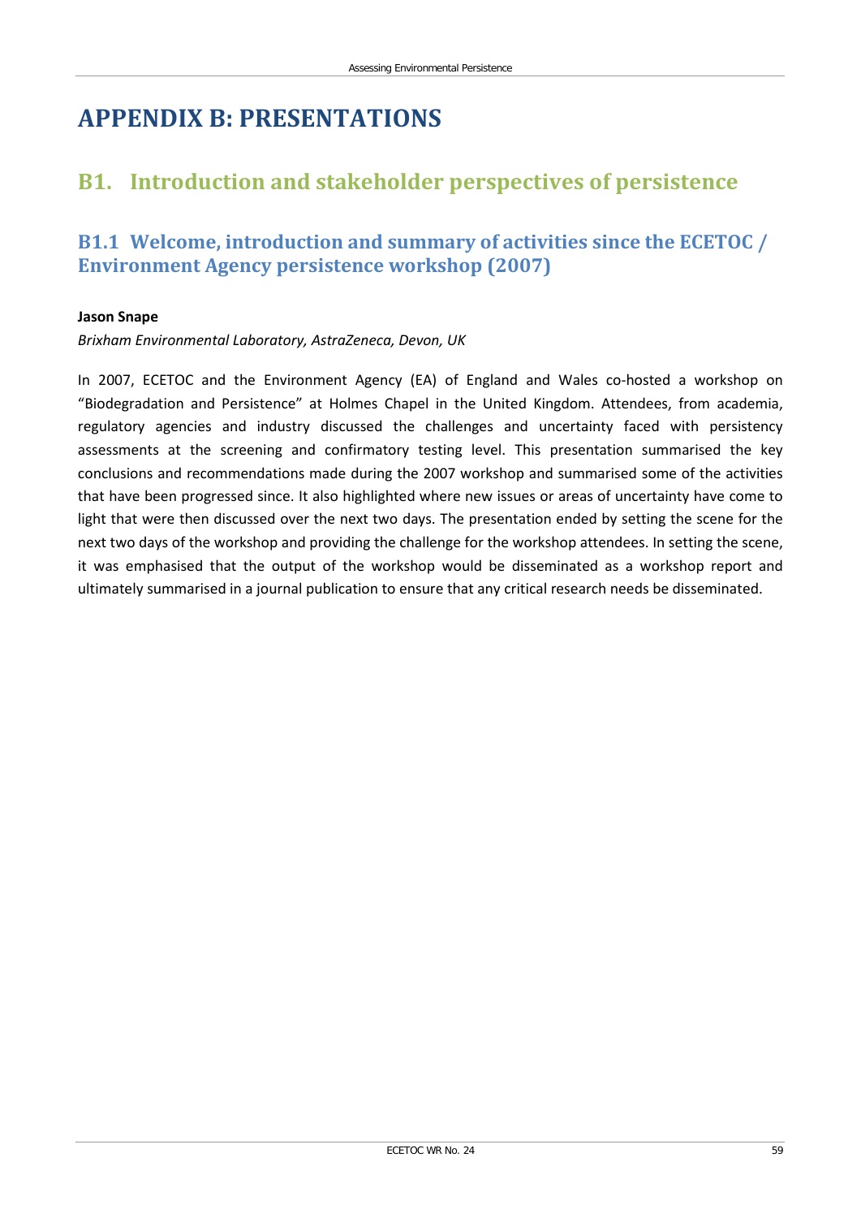# APPENDIX B: PRESENTATIONS

## B1. Introduction and stakeholder perspectives of persistence

### B1.1 Welcome, introduction and summary of activities since the ECETOC / Environment Agency persistence workshop (2007)

**Jason Snape**

*Brixham Environmental Laboratory, AstraZeneca, Devon, UK*

In 2007, ECETOC and the Environment Agency (EA) of England and Wales co-hosted a workshop on "Biodegradation and Persistence" at Holmes Chapel in the United Kingdom. Attendees, from academia, regulatory agencies and industry discussed the challenges and uncertainty faced with persistency assessments at the screening and confirmatory testing level. This presentation summarised the key conclusions and recommendations made during the 2007 workshop and summarised some of the activities that have been progressed since. It also highlighted where new issues or areas of uncertainty have come to light that were then discussed over the next two days. The presentation ended by setting the scene for the next two days of the workshop and providing the challenge for the workshop attendees. In setting the scene, it was emphasised that the output of the workshop would be disseminated as a workshop report and ultimately summarised in a journal publication to ensure that any critical research needs be disseminated.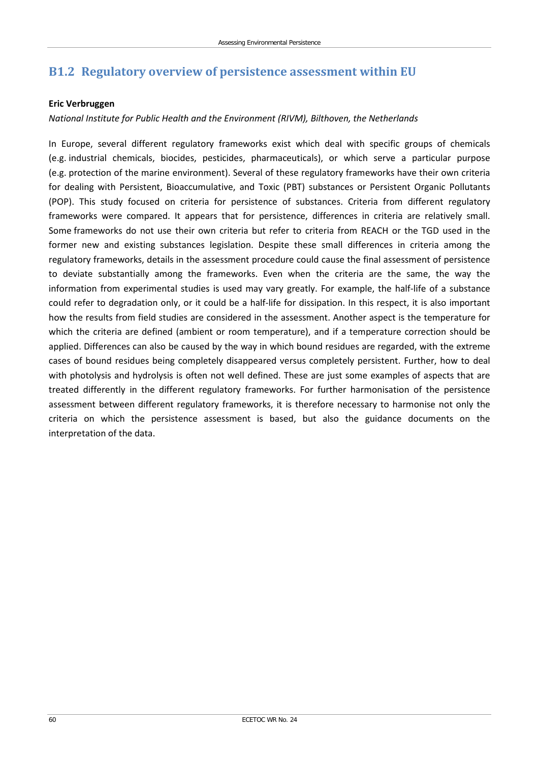## B1.2 Regulatory overview of persistence assessment within EU

**Eric Verbruggen**

*National Institute for Public Health and the Environment (RIVM), Bilthoven, the Netherlands*

In Europe, several different regulatory frameworks exist which deal with specific groups of chemicals (e.g. industrial chemicals, biocides, pesticides, pharmaceuticals), or which serve a particular purpose (e.g. protection of the marine environment). Several of these regulatory frameworks have their own criteria for dealing with Persistent, Bioaccumulative, and Toxic (PBT) substances or Persistent Organic Pollutants (POP). This study focused on criteria for persistence of substances. Criteria from different regulatory frameworks were compared. It appears that for persistence, differences in criteria are relatively small. Some frameworks do not use their own criteria but refer to criteria from REACH or the TGD used in the former new and existing substances legislation. Despite these small differences in criteria among the regulatory frameworks, details in the assessment procedure could cause the final assessment of persistence to deviate substantially among the frameworks. Even when the criteria are the same, the way the information from experimental studies is used may vary greatly. For example, the half-life of a substance could refer to degradation only, or it could be a half-life for dissipation. In this respect, it is also important how the results from field studies are considered in the assessment. Another aspect is the temperature for which the criteria are defined (ambient or room temperature), and if a temperature correction should be applied. Differences can also be caused by the way in which bound residues are regarded, with the extreme cases of bound residues being completely disappeared versus completely persistent. Further, how to deal with photolysis and hydrolysis is often not well defined. These are just some examples of aspects that are treated differently in the different regulatory frameworks. For further harmonisation of the persistence assessment between different regulatory frameworks, it is therefore necessary to harmonise not only the criteria on which the persistence assessment is based, but also the guidance documents on the interpretation of the data.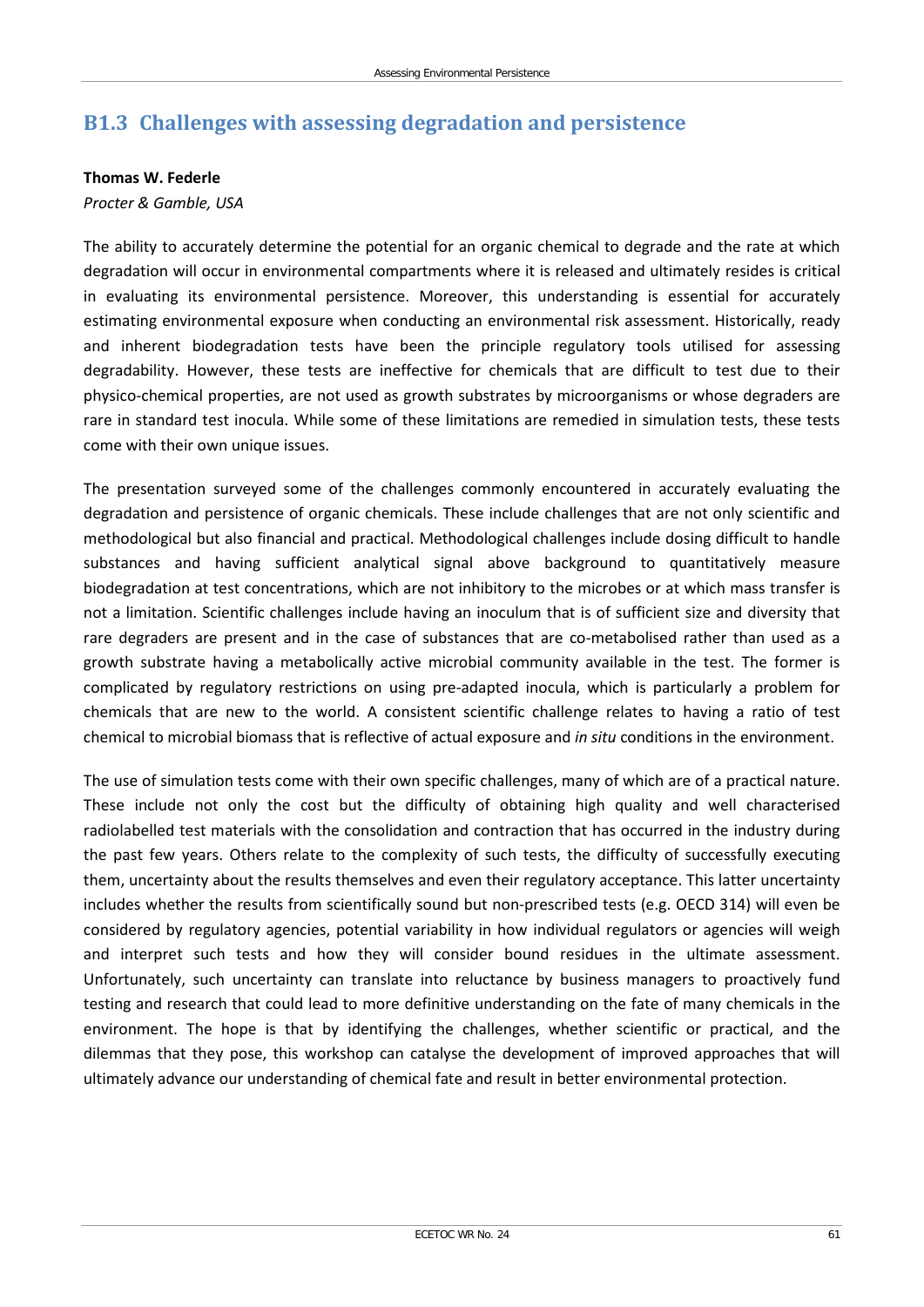## B1.3 Challenges with assessing degradation and persistence

**Thomas W. Federle**

*Procter & Gamble, USA*

The ability to accurately determine the potential for an organic chemical to degrade and the rate at which degradation will occur in environmental compartments where it is released and ultimately resides is critical in evaluating its environmental persistence. Moreover, this understanding is essential for accurately estimating environmental exposure when conducting an environmental risk assessment. Historically, ready and inherent biodegradation tests have been the principle regulatory tools utilised for assessing degradability. However, these tests are ineffective for chemicals that are difficult to test due to their physico-chemical properties, are not used as growth substrates by microorganisms or whose degraders are rare in standard test inocula. While some of these limitations are remedied in simulation tests, these tests come with their own unique issues.

The presentation surveyed some of the challenges commonly encountered in accurately evaluating the degradation and persistence of organic chemicals. These include challenges that are not only scientific and methodological but also financial and practical. Methodological challenges include dosing difficult to handle substances and having sufficient analytical signal above background to quantitatively measure biodegradation at test concentrations, which are not inhibitory to the microbes or at which mass transfer is not a limitation. Scientific challenges include having an inoculum that is of sufficient size and diversity that rare degraders are present and in the case of substances that are co-metabolised rather than used as a growth substrate having a metabolically active microbial community available in the test. The former is complicated by regulatory restrictions on using pre-adapted inocula, which is particularly a problem for chemicals that are new to the world. A consistent scientific challenge relates to having a ratio of test chemical to microbial biomass that is reflective of actual exposure and *in situ* conditions in the environment.

The use of simulation tests come with their own specific challenges, many of which are of a practical nature. These include not only the cost but the difficulty of obtaining high quality and well characterised radiolabelled test materials with the consolidation and contraction that has occurred in the industry during the past few years. Others relate to the complexity of such tests, the difficulty of successfully executing them, uncertainty about the results themselves and even their regulatory acceptance. This latter uncertainty includes whether the results from scientifically sound but non-prescribed tests (e.g. OECD 314) will even be considered by regulatory agencies, potential variability in how individual regulators or agencies will weigh and interpret such tests and how they will consider bound residues in the ultimate assessment. Unfortunately, such uncertainty can translate into reluctance by business managers to proactively fund testing and research that could lead to more definitive understanding on the fate of many chemicals in the environment. The hope is that by identifying the challenges, whether scientific or practical, and the dilemmas that they pose, this workshop can catalyse the development of improved approaches that will ultimately advance our understanding of chemical fate and result in better environmental protection.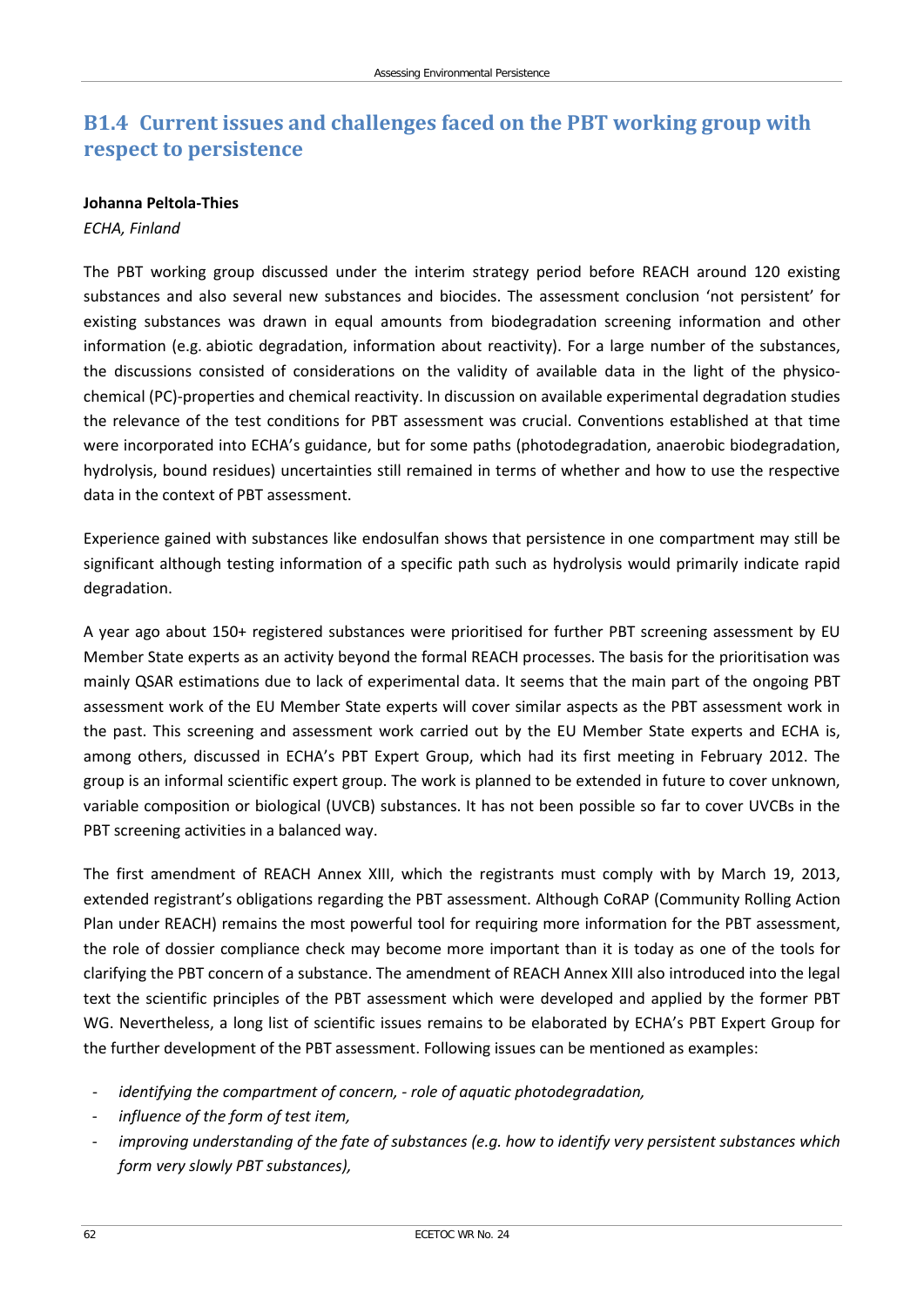## B1.4 Current issues and challenges faced on the PBT working group with respect to persistence

**Johanna Peltola-Thies**

*ECHA, Finland*

The PBT working group discussed under the interim strategy period before REACH around 120 existing substances and also several new substances and biocides. The assessment conclusion 'not persistent' for existing substances was drawn in equal amounts from biodegradation screening information and other information (e.g. abiotic degradation, information about reactivity). For a large number of the substances, the discussions consisted of considerations on the validity of available data in the light of the physico-chemical (PC)-properties and chemical reactivity. In discussion on available experimental degradation studies the relevance of the test conditions for PBT assessment was crucial. Conventions established at that time were incorporated into ECHA's guidance, but for some paths (photodegradation, anaerobic biodegradation, hydrolysis, bound residues) uncertainties still remained in terms of whether and how to use the respective data in the context of PBT assessment.

Experience gained with substances like endosulfan shows that persistence in one compartment may still be significant although testing information of a specific path such as hydrolysis would primarily indicate rapid degradation.

A year ago about 150+ registered substances were prioritised for further PBT screening assessment by EU Member State experts as an activity beyond the formal REACH processes. The basis for the prioritisation was mainly QSAR estimations due to lack of experimental data. It seems that the main part of the ongoing PBT assessment work of the EU Member State experts will cover similar aspects as the PBT assessment work in the past. This screening and assessment work carried out by the EU Member State experts and ECHA is, among others, discussed in ECHA's PBT Expert Group, which had its first meeting in February 2012. The group is an informal scientific expert group. The work is planned to be extended in future to cover unknown, variable composition or biological (UVCB) substances. It has not been possible so far to cover UVCBs in the PBT screening activities in a balanced way.

The first amendment of REACH Annex XIII, which the registrants must comply with by March 19, 2013, extended registrant's obligations regarding the PBT assessment. Although CoRAP (Community Rolling Action Plan under REACH) remains the most powerful tool for requiring more information for the PBT assessment, the role of dossier compliance check may become more important than it is today as one of the tools for clarifying the PBT concern of a substance. The amendment of REACH Annex XIII also introduced into the legal text the scientific principles of the PBT assessment which were developed and applied by the former PBT WG. Nevertheless, a long list of scientific issues remains to be elaborated by ECHA's PBT Expert Group for the further development of the PBT assessment. Following issues can be mentioned as examples:

- *identifying the compartment of concern, - role of aquatic photodegradation,*
- *influence of the form of test item,*
- *improving understanding of the fate of substances (e.g. how to identify very persistent substances which form very slowly PBT substances),*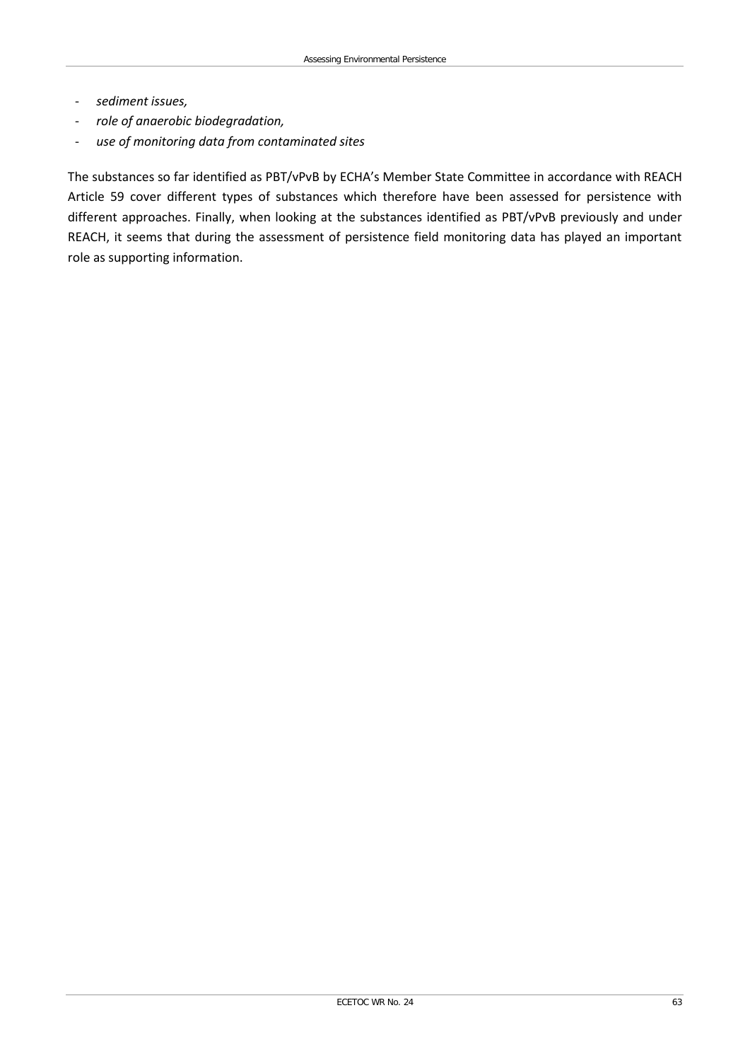- *sediment issues,*
- *role of anaerobic biodegradation,*
- *use of monitoring data from contaminated sites*

The substances so far identified as PBT/vPvB by ECHA's Member State Committee in accordance with REACH Article 59 cover different types of substances which therefore have been assessed for persistence with different approaches. Finally, when looking at the substances identified as PBT/vPvB previously and under REACH, it seems that during the assessment of persistence field monitoring data has played an important role as supporting information.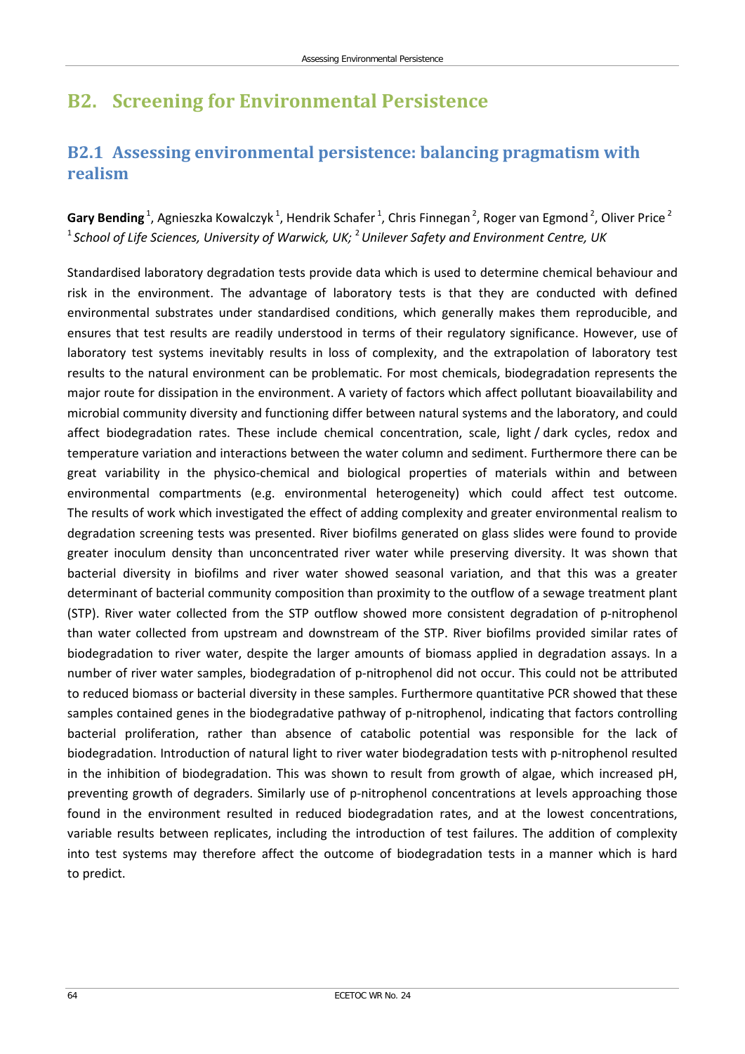# B2. Screening for Environmental Persistence

## B2.1 Assessing environmental persistence: balancing pragmatism with realism

**Gary Bending**[1], Agnieszka Kowalczyk[1], Hendrik Schafer[1], Chris Finnegan[2], Roger van Egmond[2], Oliver Price[2]
[1] *School of Life Sciences, University of Warwick, UK;* [2] *Unilever Safety and Environment Centre, UK*

Standardised laboratory degradation tests provide data which is used to determine chemical behaviour and risk in the environment. The advantage of laboratory tests is that they are conducted with defined environmental substrates under standardised conditions, which generally makes them reproducible, and ensures that test results are readily understood in terms of their regulatory significance. However, use of laboratory test systems inevitably results in loss of complexity, and the extrapolation of laboratory test results to the natural environment can be problematic. For most chemicals, biodegradation represents the major route for dissipation in the environment. A variety of factors which affect pollutant bioavailability and microbial community diversity and functioning differ between natural systems and the laboratory, and could affect biodegradation rates. These include chemical concentration, scale, light / dark cycles, redox and temperature variation and interactions between the water column and sediment. Furthermore there can be great variability in the physico-chemical and biological properties of materials within and between environmental compartments (e.g. environmental heterogeneity) which could affect test outcome. The results of work which investigated the effect of adding complexity and greater environmental realism to degradation screening tests was presented. River biofilms generated on glass slides were found to provide greater inoculum density than unconcentrated river water while preserving diversity. It was shown that bacterial diversity in biofilms and river water showed seasonal variation, and that this was a greater determinant of bacterial community composition than proximity to the outflow of a sewage treatment plant (STP). River water collected from the STP outflow showed more consistent degradation of p-nitrophenol than water collected from upstream and downstream of the STP. River biofilms provided similar rates of biodegradation to river water, despite the larger amounts of biomass applied in degradation assays. In a number of river water samples, biodegradation of p-nitrophenol did not occur. This could not be attributed to reduced biomass or bacterial diversity in these samples. Furthermore quantitative PCR showed that these samples contained genes in the biodegradative pathway of p-nitrophenol, indicating that factors controlling bacterial proliferation, rather than absence of catabolic potential was responsible for the lack of biodegradation. Introduction of natural light to river water biodegradation tests with p-nitrophenol resulted in the inhibition of biodegradation. This was shown to result from growth of algae, which increased pH, preventing growth of degraders. Similarly use of p-nitrophenol concentrations at levels approaching those found in the environment resulted in reduced biodegradation rates, and at the lowest concentrations, variable results between replicates, including the introduction of test failures. The addition of complexity into test systems may therefore affect the outcome of biodegradation tests in a manner which is hard to predict.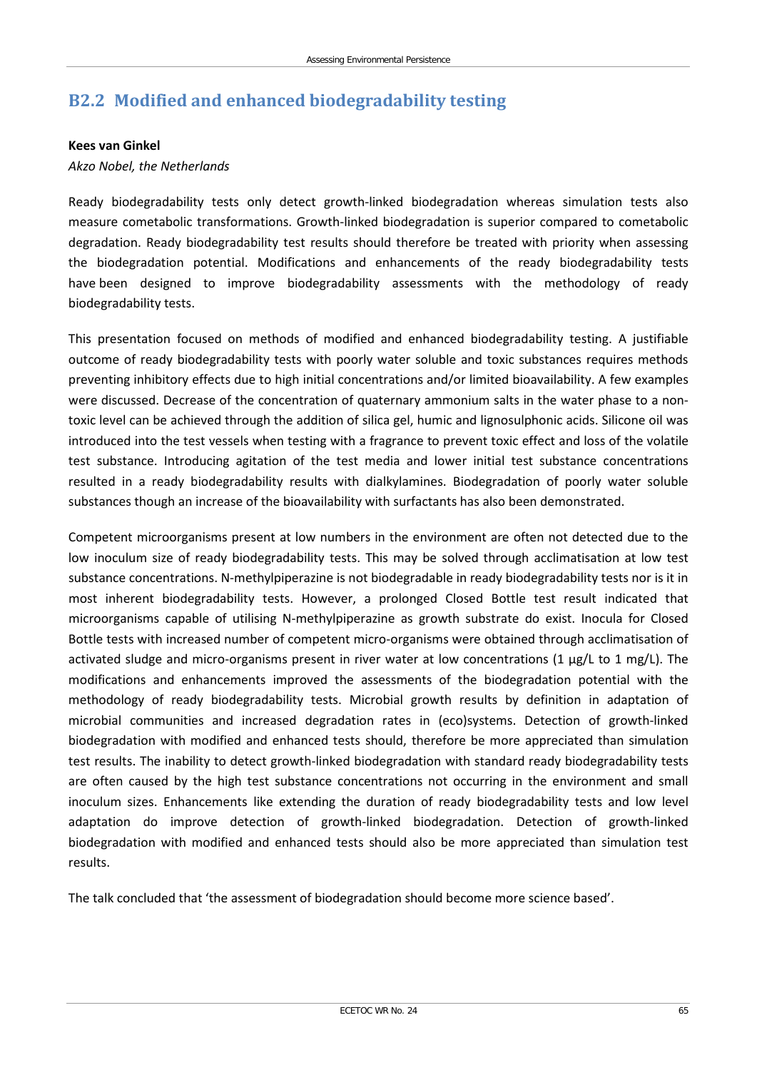## B2.2 Modified and enhanced biodegradability testing

**Kees van Ginkel**

*Akzo Nobel, the Netherlands*

Ready biodegradability tests only detect growth-linked biodegradation whereas simulation tests also measure cometabolic transformations. Growth-linked biodegradation is superior compared to cometabolic degradation. Ready biodegradability test results should therefore be treated with priority when assessing the biodegradation potential. Modifications and enhancements of the ready biodegradability tests have been designed to improve biodegradability assessments with the methodology of ready biodegradability tests.

This presentation focused on methods of modified and enhanced biodegradability testing. A justifiable outcome of ready biodegradability tests with poorly water soluble and toxic substances requires methods preventing inhibitory effects due to high initial concentrations and/or limited bioavailability. A few examples were discussed. Decrease of the concentration of quaternary ammonium salts in the water phase to a non-toxic level can be achieved through the addition of silica gel, humic and lignosulphonic acids. Silicone oil was introduced into the test vessels when testing with a fragrance to prevent toxic effect and loss of the volatile test substance. Introducing agitation of the test media and lower initial test substance concentrations resulted in a ready biodegradability results with dialkylamines. Biodegradation of poorly water soluble substances though an increase of the bioavailability with surfactants has also been demonstrated.

Competent microorganisms present at low numbers in the environment are often not detected due to the low inoculum size of ready biodegradability tests. This may be solved through acclimatisation at low test substance concentrations. N-methylpiperazine is not biodegradable in ready biodegradability tests nor is it in most inherent biodegradability tests. However, a prolonged Closed Bottle test result indicated that microorganisms capable of utilising N-methylpiperazine as growth substrate do exist. Inocula for Closed Bottle tests with increased number of competent micro-organisms were obtained through acclimatisation of activated sludge and micro-organisms present in river water at low concentrations (1 μg/L to 1 mg/L). The modifications and enhancements improved the assessments of the biodegradation potential with the methodology of ready biodegradability tests. Microbial growth results by definition in adaptation of microbial communities and increased degradation rates in (eco)systems. Detection of growth-linked biodegradation with modified and enhanced tests should, therefore be more appreciated than simulation test results. The inability to detect growth-linked biodegradation with standard ready biodegradability tests are often caused by the high test substance concentrations not occurring in the environment and small inoculum sizes. Enhancements like extending the duration of ready biodegradability tests and low level adaptation do improve detection of growth-linked biodegradation. Detection of growth-linked biodegradation with modified and enhanced tests should also be more appreciated than simulation test results.

The talk concluded that 'the assessment of biodegradation should become more science based'.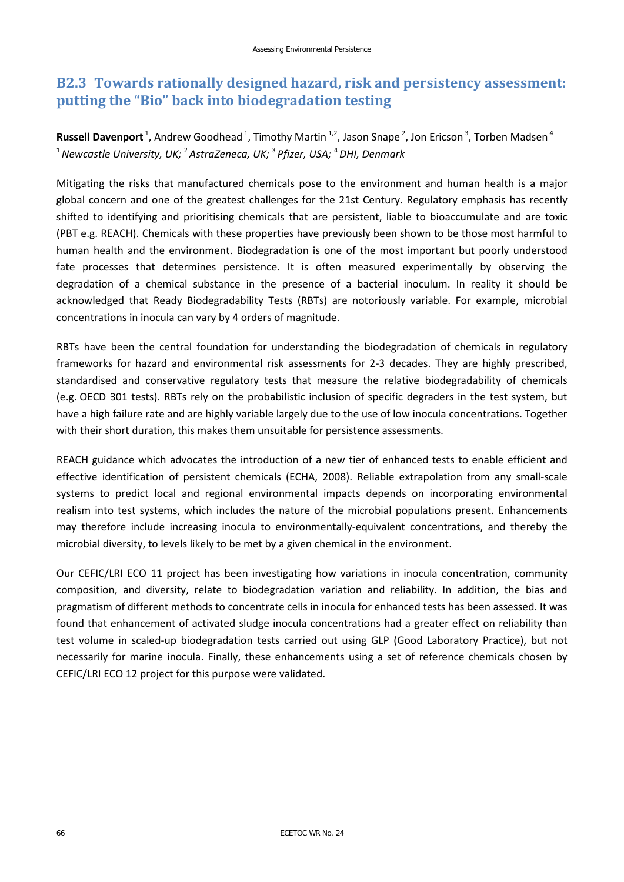## B2.3 Towards rationally designed hazard, risk and persistency assessment: putting the "Bio" back into biodegradation testing

**Russell Davenport** [1], Andrew Goodhead [1], Timothy Martin [1,2], Jason Snape [2], Jon Ericson [3], Torben Madsen [4]

[1] *Newcastle University, UK;* [2] *AstraZeneca, UK;* [3] *Pfizer, USA;* [4] *DHI, Denmark*

Mitigating the risks that manufactured chemicals pose to the environment and human health is a major global concern and one of the greatest challenges for the 21st Century. Regulatory emphasis has recently shifted to identifying and prioritising chemicals that are persistent, liable to bioaccumulate and are toxic (PBT e.g. REACH). Chemicals with these properties have previously been shown to be those most harmful to human health and the environment. Biodegradation is one of the most important but poorly understood fate processes that determines persistence. It is often measured experimentally by observing the degradation of a chemical substance in the presence of a bacterial inoculum. In reality it should be acknowledged that Ready Biodegradability Tests (RBTs) are notoriously variable. For example, microbial concentrations in inocula can vary by 4 orders of magnitude.

RBTs have been the central foundation for understanding the biodegradation of chemicals in regulatory frameworks for hazard and environmental risk assessments for 2-3 decades. They are highly prescribed, standardised and conservative regulatory tests that measure the relative biodegradability of chemicals (e.g. OECD 301 tests). RBTs rely on the probabilistic inclusion of specific degraders in the test system, but have a high failure rate and are highly variable largely due to the use of low inocula concentrations. Together with their short duration, this makes them unsuitable for persistence assessments.

REACH guidance which advocates the introduction of a new tier of enhanced tests to enable efficient and effective identification of persistent chemicals (ECHA, 2008). Reliable extrapolation from any small-scale systems to predict local and regional environmental impacts depends on incorporating environmental realism into test systems, which includes the nature of the microbial populations present. Enhancements may therefore include increasing inocula to environmentally-equivalent concentrations, and thereby the microbial diversity, to levels likely to be met by a given chemical in the environment.

Our CEFIC/LRI ECO 11 project has been investigating how variations in inocula concentration, community composition, and diversity, relate to biodegradation variation and reliability. In addition, the bias and pragmatism of different methods to concentrate cells in inocula for enhanced tests has been assessed. It was found that enhancement of activated sludge inocula concentrations had a greater effect on reliability than test volume in scaled-up biodegradation tests carried out using GLP (Good Laboratory Practice), but not necessarily for marine inocula. Finally, these enhancements using a set of reference chemicals chosen by CEFIC/LRI ECO 12 project for this purpose were validated.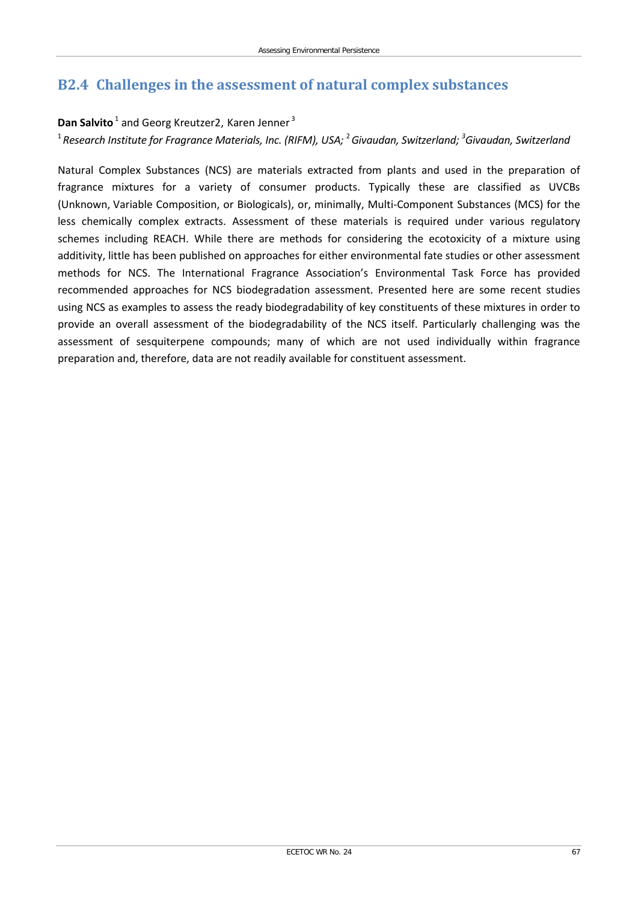## B2.4 Challenges in the assessment of natural complex substances

**Dan Salvito** [1] and Georg Kreutzer2, Karen Jenner [3]

[1] *Research Institute for Fragrance Materials, Inc. (RIFM), USA;* [2] *Givaudan, Switzerland;* [3]*Givaudan, Switzerland*

Natural Complex Substances (NCS) are materials extracted from plants and used in the preparation of fragrance mixtures for a variety of consumer products. Typically these are classified as UVCBs (Unknown, Variable Composition, or Biologicals), or, minimally, Multi-Component Substances (MCS) for the less chemically complex extracts. Assessment of these materials is required under various regulatory schemes including REACH. While there are methods for considering the ecotoxicity of a mixture using additivity, little has been published on approaches for either environmental fate studies or other assessment methods for NCS. The International Fragrance Association's Environmental Task Force has provided recommended approaches for NCS biodegradation assessment. Presented here are some recent studies using NCS as examples to assess the ready biodegradability of key constituents of these mixtures in order to provide an overall assessment of the biodegradability of the NCS itself. Particularly challenging was the assessment of sesquiterpene compounds; many of which are not used individually within fragrance preparation and, therefore, data are not readily available for constituent assessment.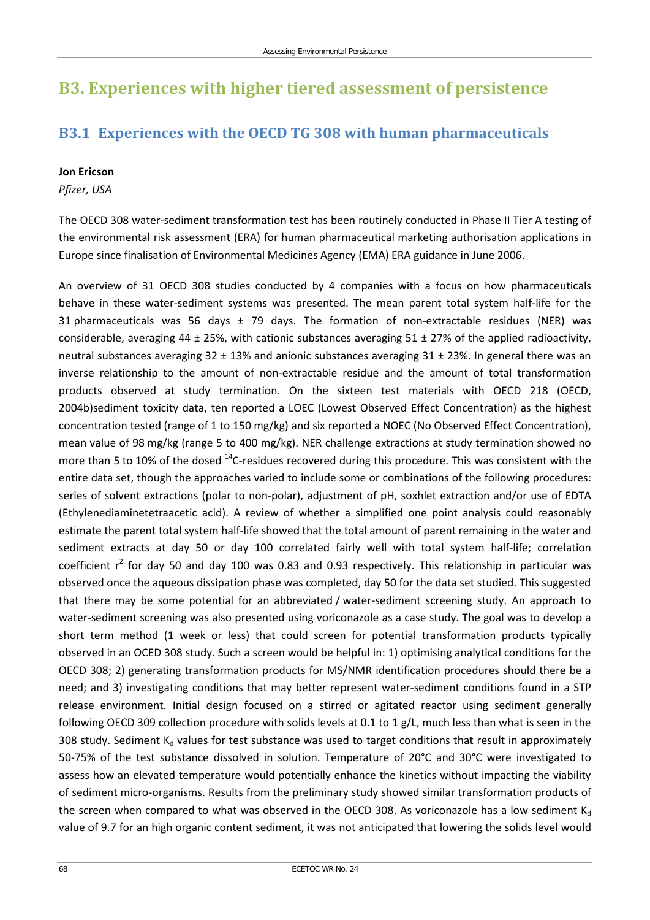# B3. Experiences with higher tiered assessment of persistence

## B3.1 Experiences with the OECD TG 308 with human pharmaceuticals

**Jon Ericson**

*Pfizer, USA*

The OECD 308 water-sediment transformation test has been routinely conducted in Phase II Tier A testing of the environmental risk assessment (ERA) for human pharmaceutical marketing authorisation applications in Europe since finalisation of Environmental Medicines Agency (EMA) ERA guidance in June 2006.

An overview of 31 OECD 308 studies conducted by 4 companies with a focus on how pharmaceuticals behave in these water-sediment systems was presented. The mean parent total system half-life for the 31 pharmaceuticals was 56 days ± 79 days. The formation of non-extractable residues (NER) was considerable, averaging 44 ± 25%, with cationic substances averaging 51 ± 27% of the applied radioactivity, neutral substances averaging 32 ± 13% and anionic substances averaging 31 ± 23%. In general there was an inverse relationship to the amount of non-extractable residue and the amount of total transformation products observed at study termination. On the sixteen test materials with OECD 218 (OECD, 2004b)sediment toxicity data, ten reported a LOEC (Lowest Observed Effect Concentration) as the highest concentration tested (range of 1 to 150 mg/kg) and six reported a NOEC (No Observed Effect Concentration), mean value of 98 mg/kg (range 5 to 400 mg/kg). NER challenge extractions at study termination showed no more than 5 to 10% of the dosed $^{14}$C-residues recovered during this procedure. This was consistent with the entire data set, though the approaches varied to include some or combinations of the following procedures: series of solvent extractions (polar to non-polar), adjustment of pH, soxhlet extraction and/or use of EDTA (Ethylenediaminetetraacetic acid). A review of whether a simplified one point analysis could reasonably estimate the parent total system half-life showed that the total amount of parent remaining in the water and sediment extracts at day 50 or day 100 correlated fairly well with total system half-life; correlation coefficient $r^2$ for day 50 and day 100 was 0.83 and 0.93 respectively. This relationship in particular was observed once the aqueous dissipation phase was completed, day 50 for the data set studied. This suggested that there may be some potential for an abbreviated / water-sediment screening study. An approach to water-sediment screening was also presented using voriconazole as a case study. The goal was to develop a short term method (1 week or less) that could screen for potential transformation products typically observed in an OCED 308 study. Such a screen would be helpful in: 1) optimising analytical conditions for the OECD 308; 2) generating transformation products for MS/NMR identification procedures should there be a need; and 3) investigating conditions that may better represent water-sediment conditions found in a STP release environment. Initial design focused on a stirred or agitated reactor using sediment generally following OECD 309 collection procedure with solids levels at 0.1 to 1 g/L, much less than what is seen in the 308 study. Sediment $K_d$ values for test substance was used to target conditions that result in approximately 50-75% of the test substance dissolved in solution. Temperature of 20°C and 30°C were investigated to assess how an elevated temperature would potentially enhance the kinetics without impacting the viability of sediment micro-organisms. Results from the preliminary study showed similar transformation products of the screen when compared to what was observed in the OECD 308. As voriconazole has a low sediment $K_d$ value of 9.7 for an high organic content sediment, it was not anticipated that lowering the solids level would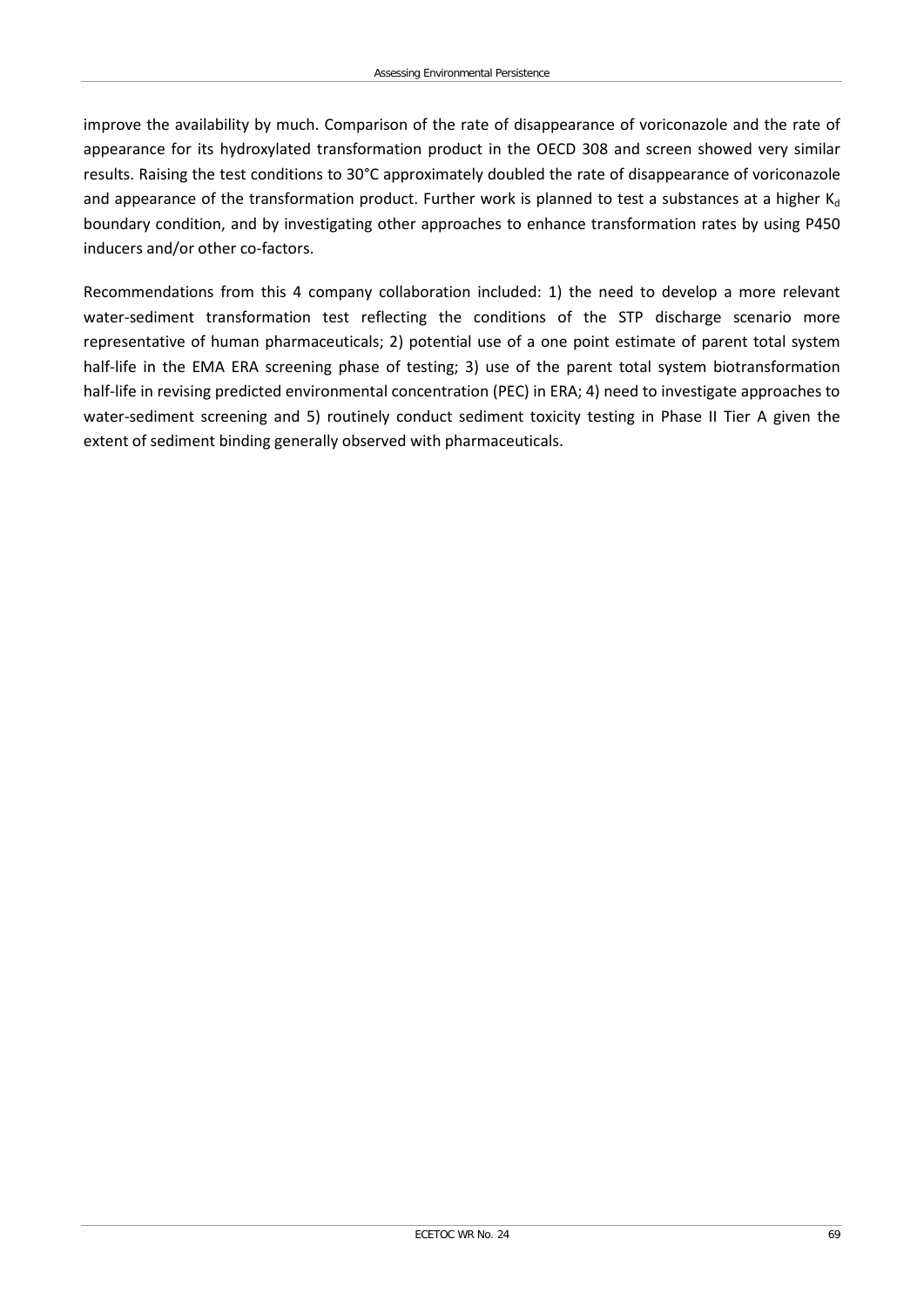improve the availability by much. Comparison of the rate of disappearance of voriconazole and the rate of appearance for its hydroxylated transformation product in the OECD 308 and screen showed very similar results. Raising the test conditions to 30°C approximately doubled the rate of disappearance of voriconazole and appearance of the transformation product. Further work is planned to test a substances at a higher $K_d$ boundary condition, and by investigating other approaches to enhance transformation rates by using P450 inducers and/or other co-factors.

Recommendations from this 4 company collaboration included: 1) the need to develop a more relevant water-sediment transformation test reflecting the conditions of the STP discharge scenario more representative of human pharmaceuticals; 2) potential use of a one point estimate of parent total system half-life in the EMA ERA screening phase of testing; 3) use of the parent total system biotransformation half-life in revising predicted environmental concentration (PEC) in ERA; 4) need to investigate approaches to water-sediment screening and 5) routinely conduct sediment toxicity testing in Phase II Tier A given the extent of sediment binding generally observed with pharmaceuticals.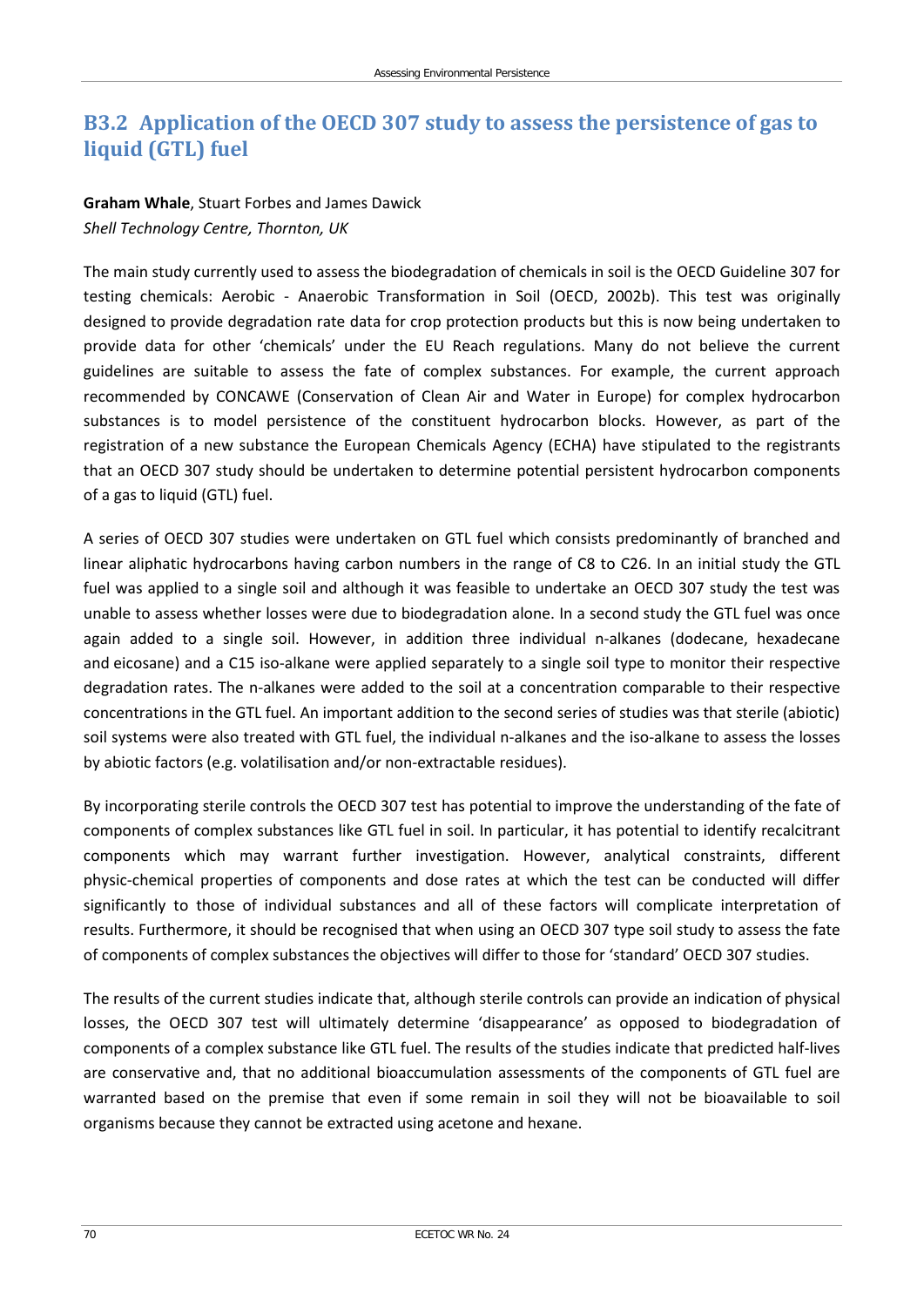## B3.2 Application of the OECD 307 study to assess the persistence of gas to liquid (GTL) fuel

**Graham Whale**, Stuart Forbes and James Dawick
*Shell Technology Centre, Thornton, UK*

The main study currently used to assess the biodegradation of chemicals in soil is the OECD Guideline 307 for testing chemicals: Aerobic - Anaerobic Transformation in Soil (OECD, 2002b). This test was originally designed to provide degradation rate data for crop protection products but this is now being undertaken to provide data for other 'chemicals' under the EU Reach regulations. Many do not believe the current guidelines are suitable to assess the fate of complex substances. For example, the current approach recommended by CONCAWE (Conservation of Clean Air and Water in Europe) for complex hydrocarbon substances is to model persistence of the constituent hydrocarbon blocks. However, as part of the registration of a new substance the European Chemicals Agency (ECHA) have stipulated to the registrants that an OECD 307 study should be undertaken to determine potential persistent hydrocarbon components of a gas to liquid (GTL) fuel.

A series of OECD 307 studies were undertaken on GTL fuel which consists predominantly of branched and linear aliphatic hydrocarbons having carbon numbers in the range of C8 to C26. In an initial study the GTL fuel was applied to a single soil and although it was feasible to undertake an OECD 307 study the test was unable to assess whether losses were due to biodegradation alone. In a second study the GTL fuel was once again added to a single soil. However, in addition three individual n-alkanes (dodecane, hexadecane and eicosane) and a C15 iso-alkane were applied separately to a single soil type to monitor their respective degradation rates. The n-alkanes were added to the soil at a concentration comparable to their respective concentrations in the GTL fuel. An important addition to the second series of studies was that sterile (abiotic) soil systems were also treated with GTL fuel, the individual n-alkanes and the iso-alkane to assess the losses by abiotic factors (e.g. volatilisation and/or non-extractable residues).

By incorporating sterile controls the OECD 307 test has potential to improve the understanding of the fate of components of complex substances like GTL fuel in soil. In particular, it has potential to identify recalcitrant components which may warrant further investigation. However, analytical constraints, different physic-chemical properties of components and dose rates at which the test can be conducted will differ significantly to those of individual substances and all of these factors will complicate interpretation of results. Furthermore, it should be recognised that when using an OECD 307 type soil study to assess the fate of components of complex substances the objectives will differ to those for 'standard' OECD 307 studies.

The results of the current studies indicate that, although sterile controls can provide an indication of physical losses, the OECD 307 test will ultimately determine 'disappearance' as opposed to biodegradation of components of a complex substance like GTL fuel. The results of the studies indicate that predicted half-lives are conservative and, that no additional bioaccumulation assessments of the components of GTL fuel are warranted based on the premise that even if some remain in soil they will not be bioavailable to soil organisms because they cannot be extracted using acetone and hexane.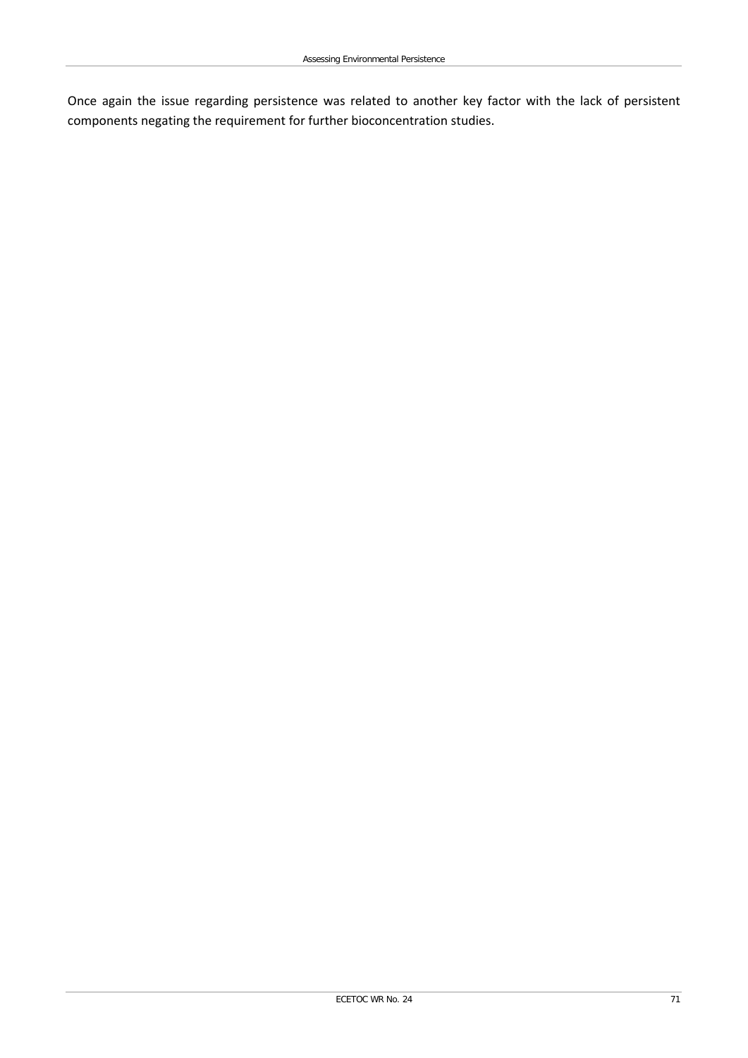Once again the issue regarding persistence was related to another key factor with the lack of persistent components negating the requirement for further bioconcentration studies.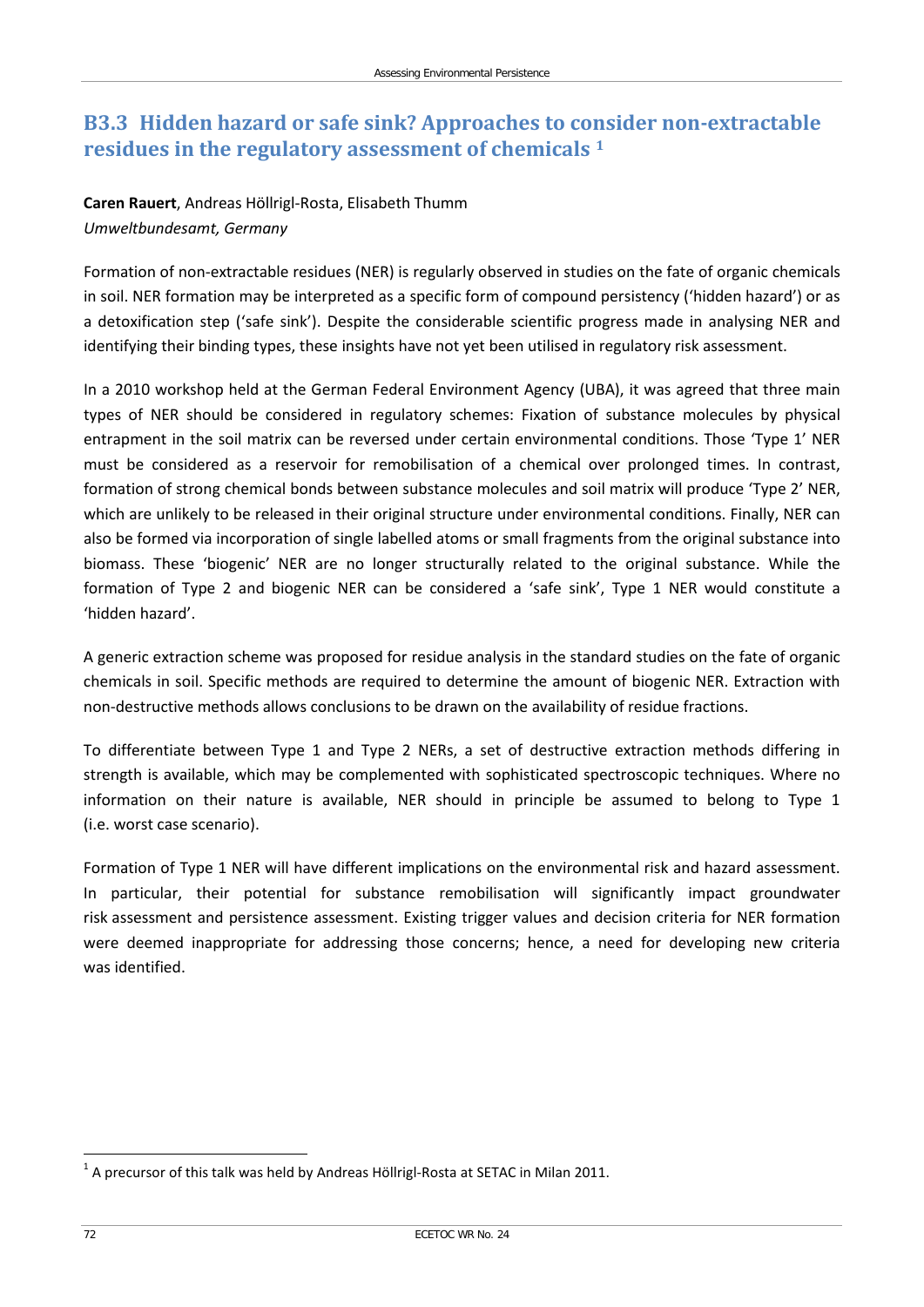## B3.3 Hidden hazard or safe sink? Approaches to consider non-extractable residues in the regulatory assessment of chemicals [1]

**Caren Rauert**, Andreas Höllrigl-Rosta, Elisabeth Thumm

*Umweltbundesamt, Germany*

Formation of non-extractable residues (NER) is regularly observed in studies on the fate of organic chemicals in soil. NER formation may be interpreted as a specific form of compound persistency ('hidden hazard') or as a detoxification step ('safe sink'). Despite the considerable scientific progress made in analysing NER and identifying their binding types, these insights have not yet been utilised in regulatory risk assessment.

In a 2010 workshop held at the German Federal Environment Agency (UBA), it was agreed that three main types of NER should be considered in regulatory schemes: Fixation of substance molecules by physical entrapment in the soil matrix can be reversed under certain environmental conditions. Those 'Type 1' NER must be considered as a reservoir for remobilisation of a chemical over prolonged times. In contrast, formation of strong chemical bonds between substance molecules and soil matrix will produce 'Type 2' NER, which are unlikely to be released in their original structure under environmental conditions. Finally, NER can also be formed via incorporation of single labelled atoms or small fragments from the original substance into biomass. These 'biogenic' NER are no longer structurally related to the original substance. While the formation of Type 2 and biogenic NER can be considered a 'safe sink', Type 1 NER would constitute a 'hidden hazard'.

A generic extraction scheme was proposed for residue analysis in the standard studies on the fate of organic chemicals in soil. Specific methods are required to determine the amount of biogenic NER. Extraction with non-destructive methods allows conclusions to be drawn on the availability of residue fractions.

To differentiate between Type 1 and Type 2 NERs, a set of destructive extraction methods differing in strength is available, which may be complemented with sophisticated spectroscopic techniques. Where no information on their nature is available, NER should in principle be assumed to belong to Type 1 (i.e. worst case scenario).

Formation of Type 1 NER will have different implications on the environmental risk and hazard assessment. In particular, their potential for substance remobilisation will significantly impact groundwater risk assessment and persistence assessment. Existing trigger values and decision criteria for NER formation were deemed inappropriate for addressing those concerns; hence, a need for developing new criteria was identified.

[1] A precursor of this talk was held by Andreas Höllrigl-Rosta at SETAC in Milan 2011.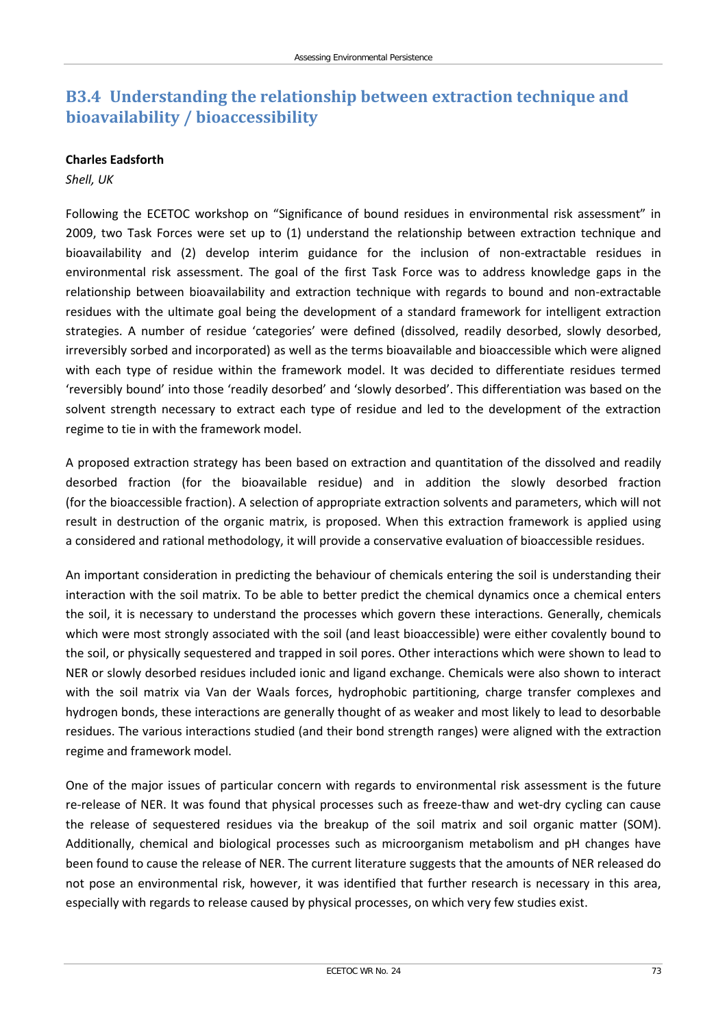## B3.4 Understanding the relationship between extraction technique and bioavailability / bioaccessibility

**Charles Eadsforth**

*Shell, UK*

Following the ECETOC workshop on "Significance of bound residues in environmental risk assessment" in 2009, two Task Forces were set up to (1) understand the relationship between extraction technique and bioavailability and (2) develop interim guidance for the inclusion of non-extractable residues in environmental risk assessment. The goal of the first Task Force was to address knowledge gaps in the relationship between bioavailability and extraction technique with regards to bound and non-extractable residues with the ultimate goal being the development of a standard framework for intelligent extraction strategies. A number of residue 'categories' were defined (dissolved, readily desorbed, slowly desorbed, irreversibly sorbed and incorporated) as well as the terms bioavailable and bioaccessible which were aligned with each type of residue within the framework model. It was decided to differentiate residues termed 'reversibly bound' into those 'readily desorbed' and 'slowly desorbed'. This differentiation was based on the solvent strength necessary to extract each type of residue and led to the development of the extraction regime to tie in with the framework model.

A proposed extraction strategy has been based on extraction and quantitation of the dissolved and readily desorbed fraction (for the bioavailable residue) and in addition the slowly desorbed fraction (for the bioaccessible fraction). A selection of appropriate extraction solvents and parameters, which will not result in destruction of the organic matrix, is proposed. When this extraction framework is applied using a considered and rational methodology, it will provide a conservative evaluation of bioaccessible residues.

An important consideration in predicting the behaviour of chemicals entering the soil is understanding their interaction with the soil matrix. To be able to better predict the chemical dynamics once a chemical enters the soil, it is necessary to understand the processes which govern these interactions. Generally, chemicals which were most strongly associated with the soil (and least bioaccessible) were either covalently bound to the soil, or physically sequestered and trapped in soil pores. Other interactions which were shown to lead to NER or slowly desorbed residues included ionic and ligand exchange. Chemicals were also shown to interact with the soil matrix via Van der Waals forces, hydrophobic partitioning, charge transfer complexes and hydrogen bonds, these interactions are generally thought of as weaker and most likely to lead to desorbable residues. The various interactions studied (and their bond strength ranges) were aligned with the extraction regime and framework model.

One of the major issues of particular concern with regards to environmental risk assessment is the future re-release of NER. It was found that physical processes such as freeze-thaw and wet-dry cycling can cause the release of sequestered residues via the breakup of the soil matrix and soil organic matter (SOM). Additionally, chemical and biological processes such as microorganism metabolism and pH changes have been found to cause the release of NER. The current literature suggests that the amounts of NER released do not pose an environmental risk, however, it was identified that further research is necessary in this area, especially with regards to release caused by physical processes, on which very few studies exist.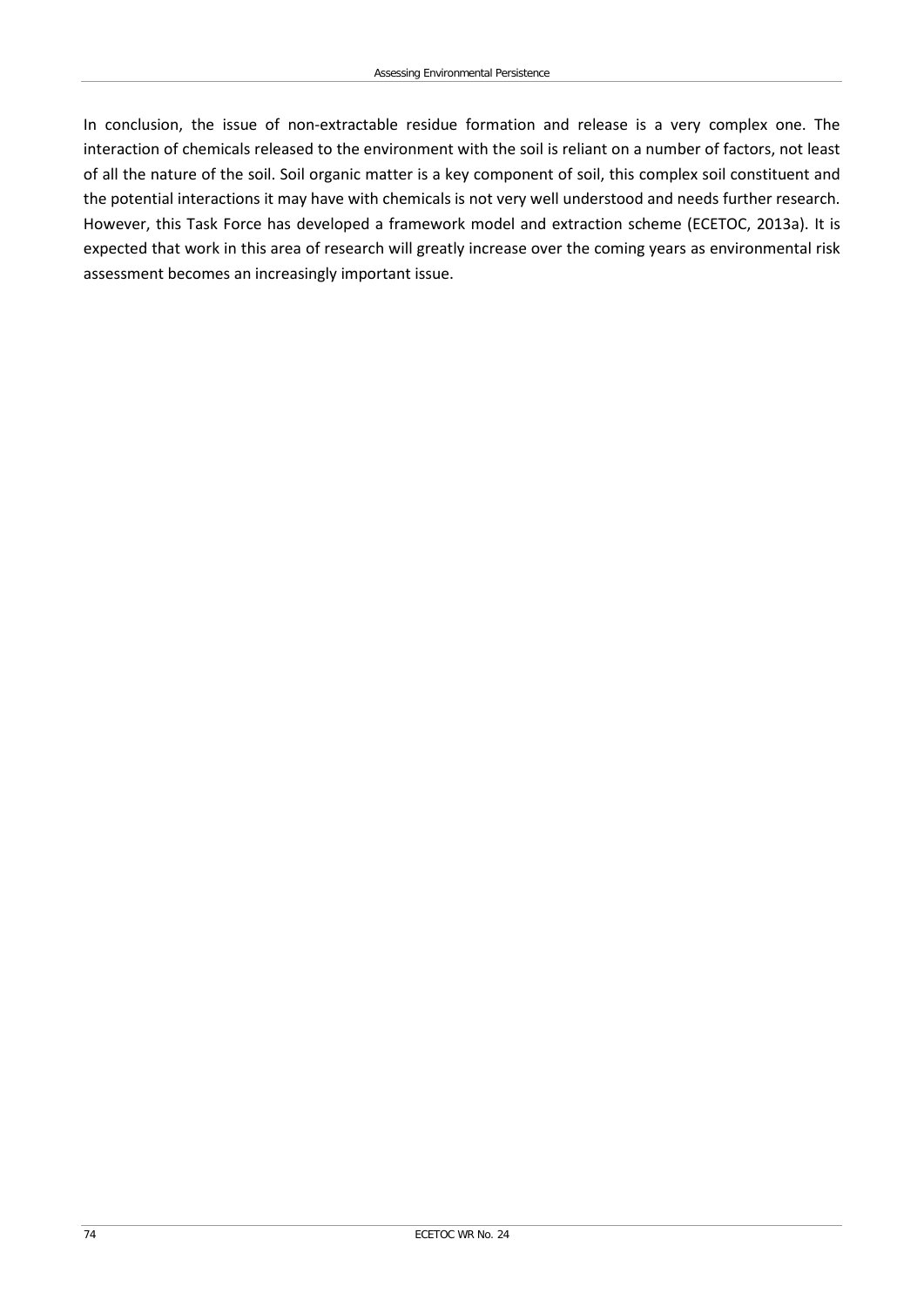In conclusion, the issue of non-extractable residue formation and release is a very complex one. The interaction of chemicals released to the environment with the soil is reliant on a number of factors, not least of all the nature of the soil. Soil organic matter is a key component of soil, this complex soil constituent and the potential interactions it may have with chemicals is not very well understood and needs further research. However, this Task Force has developed a framework model and extraction scheme (ECETOC, 2013a). It is expected that work in this area of research will greatly increase over the coming years as environmental risk assessment becomes an increasingly important issue.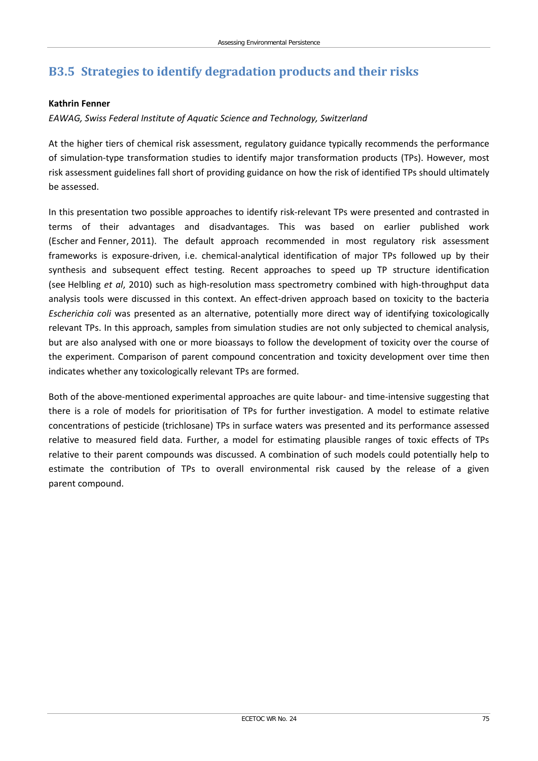## B3.5 Strategies to identify degradation products and their risks

**Kathrin Fenner**

*EAWAG, Swiss Federal Institute of Aquatic Science and Technology, Switzerland*

At the higher tiers of chemical risk assessment, regulatory guidance typically recommends the performance of simulation-type transformation studies to identify major transformation products (TPs). However, most risk assessment guidelines fall short of providing guidance on how the risk of identified TPs should ultimately be assessed.

In this presentation two possible approaches to identify risk-relevant TPs were presented and contrasted in terms of their advantages and disadvantages. This was based on earlier published work (Escher and Fenner, 2011). The default approach recommended in most regulatory risk assessment frameworks is exposure-driven, i.e. chemical-analytical identification of major TPs followed up by their synthesis and subsequent effect testing. Recent approaches to speed up TP structure identification (see Helbling *et al*, 2010) such as high-resolution mass spectrometry combined with high-throughput data analysis tools were discussed in this context. An effect-driven approach based on toxicity to the bacteria *Escherichia coli* was presented as an alternative, potentially more direct way of identifying toxicologically relevant TPs. In this approach, samples from simulation studies are not only subjected to chemical analysis, but are also analysed with one or more bioassays to follow the development of toxicity over the course of the experiment. Comparison of parent compound concentration and toxicity development over time then indicates whether any toxicologically relevant TPs are formed.

Both of the above-mentioned experimental approaches are quite labour- and time-intensive suggesting that there is a role of models for prioritisation of TPs for further investigation. A model to estimate relative concentrations of pesticide (trichlosane) TPs in surface waters was presented and its performance assessed relative to measured field data. Further, a model for estimating plausible ranges of toxic effects of TPs relative to their parent compounds was discussed. A combination of such models could potentially help to estimate the contribution of TPs to overall environmental risk caused by the release of a given parent compound.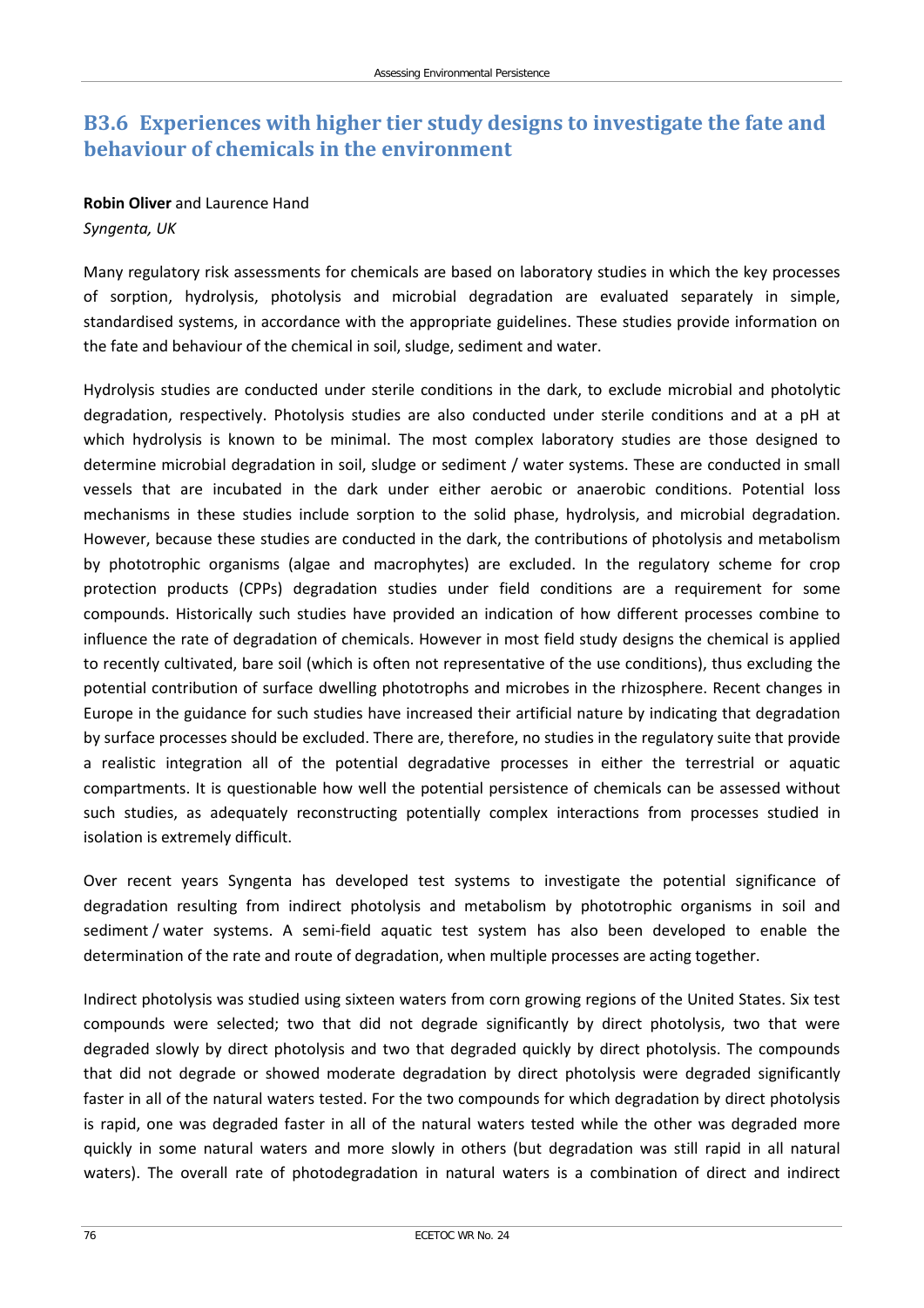## B3.6 Experiences with higher tier study designs to investigate the fate and behaviour of chemicals in the environment

**Robin Oliver** and Laurence Hand

*Syngenta, UK*

Many regulatory risk assessments for chemicals are based on laboratory studies in which the key processes of sorption, hydrolysis, photolysis and microbial degradation are evaluated separately in simple, standardised systems, in accordance with the appropriate guidelines. These studies provide information on the fate and behaviour of the chemical in soil, sludge, sediment and water.

Hydrolysis studies are conducted under sterile conditions in the dark, to exclude microbial and photolytic degradation, respectively. Photolysis studies are also conducted under sterile conditions and at a pH at which hydrolysis is known to be minimal. The most complex laboratory studies are those designed to determine microbial degradation in soil, sludge or sediment / water systems. These are conducted in small vessels that are incubated in the dark under either aerobic or anaerobic conditions. Potential loss mechanisms in these studies include sorption to the solid phase, hydrolysis, and microbial degradation. However, because these studies are conducted in the dark, the contributions of photolysis and metabolism by phototrophic organisms (algae and macrophytes) are excluded. In the regulatory scheme for crop protection products (CPPs) degradation studies under field conditions are a requirement for some compounds. Historically such studies have provided an indication of how different processes combine to influence the rate of degradation of chemicals. However in most field study designs the chemical is applied to recently cultivated, bare soil (which is often not representative of the use conditions), thus excluding the potential contribution of surface dwelling phototrophs and microbes in the rhizosphere. Recent changes in Europe in the guidance for such studies have increased their artificial nature by indicating that degradation by surface processes should be excluded. There are, therefore, no studies in the regulatory suite that provide a realistic integration all of the potential degradative processes in either the terrestrial or aquatic compartments. It is questionable how well the potential persistence of chemicals can be assessed without such studies, as adequately reconstructing potentially complex interactions from processes studied in isolation is extremely difficult.

Over recent years Syngenta has developed test systems to investigate the potential significance of degradation resulting from indirect photolysis and metabolism by phototrophic organisms in soil and sediment / water systems. A semi-field aquatic test system has also been developed to enable the determination of the rate and route of degradation, when multiple processes are acting together.

Indirect photolysis was studied using sixteen waters from corn growing regions of the United States. Six test compounds were selected; two that did not degrade significantly by direct photolysis, two that were degraded slowly by direct photolysis and two that degraded quickly by direct photolysis. The compounds that did not degrade or showed moderate degradation by direct photolysis were degraded significantly faster in all of the natural waters tested. For the two compounds for which degradation by direct photolysis is rapid, one was degraded faster in all of the natural waters tested while the other was degraded more quickly in some natural waters and more slowly in others (but degradation was still rapid in all natural waters). The overall rate of photodegradation in natural waters is a combination of direct and indirect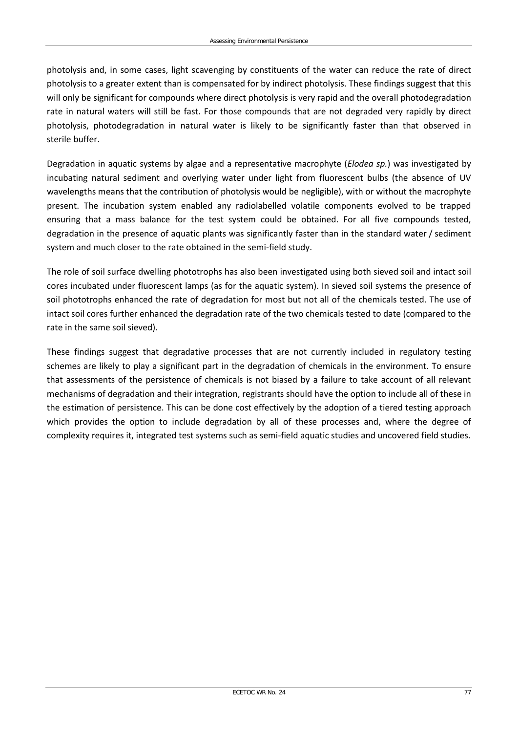photolysis and, in some cases, light scavenging by constituents of the water can reduce the rate of direct photolysis to a greater extent than is compensated for by indirect photolysis. These findings suggest that this will only be significant for compounds where direct photolysis is very rapid and the overall photodegradation rate in natural waters will still be fast. For those compounds that are not degraded very rapidly by direct photolysis, photodegradation in natural water is likely to be significantly faster than that observed in sterile buffer.

Degradation in aquatic systems by algae and a representative macrophyte (*Elodea sp.*) was investigated by incubating natural sediment and overlying water under light from fluorescent bulbs (the absence of UV wavelengths means that the contribution of photolysis would be negligible), with or without the macrophyte present. The incubation system enabled any radiolabelled volatile components evolved to be trapped ensuring that a mass balance for the test system could be obtained. For all five compounds tested, degradation in the presence of aquatic plants was significantly faster than in the standard water / sediment system and much closer to the rate obtained in the semi-field study.

The role of soil surface dwelling phototrophs has also been investigated using both sieved soil and intact soil cores incubated under fluorescent lamps (as for the aquatic system). In sieved soil systems the presence of soil phototrophs enhanced the rate of degradation for most but not all of the chemicals tested. The use of intact soil cores further enhanced the degradation rate of the two chemicals tested to date (compared to the rate in the same soil sieved).

These findings suggest that degradative processes that are not currently included in regulatory testing schemes are likely to play a significant part in the degradation of chemicals in the environment. To ensure that assessments of the persistence of chemicals is not biased by a failure to take account of all relevant mechanisms of degradation and their integration, registrants should have the option to include all of these in the estimation of persistence. This can be done cost effectively by the adoption of a tiered testing approach which provides the option to include degradation by all of these processes and, where the degree of complexity requires it, integrated test systems such as semi-field aquatic studies and uncovered field studies.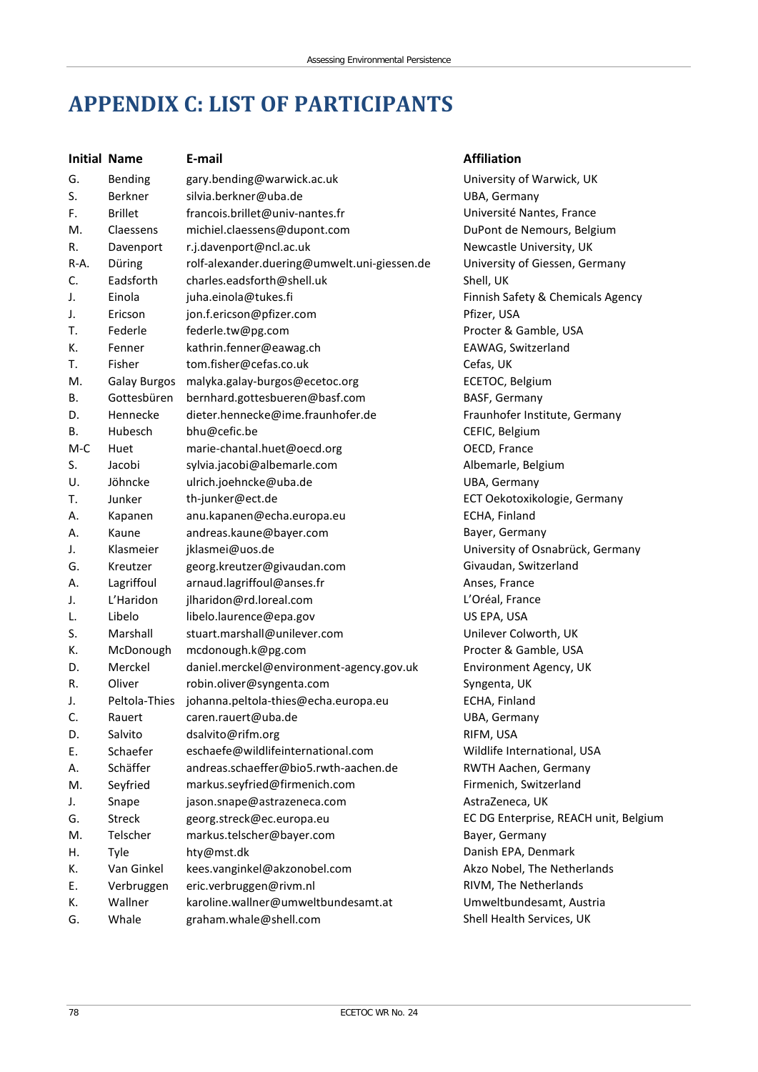# APPENDIX C: LIST OF PARTICIPANTS

| Initial | Name | E-mail | Affiliation |
|---|---|---|---|
| G. | Bending | gary.bending@warwick.ac.uk | University of Warwick, UK |
| S. | Berkner | silvia.berkner@uba.de | UBA, Germany |
| F. | Brillet | francois.brillet@univ-nantes.fr | Université Nantes, France |
| M. | Claessens | michiel.claessens@dupont.com | DuPont de Nemours, Belgium |
| R. | Davenport | r.j.davenport@ncl.ac.uk | Newcastle University, UK |
| R-A. | Düring | rolf-alexander.duering@umwelt.uni-giessen.de | University of Giessen, Germany |
| C. | Eadsforth | charles.eadsforth@shell.uk | Shell, UK |
| J. | Einola | juha.einola@tukes.fi | Finnish Safety & Chemicals Agency |
| J. | Ericson | jon.f.ericson@pfizer.com | Pfizer, USA |
| T. | Federle | federle.tw@pg.com | Procter & Gamble, USA |
| K. | Fenner | kathrin.fenner@eawag.ch | EAWAG, Switzerland |
| T. | Fisher | tom.fisher@cefas.co.uk | Cefas, UK |
| M. | Galay Burgos | malyka.galay-burgos@ecetoc.org | ECETOC, Belgium |
| B. | Gottesbüren | bernhard.gottesbueren@basf.com | BASF, Germany |
| D. | Hennecke | dieter.hennecke@ime.fraunhofer.de | Fraunhofer Institute, Germany |
| B. | Hubesch | bhu@cefic.be | CEFIC, Belgium |
| M-C | Huet | marie-chantal.huet@oecd.org | OECD, France |
| S. | Jacobi | sylvia.jacobi@albemarle.com | Albemarle, Belgium |
| U. | Jöhncke | ulrich.joehncke@uba.de | UBA, Germany |
| T. | Junker | th-junker@ect.de | ECT Oekotoxikologie, Germany |
| A. | Kapanen | anu.kapanen@echa.europa.eu | ECHA, Finland |
| A. | Kaune | andreas.kaune@bayer.com | Bayer, Germany |
| J. | Klasmeier | jklasmei@uos.de | University of Osnabrück, Germany |
| G. | Kreutzer | georg.kreutzer@givaudan.com | Givaudan, Switzerland |
| A. | Lagriffoul | arnaud.lagriffoul@anses.fr | Anses, France |
| J. | L'Haridon | jlharidon@rd.loreal.com | L'Oréal, France |
| L. | Libelo | libelo.laurence@epa.gov | US EPA, USA |
| S. | Marshall | stuart.marshall@unilever.com | Unilever Colworth, UK |
| K. | McDonough | mcdonough.k@pg.com | Procter & Gamble, USA |
| D. | Merckel | daniel.merckel@environment-agency.gov.uk | Environment Agency, UK |
| R. | Oliver | robin.oliver@syngenta.com | Syngenta, UK |
| J. | Peltola-Thies | johanna.peltola-thies@echa.europa.eu | ECHA, Finland |
| C. | Rauert | caren.rauert@uba.de | UBA, Germany |
| D. | Salvito | dsalvito@rifm.org | RIFM, USA |
| E. | Schaefer | eschaefe@wildlifeinternational.com | Wildlife International, USA |
| A. | Schäffer | andreas.schaeffer@bio5.rwth-aachen.de | RWTH Aachen, Germany |
| M. | Seyfried | markus.seyfried@firmenich.com | Firmenich, Switzerland |
| J. | Snape | jason.snape@astrazeneca.com | AstraZeneca, UK |
| G. | Streck | georg.streck@ec.europa.eu | EC DG Enterprise, REACH unit, Belgium |
| M. | Telscher | markus.telscher@bayer.com | Bayer, Germany |
| H. | Tyle | hty@mst.dk | Danish EPA, Denmark |
| K. | Van Ginkel | kees.vanginkel@akzonobel.com | Akzo Nobel, The Netherlands |
| E. | Verbruggen | eric.verbruggen@rivm.nl | RIVM, The Netherlands |
| K. | Wallner | karoline.wallner@umweltbundesamt.at | Umweltbundesamt, Austria |
| G. | Whale | graham.whale@shell.com | Shell Health Services, UK |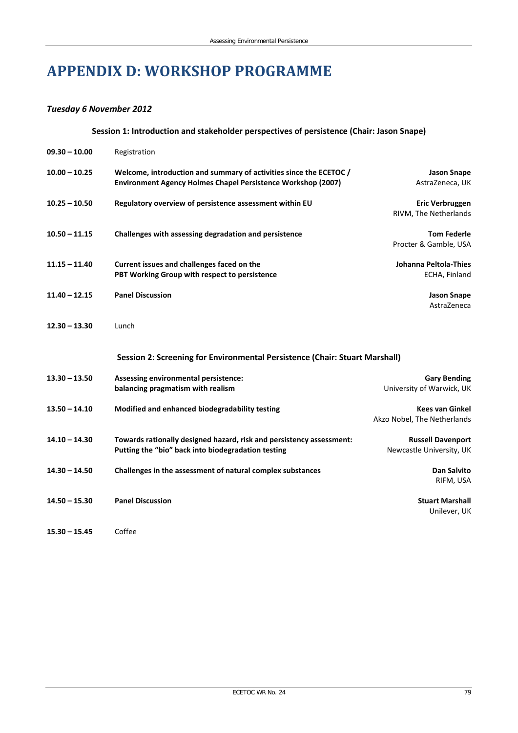# APPENDIX D: WORKSHOP PROGRAMME

### *Tuesday 6 November 2012*

**Session 1: Introduction and stakeholder perspectives of persistence (Chair: Jason Snape)**

| Time | Item | Speaker |
|---|---|---|
| **09.30 – 10.00** | Registration | |
| **10.00 – 10.25** | **Welcome, introduction and summary of activities since the ECETOC / Environment Agency Holmes Chapel Persistence Workshop (2007)** | **Jason Snape**<br>AstraZeneca, UK |
| **10.25 – 10.50** | **Regulatory overview of persistence assessment within EU** | **Eric Verbruggen**<br>RIVM, The Netherlands |
| **10.50 – 11.15** | **Challenges with assessing degradation and persistence** | **Tom Federle**<br>Procter & Gamble, USA |
| **11.15 – 11.40** | **Current issues and challenges faced on the PBT Working Group with respect to persistence** | **Johanna Peltola-Thies**<br>ECHA, Finland |
| **11.40 – 12.15** | **Panel Discussion** | **Jason Snape**<br>AstraZeneca |
| **12.30 – 13.30** | Lunch | |

**Session 2: Screening for Environmental Persistence (Chair: Stuart Marshall)**

| Time | Item | Speaker |
|---|---|---|
| **13.30 – 13.50** | **Assessing environmental persistence: balancing pragmatism with realism** | **Gary Bending**<br>University of Warwick, UK |
| **13.50 – 14.10** | **Modified and enhanced biodegradability testing** | **Kees van Ginkel**<br>Akzo Nobel, The Netherlands |
| **14.10 – 14.30** | **Towards rationally designed hazard, risk and persistency assessment: Putting the "bio" back into biodegradation testing** | **Russell Davenport**<br>Newcastle University, UK |
| **14.30 – 14.50** | **Challenges in the assessment of natural complex substances** | **Dan Salvito**<br>RIFM, USA |
| **14.50 – 15.30** | **Panel Discussion** | **Stuart Marshall**<br>Unilever, UK |
| **15.30 – 15.45** | Coffee | |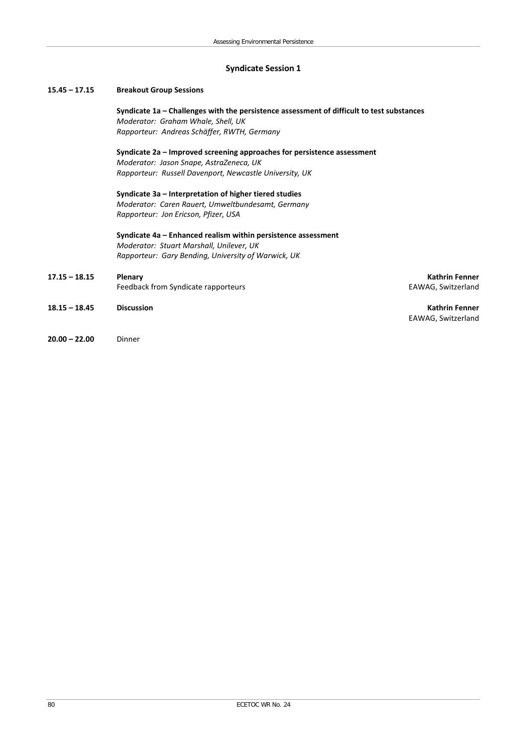## Syndicate Session 1

**15.45 – 17.15** **Breakout Group Sessions**

**Syndicate 1a – Challenges with the persistence assessment of difficult to test substances**
*Moderator: Graham Whale, Shell, UK*
*Rapporteur: Andreas Schäffer, RWTH, Germany*

**Syndicate 2a – Improved screening approaches for persistence assessment**
*Moderator: Jason Snape, AstraZeneca, UK*
*Rapporteur: Russell Davenport, Newcastle University, UK*

**Syndicate 3a – Interpretation of higher tiered studies**
*Moderator: Caren Rauert, Umweltbundesamt, Germany*
*Rapporteur: Jon Ericson, Pfizer, USA*

**Syndicate 4a – Enhanced realism within persistence assessment**
*Moderator: Stuart Marshall, Unilever, UK*
*Rapporteur: Gary Bending, University of Warwick, UK*

**17.15 – 18.15** **Plenary**
Feedback from Syndicate rapporteurs
**Kathrin Fenner**
EAWAG, Switzerland

**18.15 – 18.45** **Discussion**
**Kathrin Fenner**
EAWAG, Switzerland

**20.00 – 22.00** Dinner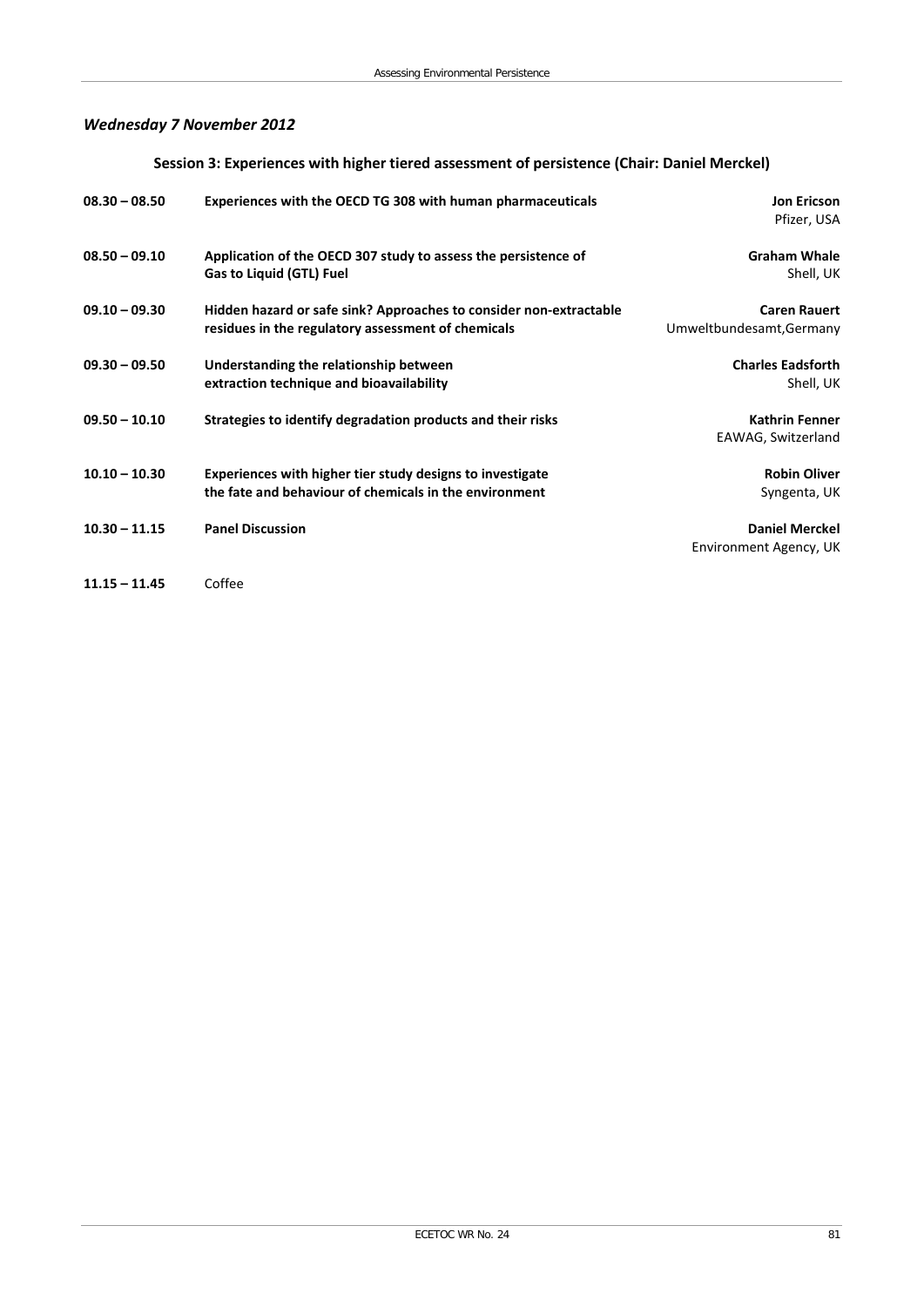*Wednesday 7 November 2012*

**Session 3: Experiences with higher tiered assessment of persistence (Chair: Daniel Merckel)**

| Time | Title | Speaker |
|---|---|---|
| **08.30 – 08.50** | **Experiences with the OECD TG 308 with human pharmaceuticals** | **Jon Ericson** Pfizer, USA |
| **08.50 – 09.10** | **Application of the OECD 307 study to assess the persistence of Gas to Liquid (GTL) Fuel** | **Graham Whale** Shell, UK |
| **09.10 – 09.30** | **Hidden hazard or safe sink? Approaches to consider non-extractable residues in the regulatory assessment of chemicals** | **Caren Rauert** Umweltbundesamt,Germany |
| **09.30 – 09.50** | **Understanding the relationship between extraction technique and bioavailability** | **Charles Eadsforth** Shell, UK |
| **09.50 – 10.10** | **Strategies to identify degradation products and their risks** | **Kathrin Fenner** EAWAG, Switzerland |
| **10.10 – 10.30** | **Experiences with higher tier study designs to investigate the fate and behaviour of chemicals in the environment** | **Robin Oliver** Syngenta, UK |
| **10.30 – 11.15** | **Panel Discussion** | **Daniel Merckel** Environment Agency, UK |
| **11.15 – 11.45** | Coffee | |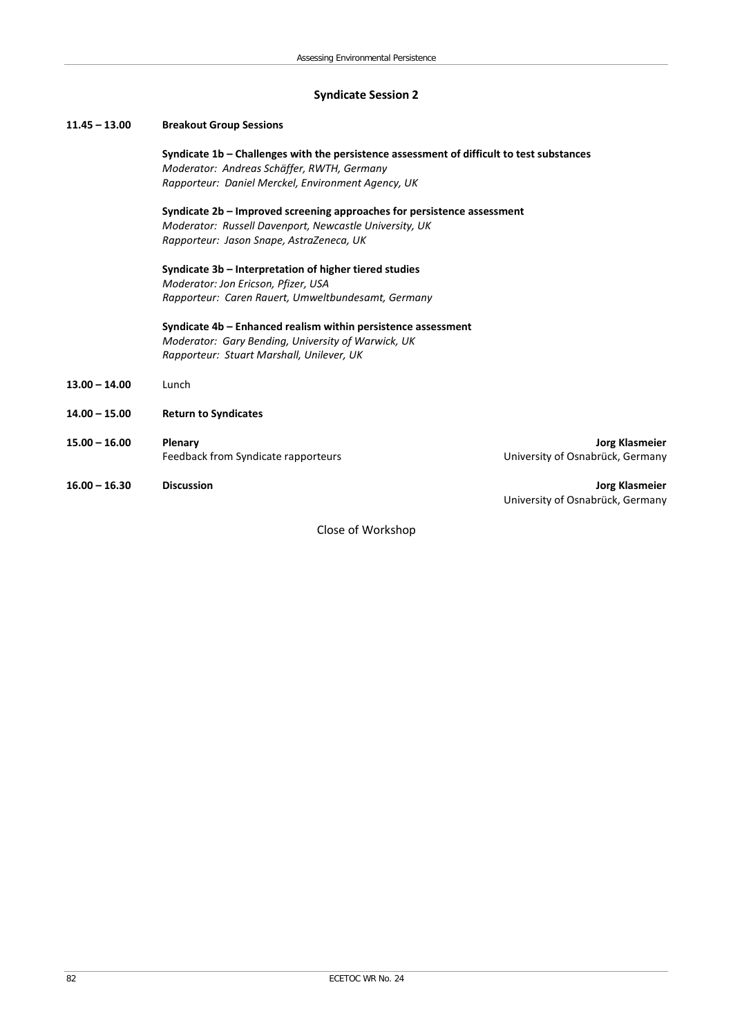## Syndicate Session 2

**11.45 – 13.00** **Breakout Group Sessions**

**Syndicate 1b – Challenges with the persistence assessment of difficult to test substances**
*Moderator: Andreas Schäffer, RWTH, Germany*
*Rapporteur: Daniel Merckel, Environment Agency, UK*

**Syndicate 2b – Improved screening approaches for persistence assessment**
*Moderator: Russell Davenport, Newcastle University, UK*
*Rapporteur: Jason Snape, AstraZeneca, UK*

**Syndicate 3b – Interpretation of higher tiered studies**
*Moderator: Jon Ericson, Pfizer, USA*
*Rapporteur: Caren Rauert, Umweltbundesamt, Germany*

**Syndicate 4b – Enhanced realism within persistence assessment**
*Moderator: Gary Bending, University of Warwick, UK*
*Rapporteur: Stuart Marshall, Unilever, UK*

**13.00 – 14.00** Lunch

**14.00 – 15.00** **Return to Syndicates**

**15.00 – 16.00** **Plenary** — **Jorg Klasmeier**
Feedback from Syndicate rapporteurs — University of Osnabrück, Germany

**16.00 – 16.30** **Discussion** — **Jorg Klasmeier**
University of Osnabrück, Germany

Close of Workshop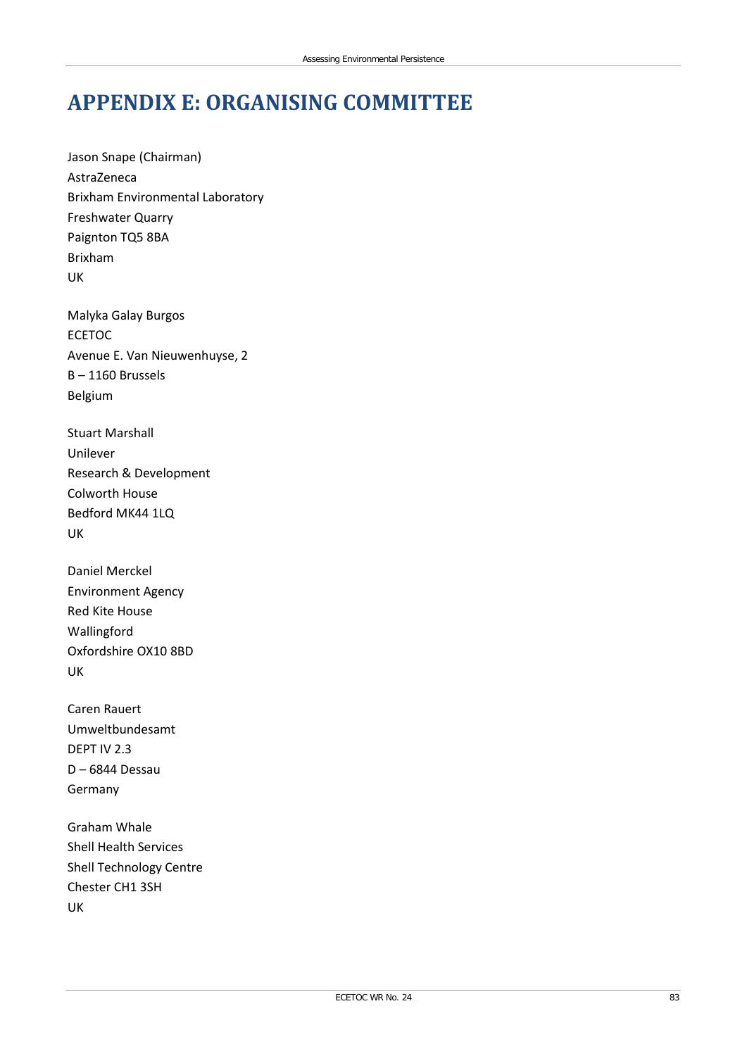# APPENDIX E: ORGANISING COMMITTEE

Jason Snape (Chairman)
AstraZeneca
Brixham Environmental Laboratory
Freshwater Quarry
Paignton TQ5 8BA
Brixham
UK

Malyka Galay Burgos
ECETOC
Avenue E. Van Nieuwenhuyse, 2
B – 1160 Brussels
Belgium

Stuart Marshall
Unilever
Research & Development
Colworth House
Bedford MK44 1LQ
UK

Daniel Merckel
Environment Agency
Red Kite House
Wallingford
Oxfordshire OX10 8BD
UK

Caren Rauert
Umweltbundesamt
DEPT IV 2.3
D – 6844 Dessau
Germany

Graham Whale
Shell Health Services
Shell Technology Centre
Chester CH1 3SH
UK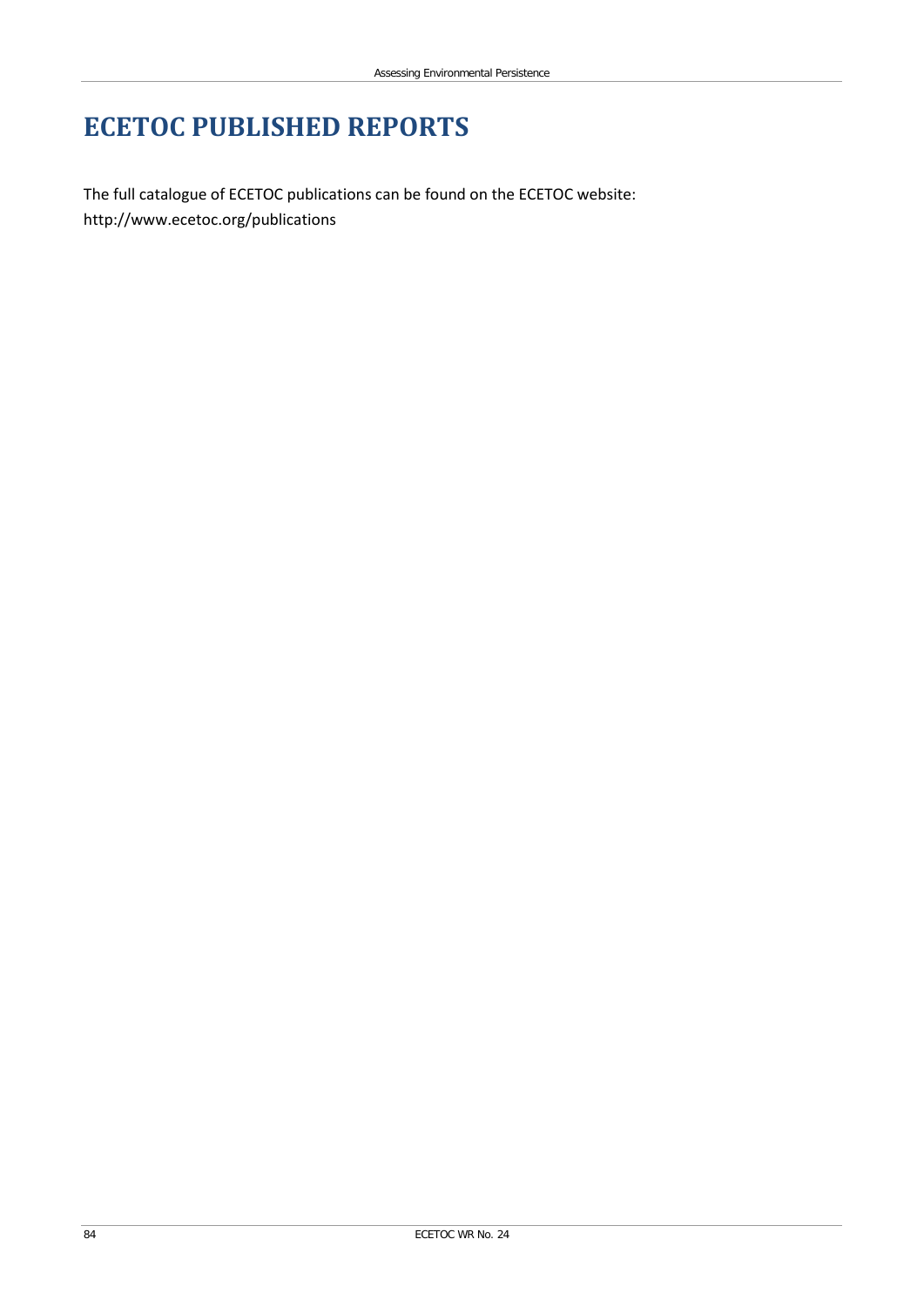# ECETOC PUBLISHED REPORTS

The full catalogue of ECETOC publications can be found on the ECETOC website:
http://www.ecetoc.org/publications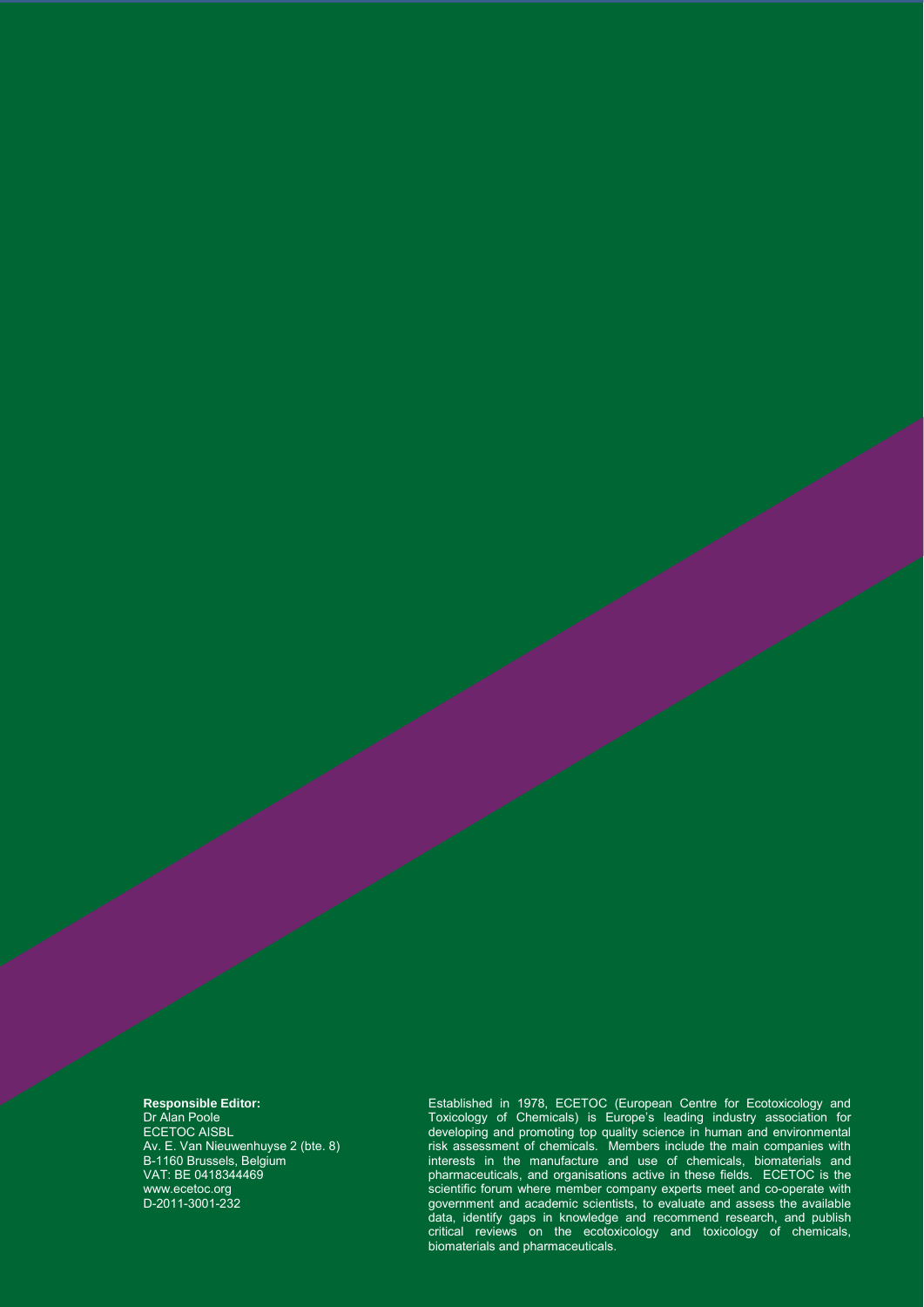**Responsible Editor:**
Dr Alan Poole
ECETOC AISBL
Av. E. Van Nieuwenhuyse 2 (bte. 8)
B-1160 Brussels, Belgium
VAT: BE 0418344469
www.ecetoc.org
D-2011-3001-232

Established in 1978, ECETOC (European Centre for Ecotoxicology and Toxicology of Chemicals) is Europe's leading industry association for developing and promoting top quality science in human and environmental risk assessment of chemicals. Members include the main companies with interests in the manufacture and use of chemicals, biomaterials and pharmaceuticals, and organisations active in these fields. ECETOC is the scientific forum where member company experts meet and co-operate with government and academic scientists, to evaluate and assess the available data, identify gaps in knowledge and recommend research, and publish critical reviews on the ecotoxicology and toxicology of chemicals, biomaterials and pharmaceuticals.